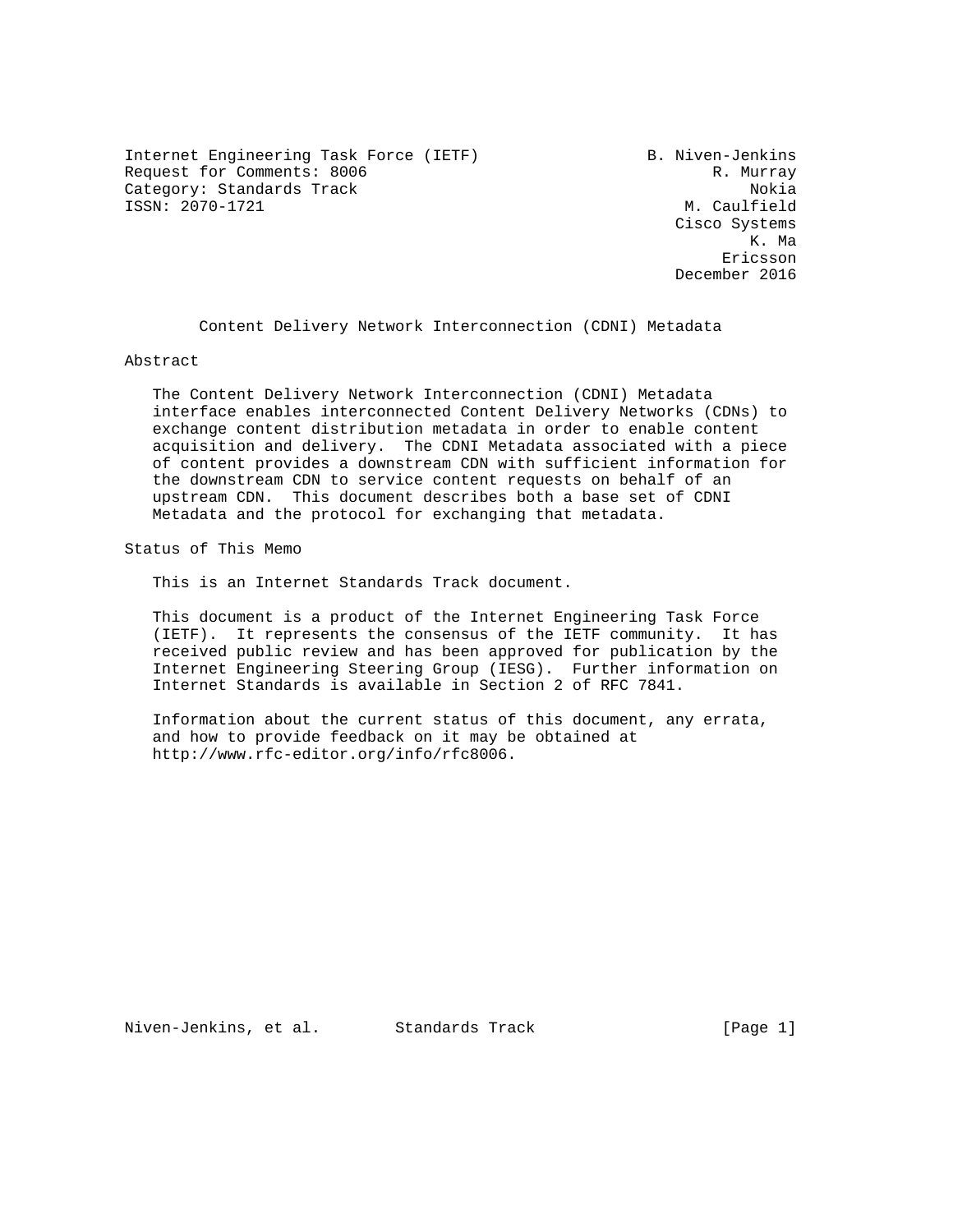Internet Engineering Task Force (IETF)  B. Niven-Jenkins
Request for Comments: 8006  R. Murray
Category: Standards Track  Nokia
ISSN: 2070-1721  M. Caulfield
Cisco Systems
K. Ma
Ericsson
December 2016

# Content Delivery Network Interconnection (CDNI) Metadata

## Abstract

The Content Delivery Network Interconnection (CDNI) Metadata interface enables interconnected Content Delivery Networks (CDNs) to exchange content distribution metadata in order to enable content acquisition and delivery. The CDNI Metadata associated with a piece of content provides a downstream CDN with sufficient information for the downstream CDN to service content requests on behalf of an upstream CDN. This document describes both a base set of CDNI Metadata and the protocol for exchanging that metadata.

## Status of This Memo

This is an Internet Standards Track document.

This document is a product of the Internet Engineering Task Force (IETF). It represents the consensus of the IETF community. It has received public review and has been approved for publication by the Internet Engineering Steering Group (IESG). Further information on Internet Standards is available in Section 2 of RFC 7841.

Information about the current status of this document, any errata, and how to provide feedback on it may be obtained at http://www.rfc-editor.org/info/rfc8006.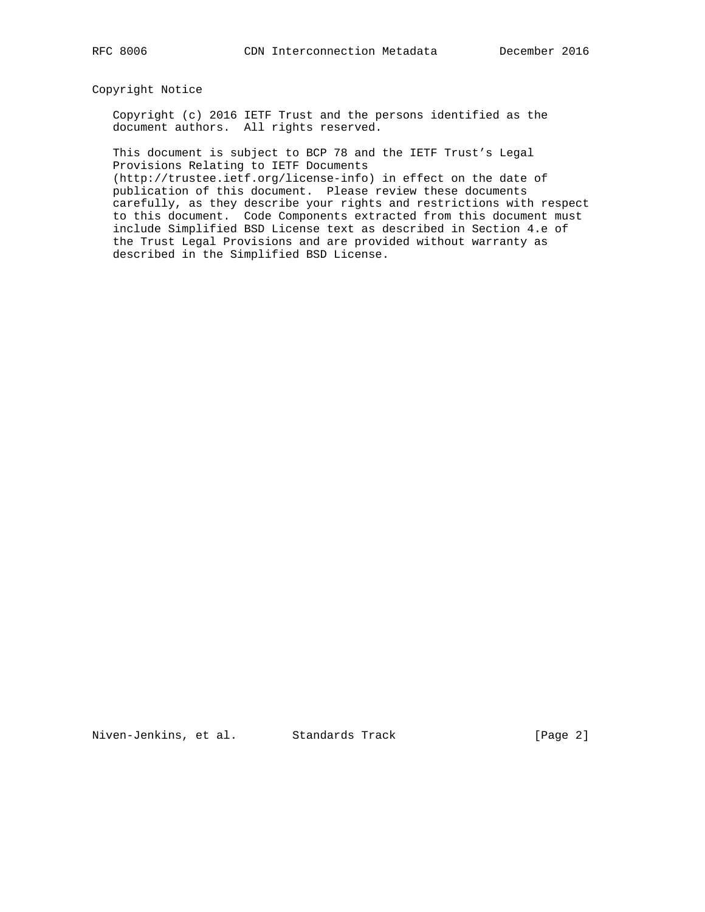## Copyright Notice

Copyright (c) 2016 IETF Trust and the persons identified as the document authors. All rights reserved.

This document is subject to BCP 78 and the IETF Trust's Legal Provisions Relating to IETF Documents (http://trustee.ietf.org/license-info) in effect on the date of publication of this document. Please review these documents carefully, as they describe your rights and restrictions with respect to this document. Code Components extracted from this document must include Simplified BSD License text as described in Section 4.e of the Trust Legal Provisions and are provided without warranty as described in the Simplified BSD License.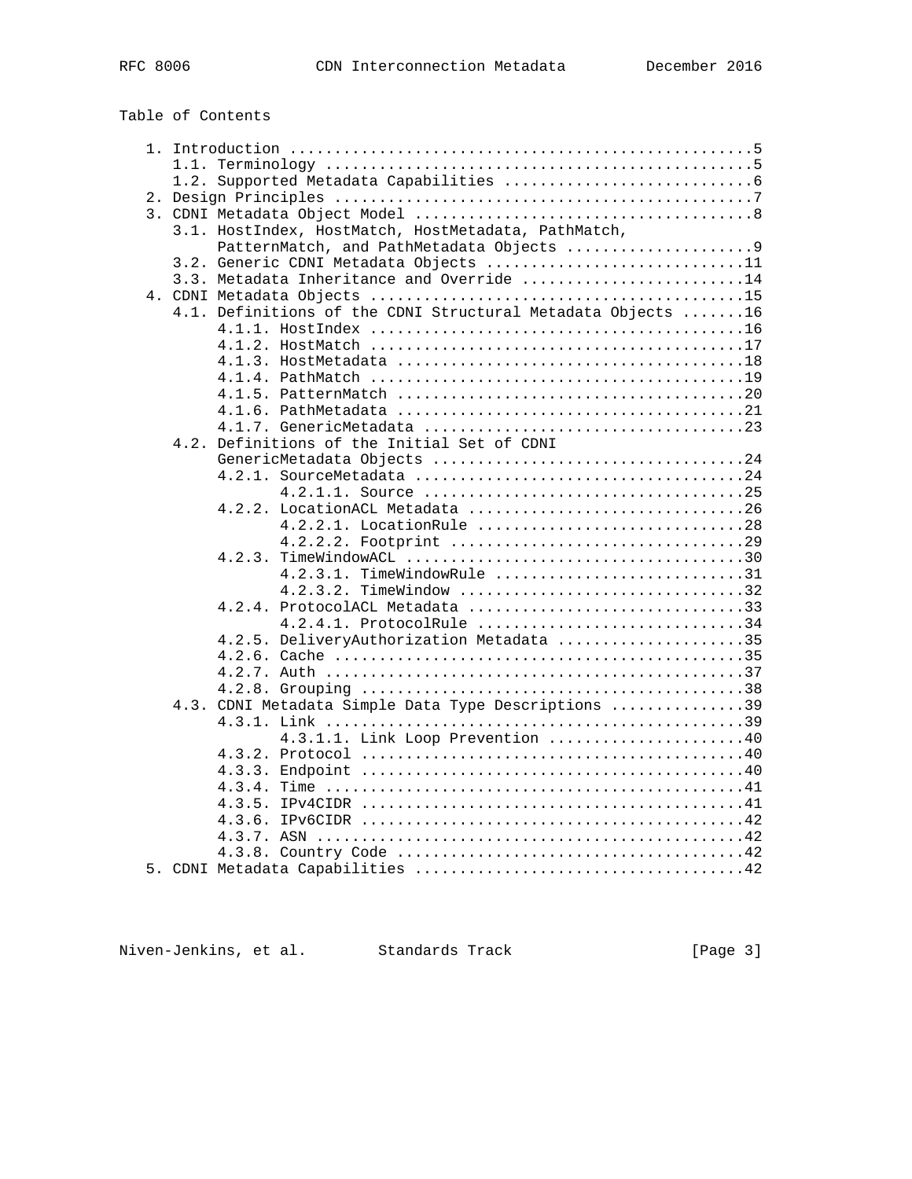Table of Contents

```
   1. Introduction ....................................................5
      1.1. Terminology ................................................5
      1.2. Supported Metadata Capabilities ............................6
   2. Design Principles ...............................................7
   3. CDNI Metadata Object Model ......................................8
      3.1. HostIndex, HostMatch, HostMetadata, PathMatch,
           PatternMatch, and PathMetadata Objects .....................9
      3.2. Generic CDNI Metadata Objects .............................11
      3.3. Metadata Inheritance and Override .........................14
   4. CDNI Metadata Objects ..........................................15
      4.1. Definitions of the CDNI Structural Metadata Objects .......16
           4.1.1. HostIndex ..........................................16
           4.1.2. HostMatch ..........................................17
           4.1.3. HostMetadata .......................................18
           4.1.4. PathMatch ..........................................19
           4.1.5. PatternMatch .......................................20
           4.1.6. PathMetadata .......................................21
           4.1.7. GenericMetadata ....................................23
      4.2. Definitions of the Initial Set of CDNI
           GenericMetadata Objects ...................................24
           4.2.1. SourceMetadata .....................................24
                  4.2.1.1. Source ....................................25
           4.2.2. LocationACL Metadata ...............................26
                  4.2.2.1. LocationRule ..............................28
                  4.2.2.2. Footprint .................................29
           4.2.3. TimeWindowACL ......................................30
                  4.2.3.1. TimeWindowRule ............................31
                  4.2.3.2. TimeWindow ................................32
           4.2.4. ProtocolACL Metadata ...............................33
                  4.2.4.1. ProtocolRule ..............................34
           4.2.5. DeliveryAuthorization Metadata .....................35
           4.2.6. Cache ..............................................35
           4.2.7. Auth ...............................................37
           4.2.8. Grouping ...........................................38
      4.3. CDNI Metadata Simple Data Type Descriptions ...............39
           4.3.1. Link ...............................................39
                  4.3.1.1. Link Loop Prevention ......................40
           4.3.2. Protocol ...........................................40
           4.3.3. Endpoint ...........................................40
           4.3.4. Time ...............................................41
           4.3.5. IPv4CIDR ...........................................41
           4.3.6. IPv6CIDR ...........................................42
           4.3.7. ASN ................................................42
           4.3.8. Country Code .......................................42
   5. CDNI Metadata Capabilities .....................................42
```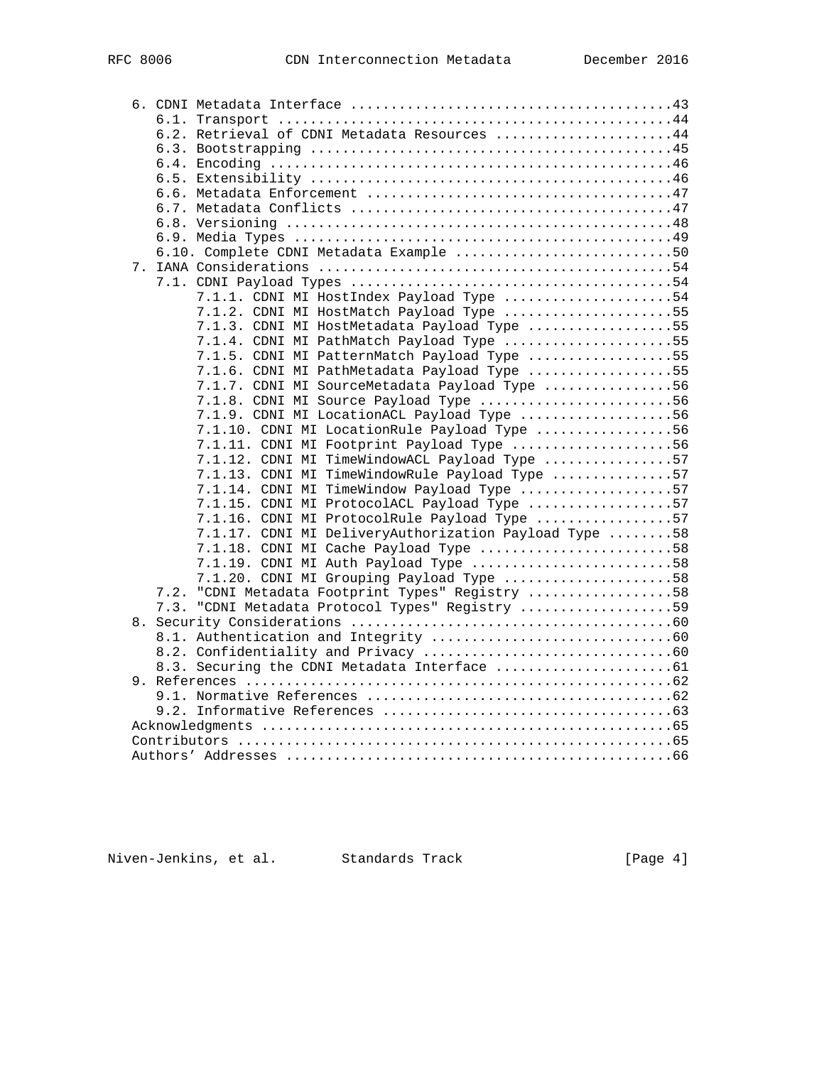```
   6. CDNI Metadata Interface ........................................43
      6.1. Transport .................................................44
      6.2. Retrieval of CDNI Metadata Resources ......................44
      6.3. Bootstrapping .............................................45
      6.4. Encoding ..................................................46
      6.5. Extensibility .............................................46
      6.6. Metadata Enforcement ......................................47
      6.7. Metadata Conflicts ........................................47
      6.8. Versioning ................................................48
      6.9. Media Types ...............................................49
      6.10. Complete CDNI Metadata Example ...........................50
   7. IANA Considerations ............................................54
      7.1. CDNI Payload Types ........................................54
           7.1.1. CDNI MI HostIndex Payload Type .....................54
           7.1.2. CDNI MI HostMatch Payload Type .....................55
           7.1.3. CDNI MI HostMetadata Payload Type ..................55
           7.1.4. CDNI MI PathMatch Payload Type .....................55
           7.1.5. CDNI MI PatternMatch Payload Type ..................55
           7.1.6. CDNI MI PathMetadata Payload Type ..................55
           7.1.7. CDNI MI SourceMetadata Payload Type ................56
           7.1.8. CDNI MI Source Payload Type ........................56
           7.1.9. CDNI MI LocationACL Payload Type ...................56
           7.1.10. CDNI MI LocationRule Payload Type .................56
           7.1.11. CDNI MI Footprint Payload Type ....................56
           7.1.12. CDNI MI TimeWindowACL Payload Type ................57
           7.1.13. CDNI MI TimeWindowRule Payload Type ...............57
           7.1.14. CDNI MI TimeWindow Payload Type ...................57
           7.1.15. CDNI MI ProtocolACL Payload Type ..................57
           7.1.16. CDNI MI ProtocolRule Payload Type .................57
           7.1.17. CDNI MI DeliveryAuthorization Payload Type ........58
           7.1.18. CDNI MI Cache Payload Type ........................58
           7.1.19. CDNI MI Auth Payload Type .........................58
           7.1.20. CDNI MI Grouping Payload Type .....................58
      7.2. "CDNI Metadata Footprint Types" Registry ..................58
      7.3. "CDNI Metadata Protocol Types" Registry ...................59
   8. Security Considerations ........................................60
      8.1. Authentication and Integrity ..............................60
      8.2. Confidentiality and Privacy ...............................60
      8.3. Securing the CDNI Metadata Interface ......................61
   9. References .....................................................62
      9.1. Normative References ......................................62
      9.2. Informative References ....................................63
   Acknowledgments ...................................................65
   Contributors ......................................................65
   Authors' Addresses ................................................66
```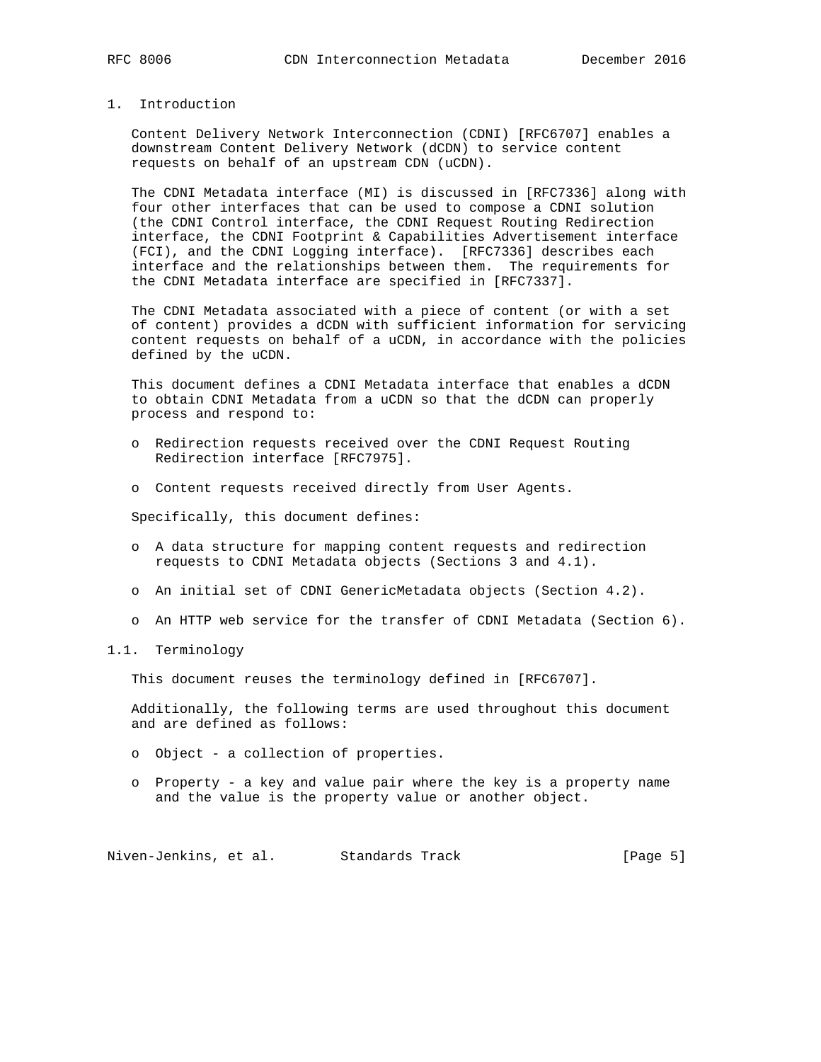# 1. Introduction

Content Delivery Network Interconnection (CDNI) [RFC6707] enables a downstream Content Delivery Network (dCDN) to service content requests on behalf of an upstream CDN (uCDN).

The CDNI Metadata interface (MI) is discussed in [RFC7336] along with four other interfaces that can be used to compose a CDNI solution (the CDNI Control interface, the CDNI Request Routing Redirection interface, the CDNI Footprint & Capabilities Advertisement interface (FCI), and the CDNI Logging interface). [RFC7336] describes each interface and the relationships between them. The requirements for the CDNI Metadata interface are specified in [RFC7337].

The CDNI Metadata associated with a piece of content (or with a set of content) provides a dCDN with sufficient information for servicing content requests on behalf of a uCDN, in accordance with the policies defined by the uCDN.

This document defines a CDNI Metadata interface that enables a dCDN to obtain CDNI Metadata from a uCDN so that the dCDN can properly process and respond to:

- Redirection requests received over the CDNI Request Routing Redirection interface [RFC7975].
- Content requests received directly from User Agents.

Specifically, this document defines:

- A data structure for mapping content requests and redirection requests to CDNI Metadata objects (Sections 3 and 4.1).
- An initial set of CDNI GenericMetadata objects (Section 4.2).
- An HTTP web service for the transfer of CDNI Metadata (Section 6).

## 1.1. Terminology

This document reuses the terminology defined in [RFC6707].

Additionally, the following terms are used throughout this document and are defined as follows:

- Object - a collection of properties.
- Property - a key and value pair where the key is a property name and the value is the property value or another object.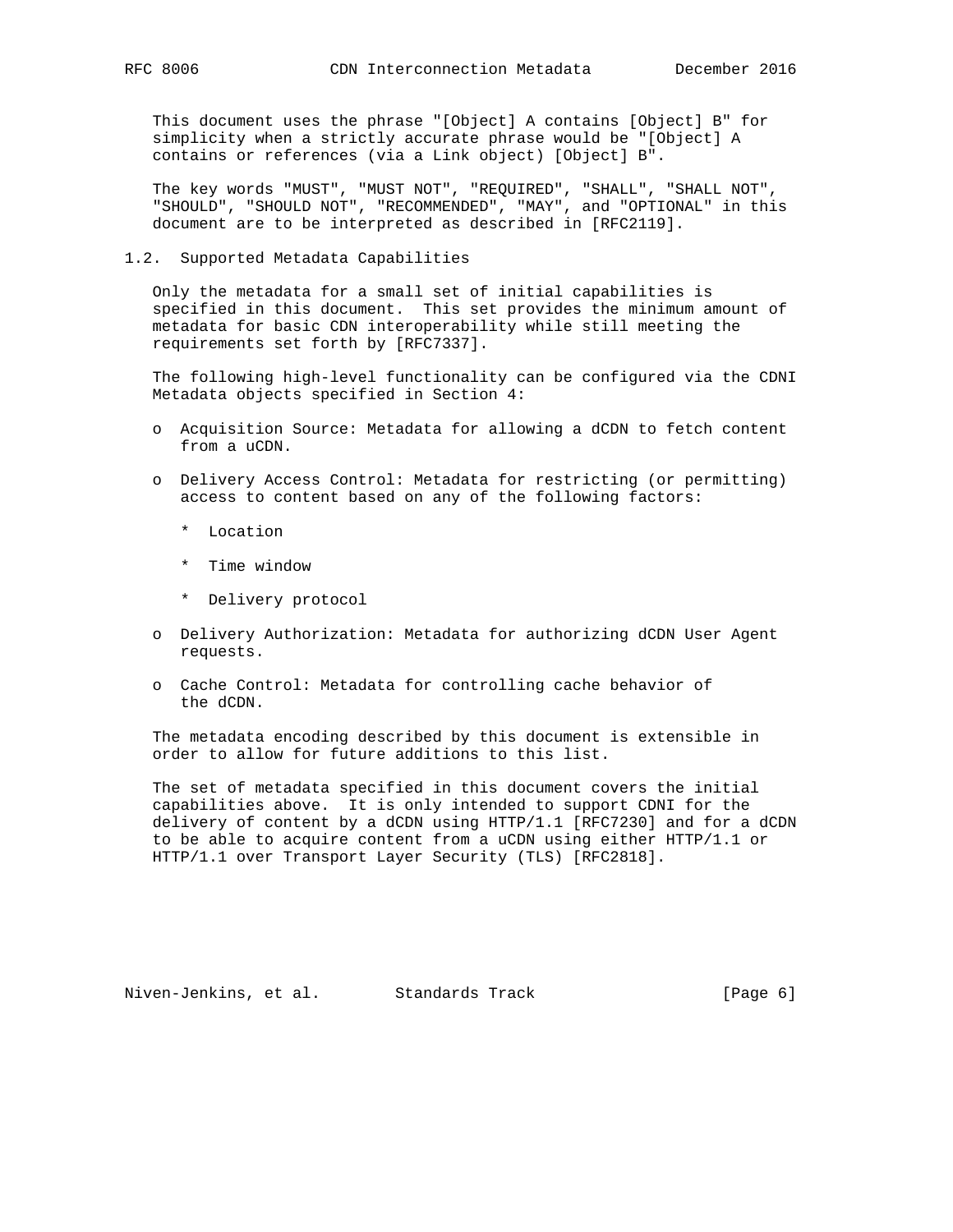This document uses the phrase "[Object] A contains [Object] B" for simplicity when a strictly accurate phrase would be "[Object] A contains or references (via a Link object) [Object] B".

The key words "MUST", "MUST NOT", "REQUIRED", "SHALL", "SHALL NOT", "SHOULD", "SHOULD NOT", "RECOMMENDED", "MAY", and "OPTIONAL" in this document are to be interpreted as described in [RFC2119].

### 1.2. Supported Metadata Capabilities

Only the metadata for a small set of initial capabilities is specified in this document. This set provides the minimum amount of metadata for basic CDN interoperability while still meeting the requirements set forth by [RFC7337].

The following high-level functionality can be configured via the CDNI Metadata objects specified in Section 4:

- Acquisition Source: Metadata for allowing a dCDN to fetch content from a uCDN.
- Delivery Access Control: Metadata for restricting (or permitting) access to content based on any of the following factors:
  - Location
  - Time window
  - Delivery protocol
- Delivery Authorization: Metadata for authorizing dCDN User Agent requests.
- Cache Control: Metadata for controlling cache behavior of the dCDN.

The metadata encoding described by this document is extensible in order to allow for future additions to this list.

The set of metadata specified in this document covers the initial capabilities above. It is only intended to support CDNI for the delivery of content by a dCDN using HTTP/1.1 [RFC7230] and for a dCDN to be able to acquire content from a uCDN using either HTTP/1.1 or HTTP/1.1 over Transport Layer Security (TLS) [RFC2818].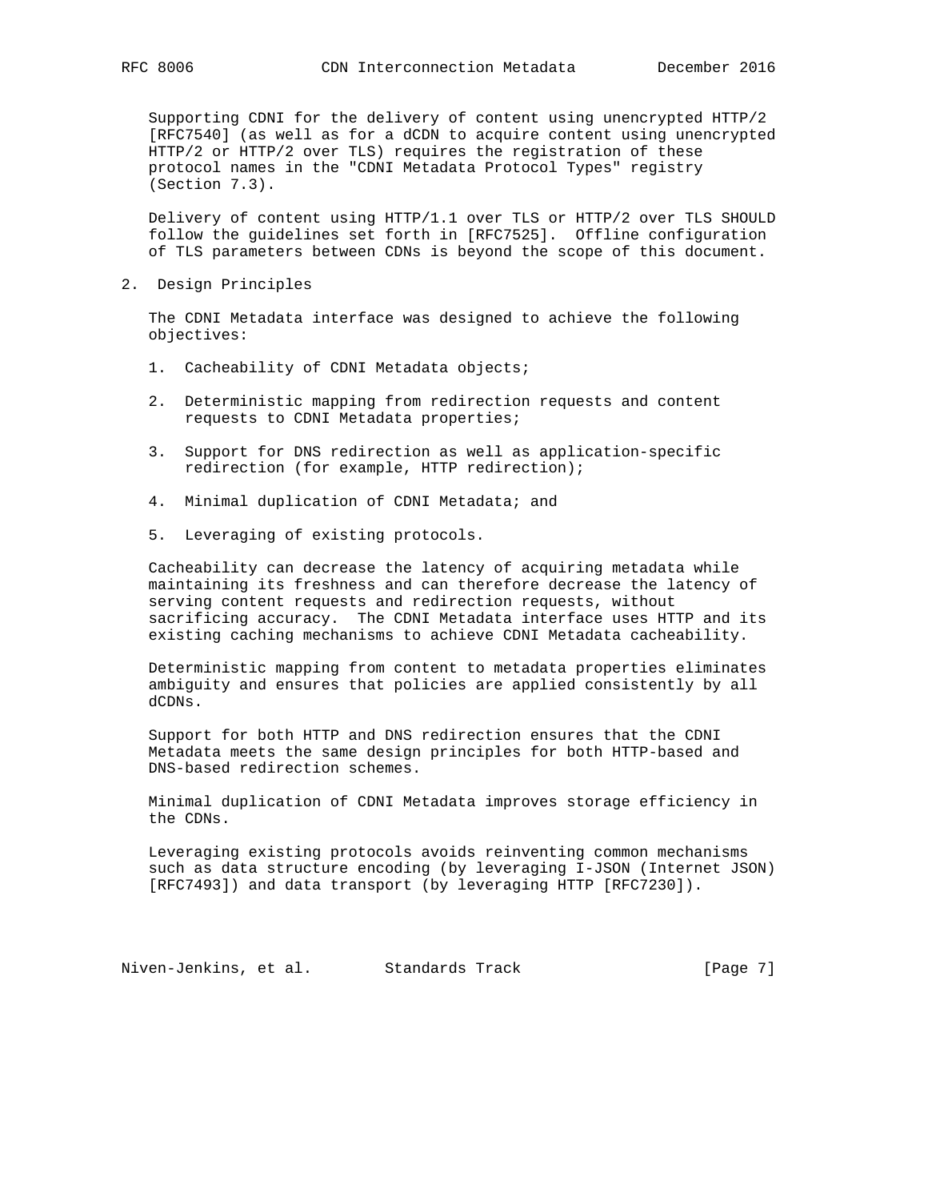Supporting CDNI for the delivery of content using unencrypted HTTP/2 [RFC7540] (as well as for a dCDN to acquire content using unencrypted HTTP/2 or HTTP/2 over TLS) requires the registration of these protocol names in the "CDNI Metadata Protocol Types" registry (Section 7.3).

Delivery of content using HTTP/1.1 over TLS or HTTP/2 over TLS SHOULD follow the guidelines set forth in [RFC7525]. Offline configuration of TLS parameters between CDNs is beyond the scope of this document.

## 2. Design Principles

The CDNI Metadata interface was designed to achieve the following objectives:

1. Cacheability of CDNI Metadata objects;
2. Deterministic mapping from redirection requests and content requests to CDNI Metadata properties;
3. Support for DNS redirection as well as application-specific redirection (for example, HTTP redirection);
4. Minimal duplication of CDNI Metadata; and
5. Leveraging of existing protocols.

Cacheability can decrease the latency of acquiring metadata while maintaining its freshness and can therefore decrease the latency of serving content requests and redirection requests, without sacrificing accuracy. The CDNI Metadata interface uses HTTP and its existing caching mechanisms to achieve CDNI Metadata cacheability.

Deterministic mapping from content to metadata properties eliminates ambiguity and ensures that policies are applied consistently by all dCDNs.

Support for both HTTP and DNS redirection ensures that the CDNI Metadata meets the same design principles for both HTTP-based and DNS-based redirection schemes.

Minimal duplication of CDNI Metadata improves storage efficiency in the CDNs.

Leveraging existing protocols avoids reinventing common mechanisms such as data structure encoding (by leveraging I-JSON (Internet JSON) [RFC7493]) and data transport (by leveraging HTTP [RFC7230]).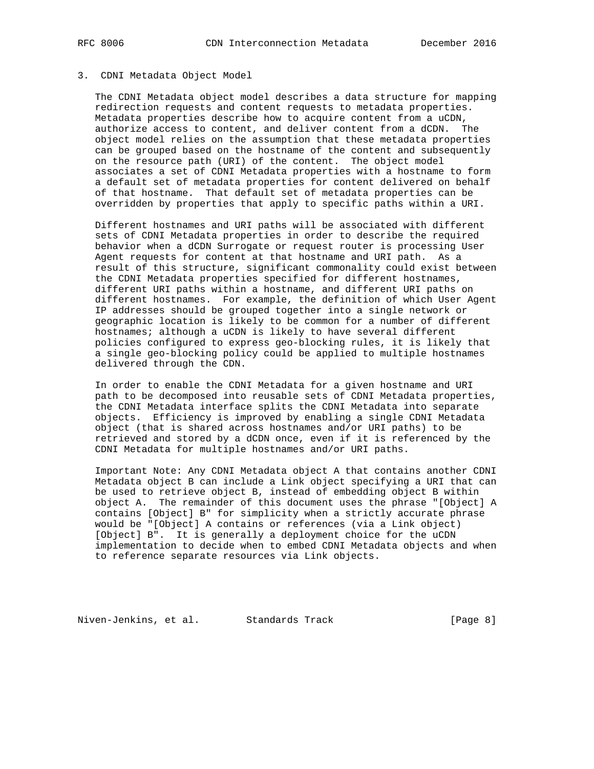## 3. CDNI Metadata Object Model

The CDNI Metadata object model describes a data structure for mapping redirection requests and content requests to metadata properties. Metadata properties describe how to acquire content from a uCDN, authorize access to content, and deliver content from a dCDN. The object model relies on the assumption that these metadata properties can be grouped based on the hostname of the content and subsequently on the resource path (URI) of the content. The object model associates a set of CDNI Metadata properties with a hostname to form a default set of metadata properties for content delivered on behalf of that hostname. That default set of metadata properties can be overridden by properties that apply to specific paths within a URI.

Different hostnames and URI paths will be associated with different sets of CDNI Metadata properties in order to describe the required behavior when a dCDN Surrogate or request router is processing User Agent requests for content at that hostname and URI path. As a result of this structure, significant commonality could exist between the CDNI Metadata properties specified for different hostnames, different URI paths within a hostname, and different URI paths on different hostnames. For example, the definition of which User Agent IP addresses should be grouped together into a single network or geographic location is likely to be common for a number of different hostnames; although a uCDN is likely to have several different policies configured to express geo-blocking rules, it is likely that a single geo-blocking policy could be applied to multiple hostnames delivered through the CDN.

In order to enable the CDNI Metadata for a given hostname and URI path to be decomposed into reusable sets of CDNI Metadata properties, the CDNI Metadata interface splits the CDNI Metadata into separate objects. Efficiency is improved by enabling a single CDNI Metadata object (that is shared across hostnames and/or URI paths) to be retrieved and stored by a dCDN once, even if it is referenced by the CDNI Metadata for multiple hostnames and/or URI paths.

Important Note: Any CDNI Metadata object A that contains another CDNI Metadata object B can include a Link object specifying a URI that can be used to retrieve object B, instead of embedding object B within object A. The remainder of this document uses the phrase "[Object] A contains [Object] B" for simplicity when a strictly accurate phrase would be "[Object] A contains or references (via a Link object) [Object] B". It is generally a deployment choice for the uCDN implementation to decide when to embed CDNI Metadata objects and when to reference separate resources via Link objects.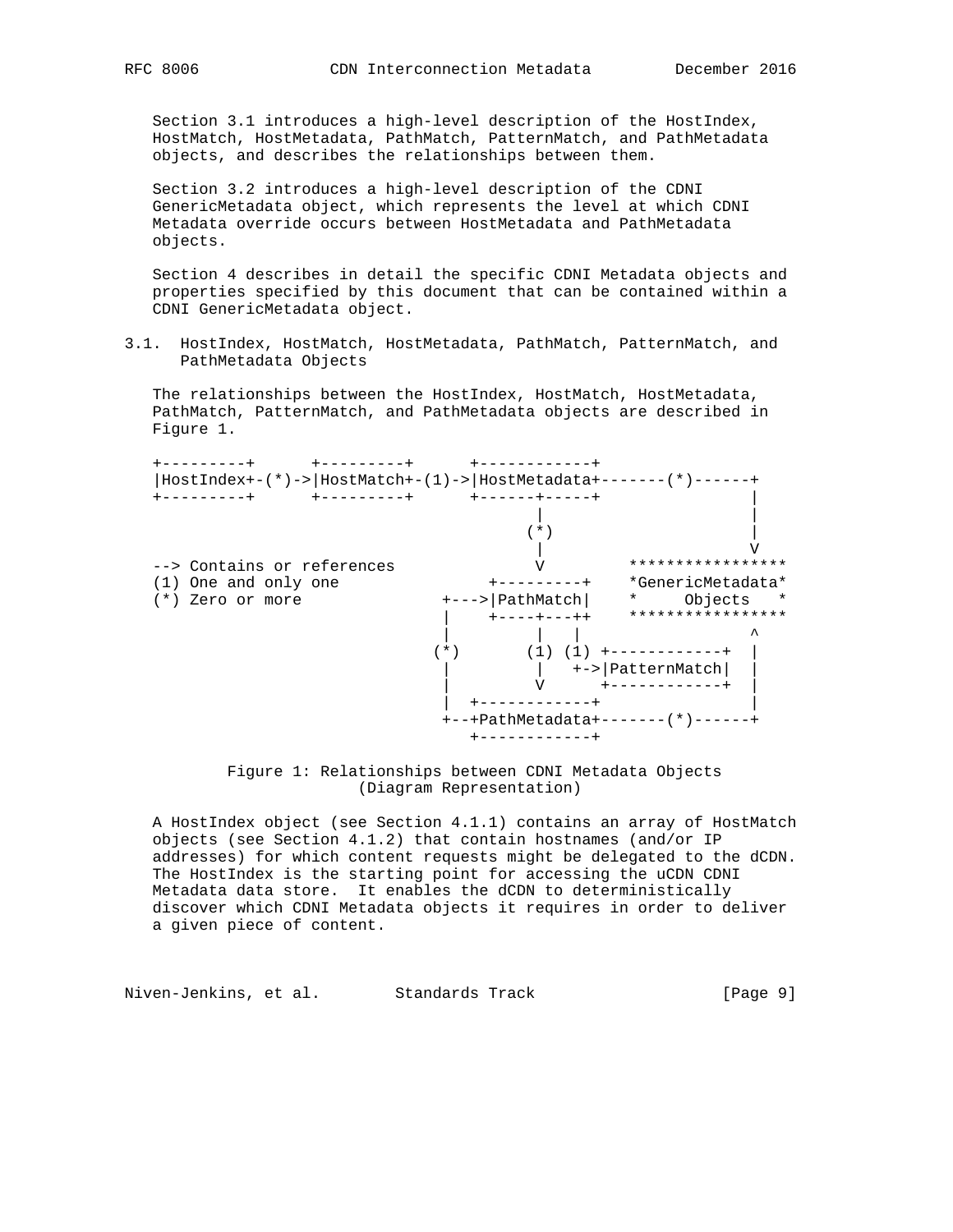Section 3.1 introduces a high-level description of the HostIndex, HostMatch, HostMetadata, PathMatch, PatternMatch, and PathMetadata objects, and describes the relationships between them.

Section 3.2 introduces a high-level description of the CDNI GenericMetadata object, which represents the level at which CDNI Metadata override occurs between HostMetadata and PathMetadata objects.

Section 4 describes in detail the specific CDNI Metadata objects and properties specified by this document that can be contained within a CDNI GenericMetadata object.

### 3.1. HostIndex, HostMatch, HostMetadata, PathMatch, PatternMatch, and PathMetadata Objects

The relationships between the HostIndex, HostMatch, HostMetadata, PathMatch, PatternMatch, and PathMetadata objects are described in Figure 1.

```
+---------+      +---------+      +------------+
|HostIndex+-(*)->|HostMatch+-(1)->|HostMetadata+-------(*)------+
+---------+      +---------+      +------+-----+                |
                                         |                      |
                                        (*)                     |
                                         |                      V
--> Contains or references               V         *****************
(1) One and only one                +---------+    *GenericMetadata*
(*) Zero or more               +--->|PathMatch|    *     Objects   *
                               |    +----+---++    *****************
                               |         |   |                  ^
                              (*)       (1) (1) +------------+  |
                               |         |   +->|PatternMatch|  |
                               |         V      +------------+  |
                               |  +------------+                |
                               +--+PathMetadata+-------(*)------+
                                  +------------+
```

Figure 1: Relationships between CDNI Metadata Objects (Diagram Representation)

A HostIndex object (see Section 4.1.1) contains an array of HostMatch objects (see Section 4.1.2) that contain hostnames (and/or IP addresses) for which content requests might be delegated to the dCDN. The HostIndex is the starting point for accessing the uCDN CDNI Metadata data store. It enables the dCDN to deterministically discover which CDNI Metadata objects it requires in order to deliver a given piece of content.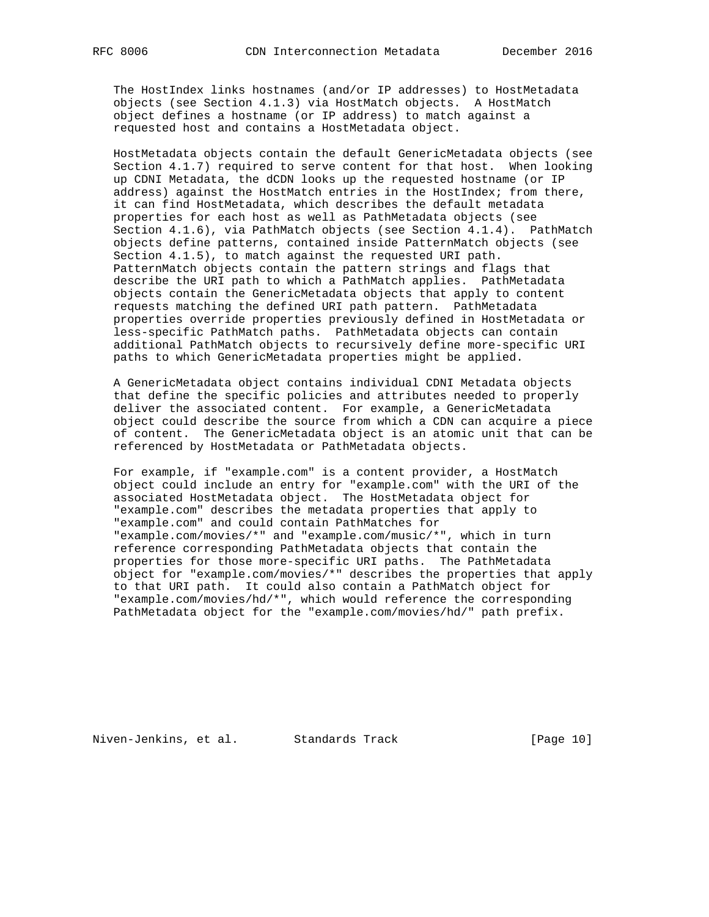The HostIndex links hostnames (and/or IP addresses) to HostMetadata objects (see Section 4.1.3) via HostMatch objects. A HostMatch object defines a hostname (or IP address) to match against a requested host and contains a HostMetadata object.

HostMetadata objects contain the default GenericMetadata objects (see Section 4.1.7) required to serve content for that host. When looking up CDNI Metadata, the dCDN looks up the requested hostname (or IP address) against the HostMatch entries in the HostIndex; from there, it can find HostMetadata, which describes the default metadata properties for each host as well as PathMetadata objects (see Section 4.1.6), via PathMatch objects (see Section 4.1.4). PathMatch objects define patterns, contained inside PatternMatch objects (see Section 4.1.5), to match against the requested URI path. PatternMatch objects contain the pattern strings and flags that describe the URI path to which a PathMatch applies. PathMetadata objects contain the GenericMetadata objects that apply to content requests matching the defined URI path pattern. PathMetadata properties override properties previously defined in HostMetadata or less-specific PathMatch paths. PathMetadata objects can contain additional PathMatch objects to recursively define more-specific URI paths to which GenericMetadata properties might be applied.

A GenericMetadata object contains individual CDNI Metadata objects that define the specific policies and attributes needed to properly deliver the associated content. For example, a GenericMetadata object could describe the source from which a CDN can acquire a piece of content. The GenericMetadata object is an atomic unit that can be referenced by HostMetadata or PathMetadata objects.

For example, if "example.com" is a content provider, a HostMatch object could include an entry for "example.com" with the URI of the associated HostMetadata object. The HostMetadata object for "example.com" describes the metadata properties that apply to "example.com" and could contain PathMatches for "example.com/movies/*" and "example.com/music/*", which in turn reference corresponding PathMetadata objects that contain the properties for those more-specific URI paths. The PathMetadata object for "example.com/movies/*" describes the properties that apply to that URI path. It could also contain a PathMatch object for "example.com/movies/hd/*", which would reference the corresponding PathMetadata object for the "example.com/movies/hd/" path prefix.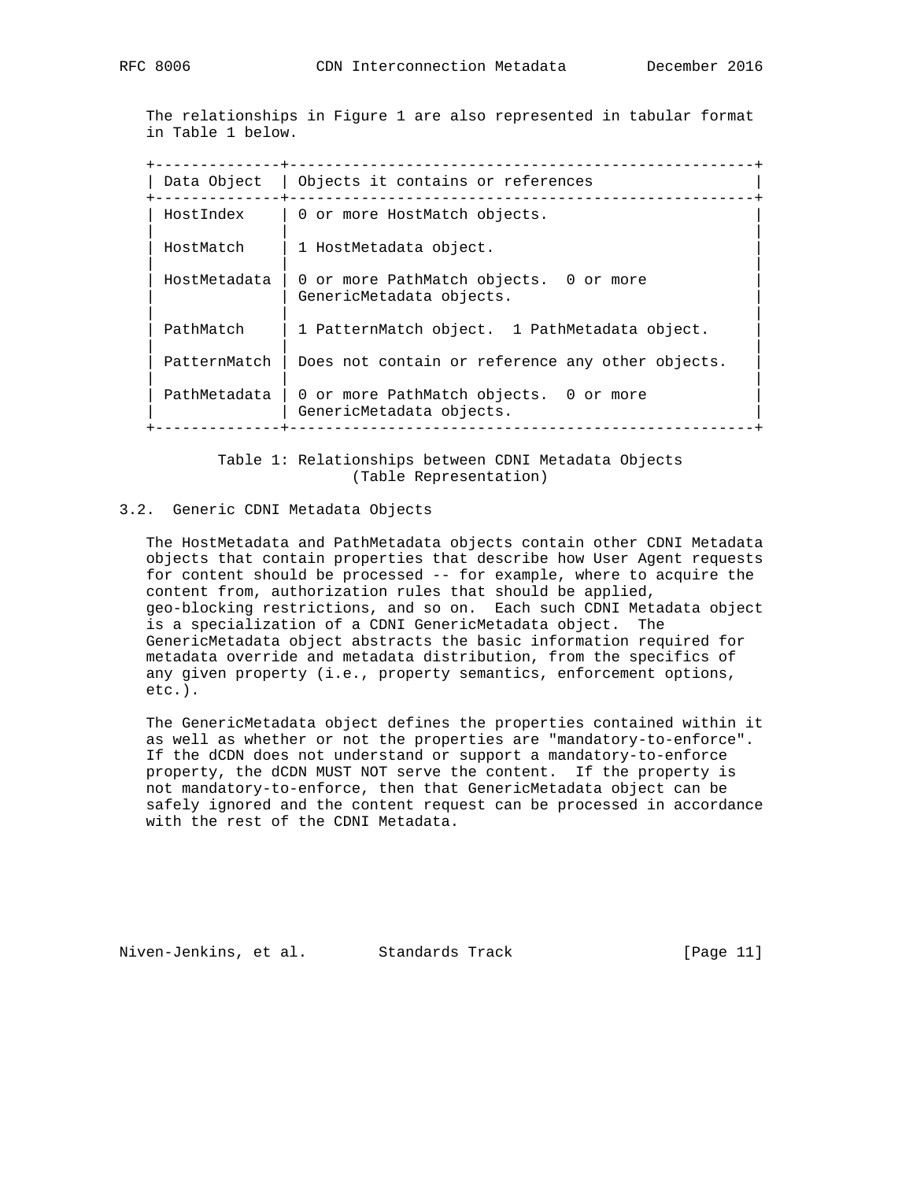The relationships in Figure 1 are also represented in tabular format in Table 1 below.

| Data Object | Objects it contains or references |
|---|---|
| HostIndex | 0 or more HostMatch objects. |
| HostMatch | 1 HostMetadata object. |
| HostMetadata | 0 or more PathMatch objects. 0 or more GenericMetadata objects. |
| PathMatch | 1 PatternMatch object. 1 PathMetadata object. |
| PatternMatch | Does not contain or reference any other objects. |
| PathMetadata | 0 or more PathMatch objects. 0 or more GenericMetadata objects. |

Table 1: Relationships between CDNI Metadata Objects (Table Representation)

### 3.2. Generic CDNI Metadata Objects

The HostMetadata and PathMetadata objects contain other CDNI Metadata objects that contain properties that describe how User Agent requests for content should be processed -- for example, where to acquire the content from, authorization rules that should be applied, geo-blocking restrictions, and so on. Each such CDNI Metadata object is a specialization of a CDNI GenericMetadata object. The GenericMetadata object abstracts the basic information required for metadata override and metadata distribution, from the specifics of any given property (i.e., property semantics, enforcement options, etc.).

The GenericMetadata object defines the properties contained within it as well as whether or not the properties are "mandatory-to-enforce". If the dCDN does not understand or support a mandatory-to-enforce property, the dCDN MUST NOT serve the content. If the property is not mandatory-to-enforce, then that GenericMetadata object can be safely ignored and the content request can be processed in accordance with the rest of the CDNI Metadata.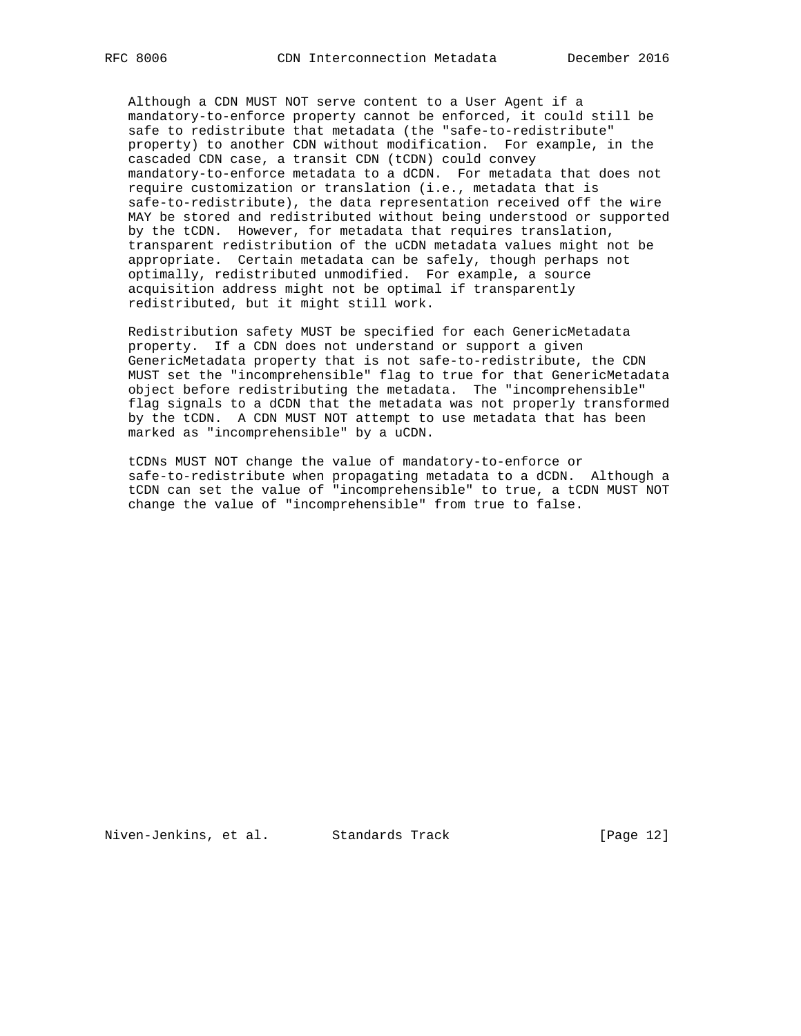Although a CDN MUST NOT serve content to a User Agent if a mandatory-to-enforce property cannot be enforced, it could still be safe to redistribute that metadata (the "safe-to-redistribute" property) to another CDN without modification. For example, in the cascaded CDN case, a transit CDN (tCDN) could convey mandatory-to-enforce metadata to a dCDN. For metadata that does not require customization or translation (i.e., metadata that is safe-to-redistribute), the data representation received off the wire MAY be stored and redistributed without being understood or supported by the tCDN. However, for metadata that requires translation, transparent redistribution of the uCDN metadata values might not be appropriate. Certain metadata can be safely, though perhaps not optimally, redistributed unmodified. For example, a source acquisition address might not be optimal if transparently redistributed, but it might still work.

Redistribution safety MUST be specified for each GenericMetadata property. If a CDN does not understand or support a given GenericMetadata property that is not safe-to-redistribute, the CDN MUST set the "incomprehensible" flag to true for that GenericMetadata object before redistributing the metadata. The "incomprehensible" flag signals to a dCDN that the metadata was not properly transformed by the tCDN. A CDN MUST NOT attempt to use metadata that has been marked as "incomprehensible" by a uCDN.

tCDNs MUST NOT change the value of mandatory-to-enforce or safe-to-redistribute when propagating metadata to a dCDN. Although a tCDN can set the value of "incomprehensible" to true, a tCDN MUST NOT change the value of "incomprehensible" from true to false.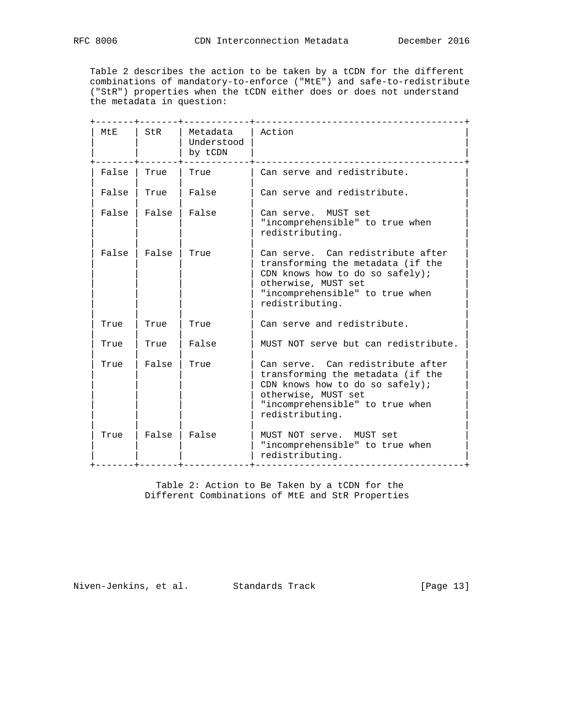Table 2 describes the action to be taken by a tCDN for the different combinations of mandatory-to-enforce ("MtE") and safe-to-redistribute ("StR") properties when the tCDN either does or does not understand the metadata in question:

| MtE | StR | Metadata Understood by tCDN | Action |
|---|---|---|---|
| False | True | True | Can serve and redistribute. |
| False | True | False | Can serve and redistribute. |
| False | False | False | Can serve. MUST set "incomprehensible" to true when redistributing. |
| False | False | True | Can serve. Can redistribute after transforming the metadata (if the CDN knows how to do so safely); otherwise, MUST set "incomprehensible" to true when redistributing. |
| True | True | True | Can serve and redistribute. |
| True | True | False | MUST NOT serve but can redistribute. |
| True | False | True | Can serve. Can redistribute after transforming the metadata (if the CDN knows how to do so safely); otherwise, MUST set "incomprehensible" to true when redistributing. |
| True | False | False | MUST NOT serve. MUST set "incomprehensible" to true when redistributing. |

Table 2: Action to Be Taken by a tCDN for the Different Combinations of MtE and StR Properties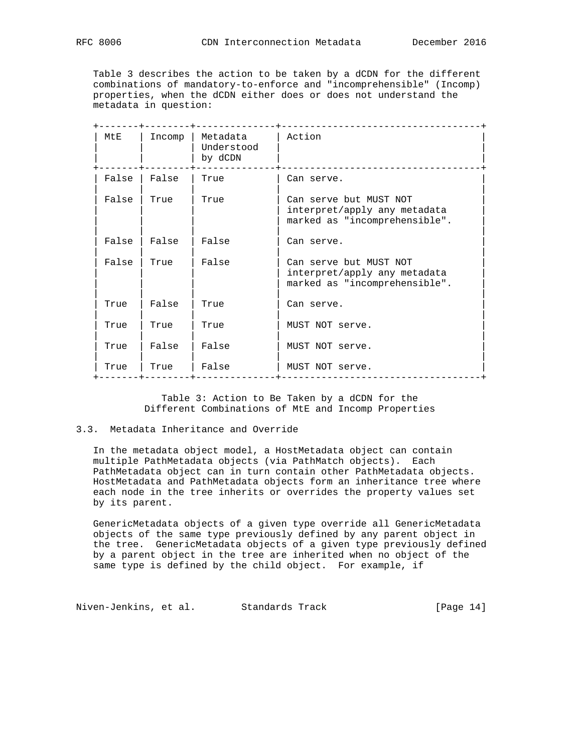Table 3 describes the action to be taken by a dCDN for the different combinations of mandatory-to-enforce and "incomprehensible" (Incomp) properties, when the dCDN either does or does not understand the metadata in question:

| MtE | Incomp | Metadata Understood by dCDN | Action |
|---|---|---|---|
| False | False | True | Can serve. |
| False | True | True | Can serve but MUST NOT interpret/apply any metadata marked as "incomprehensible". |
| False | False | False | Can serve. |
| False | True | False | Can serve but MUST NOT interpret/apply any metadata marked as "incomprehensible". |
| True | False | True | Can serve. |
| True | True | True | MUST NOT serve. |
| True | False | False | MUST NOT serve. |
| True | True | False | MUST NOT serve. |

Table 3: Action to Be Taken by a dCDN for the Different Combinations of MtE and Incomp Properties

### 3.3. Metadata Inheritance and Override

In the metadata object model, a HostMetadata object can contain multiple PathMetadata objects (via PathMatch objects). Each PathMetadata object can in turn contain other PathMetadata objects. HostMetadata and PathMetadata objects form an inheritance tree where each node in the tree inherits or overrides the property values set by its parent.

GenericMetadata objects of a given type override all GenericMetadata objects of the same type previously defined by any parent object in the tree. GenericMetadata objects of a given type previously defined by a parent object in the tree are inherited when no object of the same type is defined by the child object. For example, if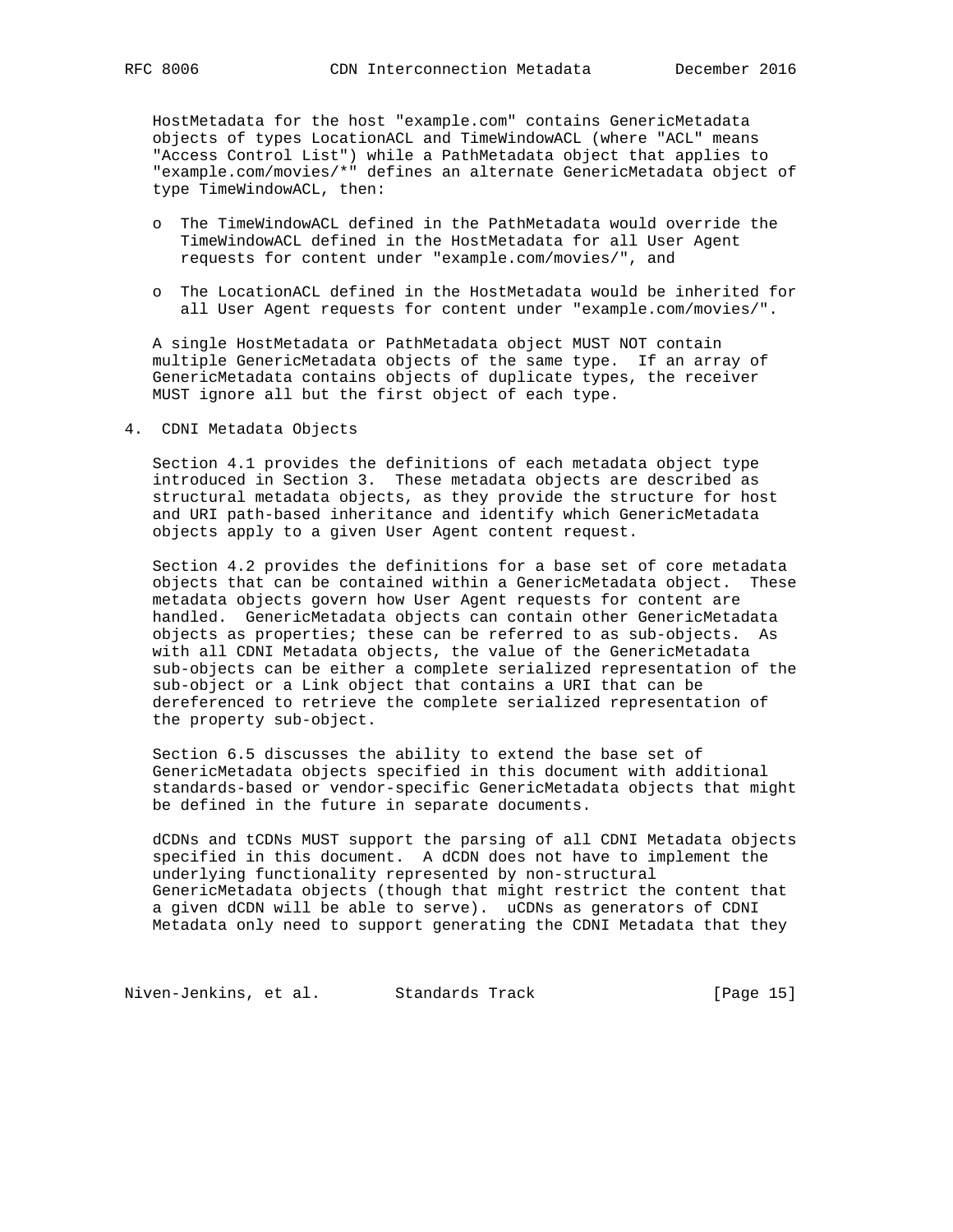HostMetadata for the host "example.com" contains GenericMetadata objects of types LocationACL and TimeWindowACL (where "ACL" means "Access Control List") while a PathMetadata object that applies to "example.com/movies/*" defines an alternate GenericMetadata object of type TimeWindowACL, then:

- The TimeWindowACL defined in the PathMetadata would override the TimeWindowACL defined in the HostMetadata for all User Agent requests for content under "example.com/movies/", and
- The LocationACL defined in the HostMetadata would be inherited for all User Agent requests for content under "example.com/movies/".

A single HostMetadata or PathMetadata object MUST NOT contain multiple GenericMetadata objects of the same type. If an array of GenericMetadata contains objects of duplicate types, the receiver MUST ignore all but the first object of each type.

# 4. CDNI Metadata Objects

Section 4.1 provides the definitions of each metadata object type introduced in Section 3. These metadata objects are described as structural metadata objects, as they provide the structure for host and URI path-based inheritance and identify which GenericMetadata objects apply to a given User Agent content request.

Section 4.2 provides the definitions for a base set of core metadata objects that can be contained within a GenericMetadata object. These metadata objects govern how User Agent requests for content are handled. GenericMetadata objects can contain other GenericMetadata objects as properties; these can be referred to as sub-objects. As with all CDNI Metadata objects, the value of the GenericMetadata sub-objects can be either a complete serialized representation of the sub-object or a Link object that contains a URI that can be dereferenced to retrieve the complete serialized representation of the property sub-object.

Section 6.5 discusses the ability to extend the base set of GenericMetadata objects specified in this document with additional standards-based or vendor-specific GenericMetadata objects that might be defined in the future in separate documents.

dCDNs and tCDNs MUST support the parsing of all CDNI Metadata objects specified in this document. A dCDN does not have to implement the underlying functionality represented by non-structural GenericMetadata objects (though that might restrict the content that a given dCDN will be able to serve). uCDNs as generators of CDNI Metadata only need to support generating the CDNI Metadata that they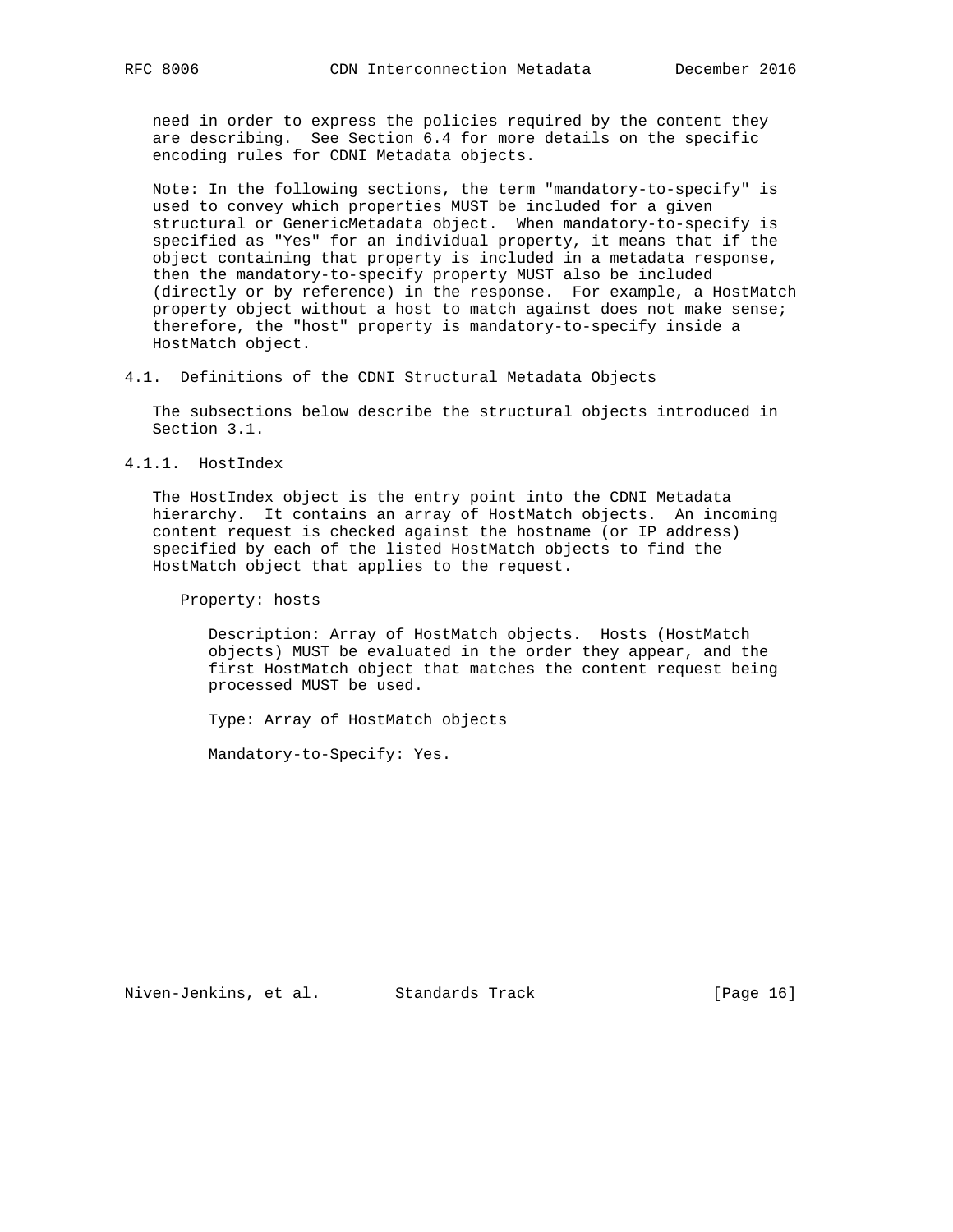need in order to express the policies required by the content they are describing. See Section 6.4 for more details on the specific encoding rules for CDNI Metadata objects.

Note: In the following sections, the term "mandatory-to-specify" is used to convey which properties MUST be included for a given structural or GenericMetadata object. When mandatory-to-specify is specified as "Yes" for an individual property, it means that if the object containing that property is included in a metadata response, then the mandatory-to-specify property MUST also be included (directly or by reference) in the response. For example, a HostMatch property object without a host to match against does not make sense; therefore, the "host" property is mandatory-to-specify inside a HostMatch object.

## 4.1. Definitions of the CDNI Structural Metadata Objects

The subsections below describe the structural objects introduced in Section 3.1.

### 4.1.1. HostIndex

The HostIndex object is the entry point into the CDNI Metadata hierarchy. It contains an array of HostMatch objects. An incoming content request is checked against the hostname (or IP address) specified by each of the listed HostMatch objects to find the HostMatch object that applies to the request.

Property: hosts

Description: Array of HostMatch objects. Hosts (HostMatch objects) MUST be evaluated in the order they appear, and the first HostMatch object that matches the content request being processed MUST be used.

Type: Array of HostMatch objects

Mandatory-to-Specify: Yes.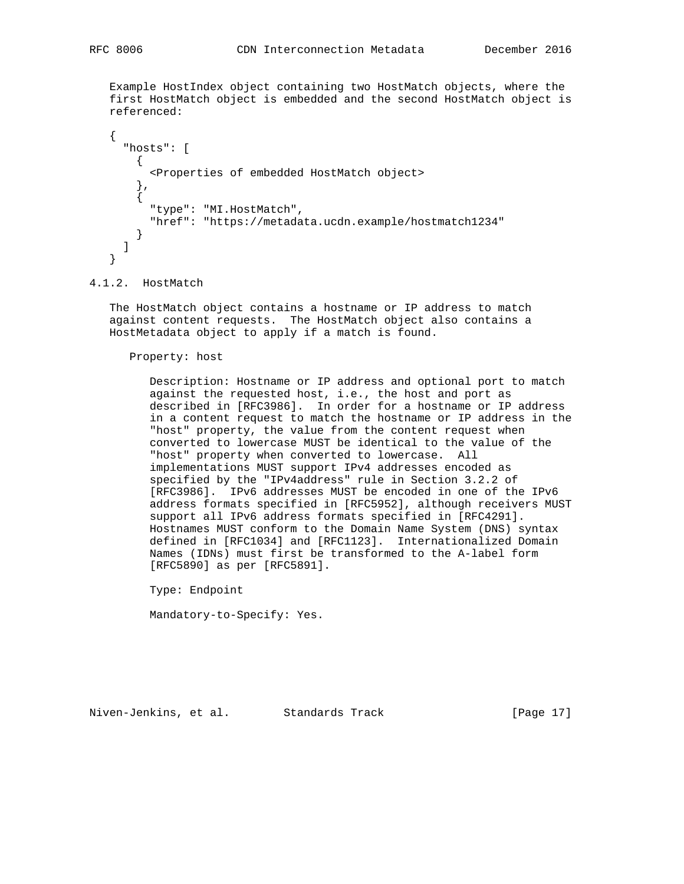Example HostIndex object containing two HostMatch objects, where the first HostMatch object is embedded and the second HostMatch object is referenced:

```
{
  "hosts": [
    {
      <Properties of embedded HostMatch object>
    },
    {
      "type": "MI.HostMatch",
      "href": "https://metadata.ucdn.example/hostmatch1234"
    }
  ]
}
```

### 4.1.2. HostMatch

The HostMatch object contains a hostname or IP address to match against content requests. The HostMatch object also contains a HostMetadata object to apply if a match is found.

Property: host

Description: Hostname or IP address and optional port to match against the requested host, i.e., the host and port as described in [RFC3986]. In order for a hostname or IP address in a content request to match the hostname or IP address in the "host" property, the value from the content request when converted to lowercase MUST be identical to the value of the "host" property when converted to lowercase. All implementations MUST support IPv4 addresses encoded as specified by the "IPv4address" rule in Section 3.2.2 of [RFC3986]. IPv6 addresses MUST be encoded in one of the IPv6 address formats specified in [RFC5952], although receivers MUST support all IPv6 address formats specified in [RFC4291]. Hostnames MUST conform to the Domain Name System (DNS) syntax defined in [RFC1034] and [RFC1123]. Internationalized Domain Names (IDNs) must first be transformed to the A-label form [RFC5890] as per [RFC5891].

Type: Endpoint

Mandatory-to-Specify: Yes.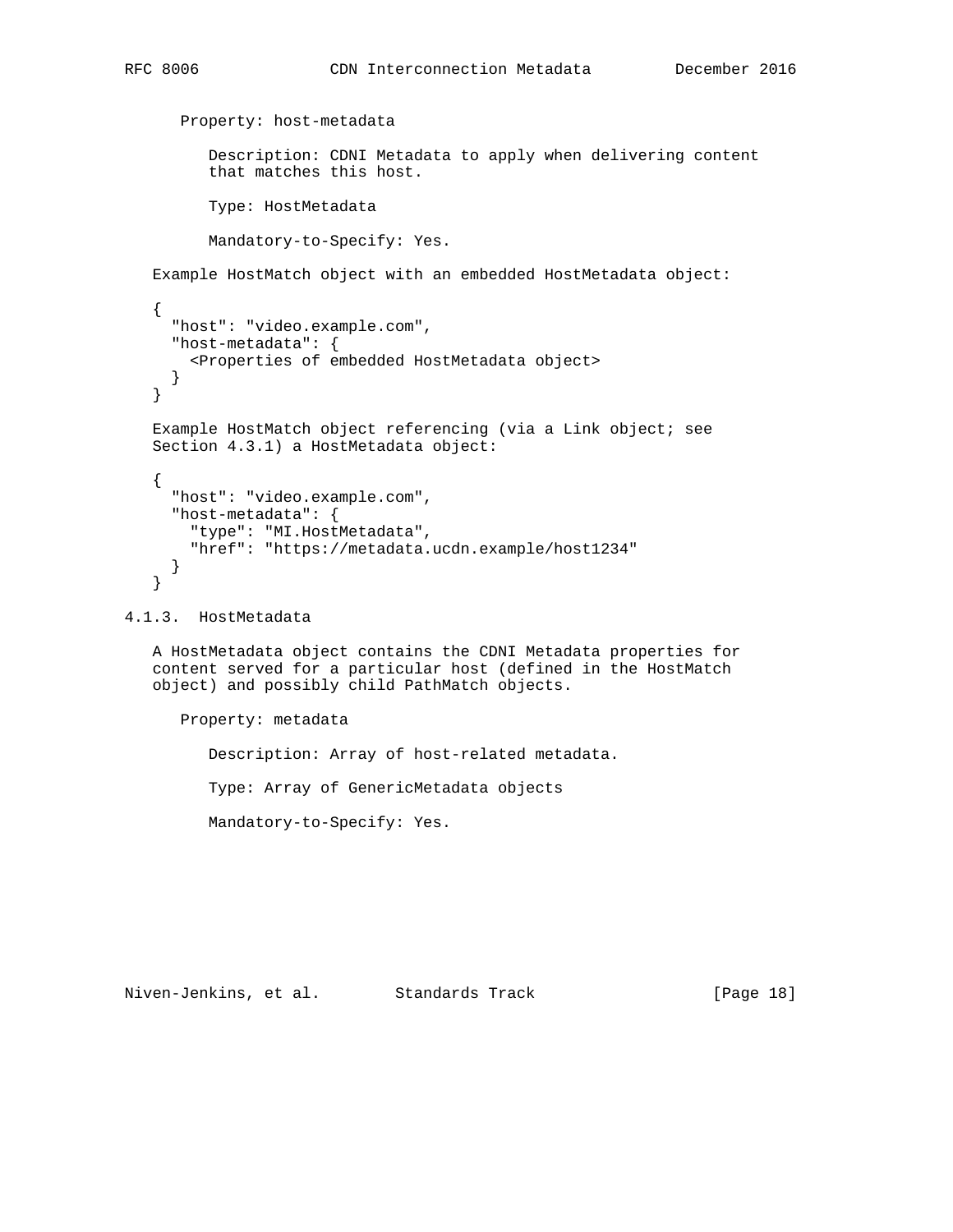Property: host-metadata

Description: CDNI Metadata to apply when delivering content that matches this host.

Type: HostMetadata

Mandatory-to-Specify: Yes.

Example HostMatch object with an embedded HostMetadata object:

```
{
  "host": "video.example.com",
  "host-metadata": {
    <Properties of embedded HostMetadata object>
  }
}
```

Example HostMatch object referencing (via a Link object; see Section 4.3.1) a HostMetadata object:

```
{
  "host": "video.example.com",
  "host-metadata": {
    "type": "MI.HostMetadata",
    "href": "https://metadata.ucdn.example/host1234"
  }
}
```

#### 4.1.3. HostMetadata

A HostMetadata object contains the CDNI Metadata properties for content served for a particular host (defined in the HostMatch object) and possibly child PathMatch objects.

Property: metadata

Description: Array of host-related metadata.

Type: Array of GenericMetadata objects

Mandatory-to-Specify: Yes.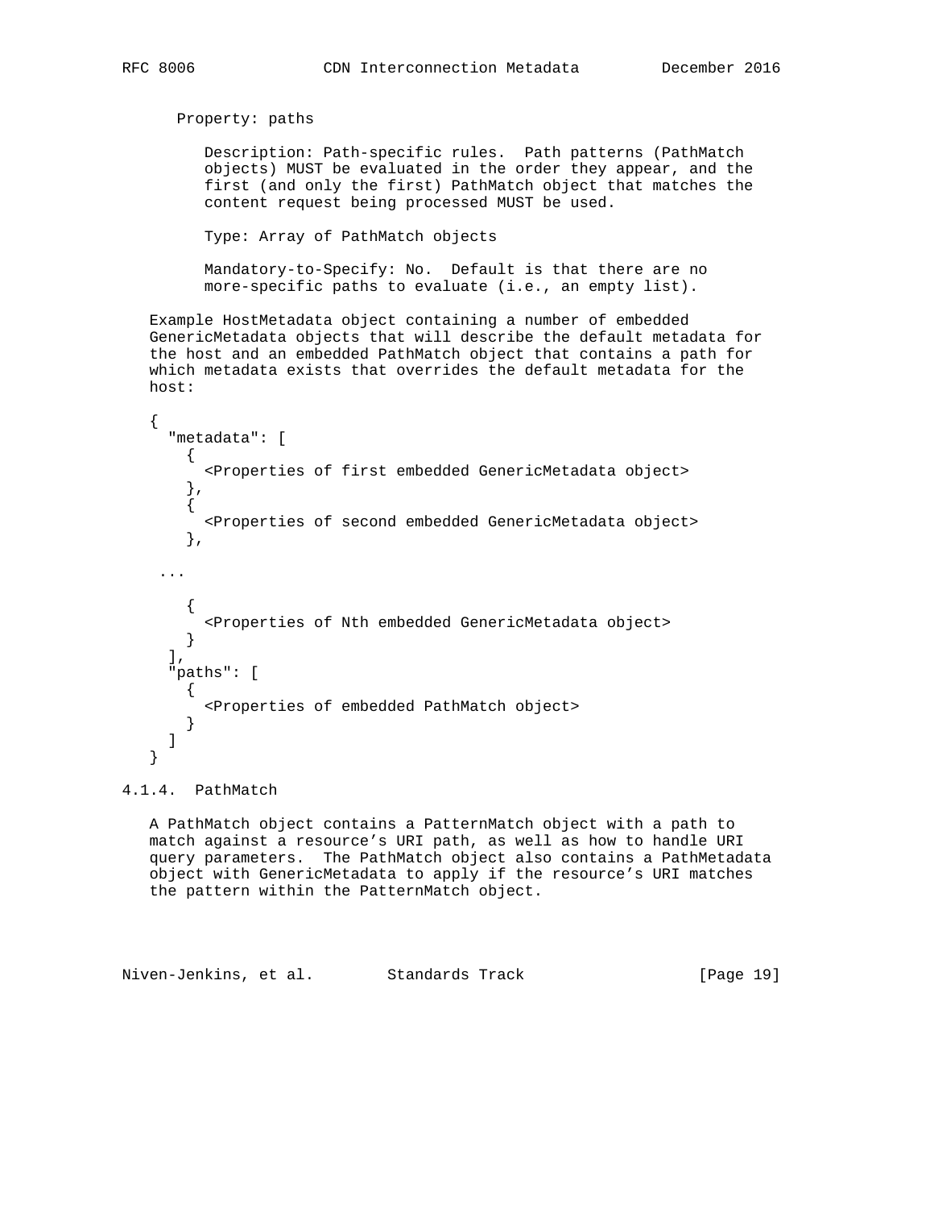Property: paths

Description: Path-specific rules. Path patterns (PathMatch objects) MUST be evaluated in the order they appear, and the first (and only the first) PathMatch object that matches the content request being processed MUST be used.

Type: Array of PathMatch objects

Mandatory-to-Specify: No. Default is that there are no more-specific paths to evaluate (i.e., an empty list).

Example HostMetadata object containing a number of embedded GenericMetadata objects that will describe the default metadata for the host and an embedded PathMatch object that contains a path for which metadata exists that overrides the default metadata for the host:

```
{
  "metadata": [
    {
      <Properties of first embedded GenericMetadata object>
    },
    {
      <Properties of second embedded GenericMetadata object>
    },

 ...

    {
      <Properties of Nth embedded GenericMetadata object>
    }
  ],
  "paths": [
    {
      <Properties of embedded PathMatch object>
    }
  ]
}
```

### 4.1.4. PathMatch

A PathMatch object contains a PatternMatch object with a path to match against a resource's URI path, as well as how to handle URI query parameters. The PathMatch object also contains a PathMetadata object with GenericMetadata to apply if the resource's URI matches the pattern within the PatternMatch object.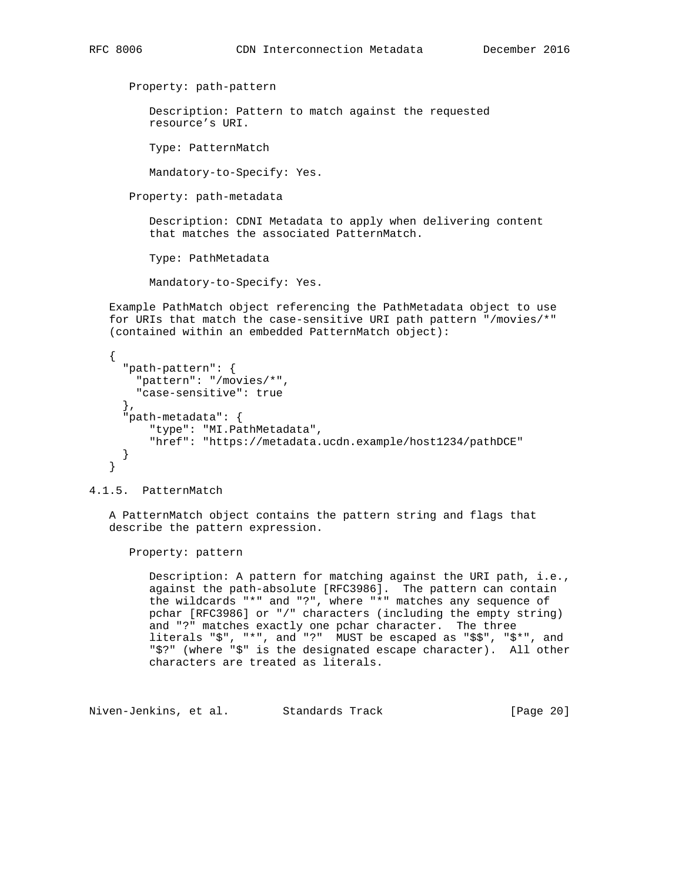Property: path-pattern

Description: Pattern to match against the requested resource's URI.

Type: PatternMatch

Mandatory-to-Specify: Yes.

Property: path-metadata

Description: CDNI Metadata to apply when delivering content that matches the associated PatternMatch.

Type: PathMetadata

Mandatory-to-Specify: Yes.

Example PathMatch object referencing the PathMetadata object to use for URIs that match the case-sensitive URI path pattern "/movies/*" (contained within an embedded PatternMatch object):

```
{
  "path-pattern": {
    "pattern": "/movies/*",
    "case-sensitive": true
  },
  "path-metadata": {
      "type": "MI.PathMetadata",
      "href": "https://metadata.ucdn.example/host1234/pathDCE"
  }
}
```

### 4.1.5. PatternMatch

A PatternMatch object contains the pattern string and flags that describe the pattern expression.

Property: pattern

Description: A pattern for matching against the URI path, i.e., against the path-absolute [RFC3986]. The pattern can contain the wildcards "*" and "?", where "*" matches any sequence of pchar [RFC3986] or "/" characters (including the empty string) and "?" matches exactly one pchar character. The three literals "$", "*", and "?" MUST be escaped as "$$", "$*", and "$?" (where "$" is the designated escape character). All other characters are treated as literals.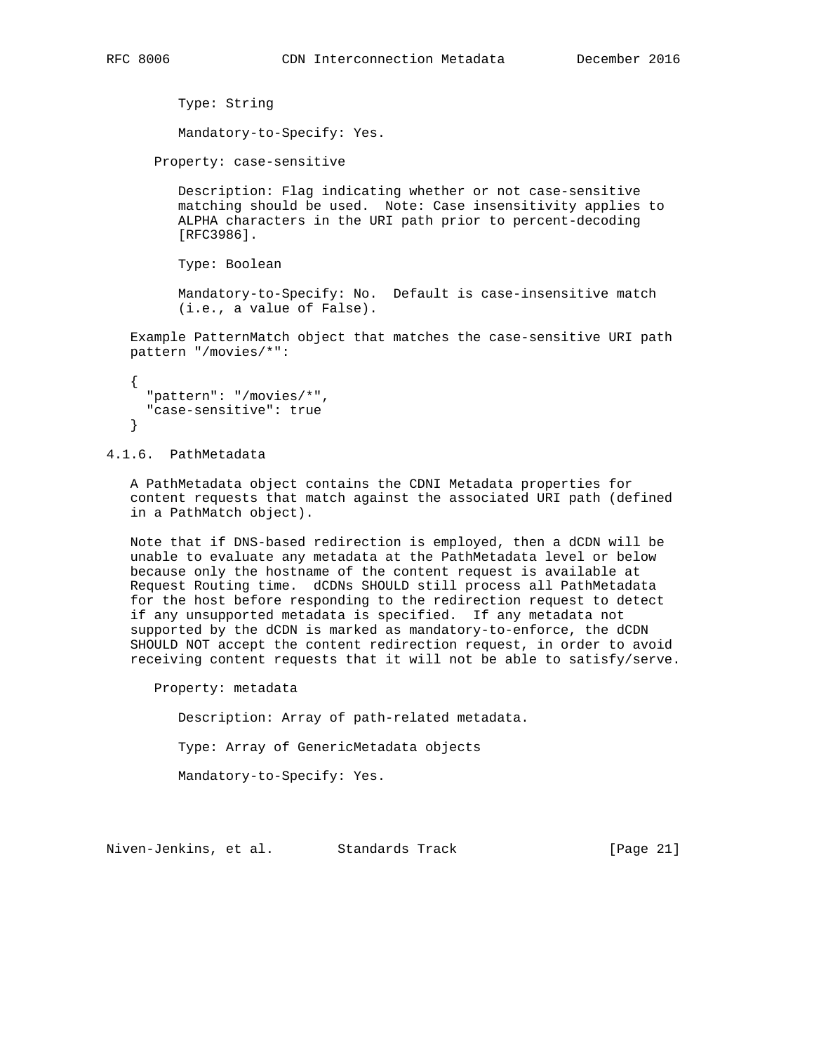Type: String

Mandatory-to-Specify: Yes.

Property: case-sensitive

Description: Flag indicating whether or not case-sensitive matching should be used. Note: Case insensitivity applies to ALPHA characters in the URI path prior to percent-decoding [RFC3986].

Type: Boolean

Mandatory-to-Specify: No. Default is case-insensitive match (i.e., a value of False).

Example PatternMatch object that matches the case-sensitive URI path pattern "/movies/*":

```
{
  "pattern": "/movies/*",
  "case-sensitive": true
}
```

### 4.1.6. PathMetadata

A PathMetadata object contains the CDNI Metadata properties for content requests that match against the associated URI path (defined in a PathMatch object).

Note that if DNS-based redirection is employed, then a dCDN will be unable to evaluate any metadata at the PathMetadata level or below because only the hostname of the content request is available at Request Routing time. dCDNs SHOULD still process all PathMetadata for the host before responding to the redirection request to detect if any unsupported metadata is specified. If any metadata not supported by the dCDN is marked as mandatory-to-enforce, the dCDN SHOULD NOT accept the content redirection request, in order to avoid receiving content requests that it will not be able to satisfy/serve.

Property: metadata

Description: Array of path-related metadata.

Type: Array of GenericMetadata objects

Mandatory-to-Specify: Yes.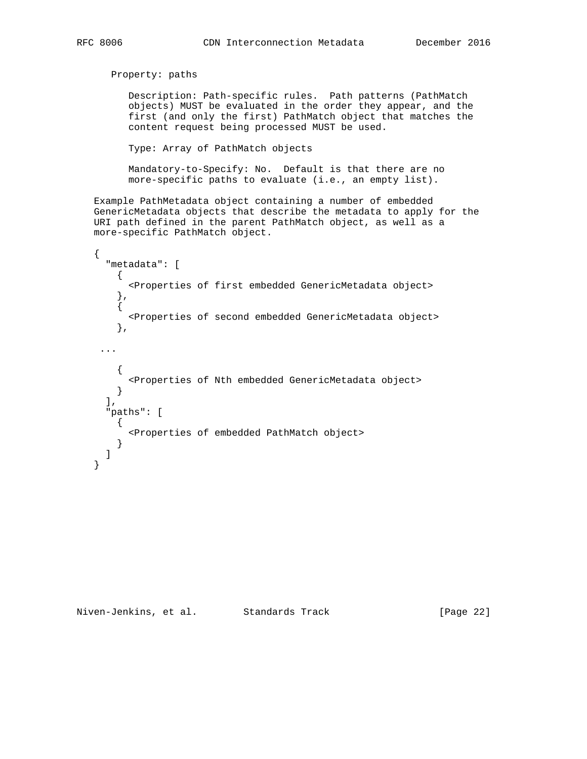Property: paths

Description: Path-specific rules. Path patterns (PathMatch objects) MUST be evaluated in the order they appear, and the first (and only the first) PathMatch object that matches the content request being processed MUST be used.

Type: Array of PathMatch objects

Mandatory-to-Specify: No. Default is that there are no more-specific paths to evaluate (i.e., an empty list).

Example PathMetadata object containing a number of embedded GenericMetadata objects that describe the metadata to apply for the URI path defined in the parent PathMatch object, as well as a more-specific PathMatch object.

```
{
  "metadata": [
    {
      <Properties of first embedded GenericMetadata object>
    },
    {
      <Properties of second embedded GenericMetadata object>
    },

 ...

    {
      <Properties of Nth embedded GenericMetadata object>
    }
  ],
  "paths": [
    {
      <Properties of embedded PathMatch object>
    }
  ]
}
```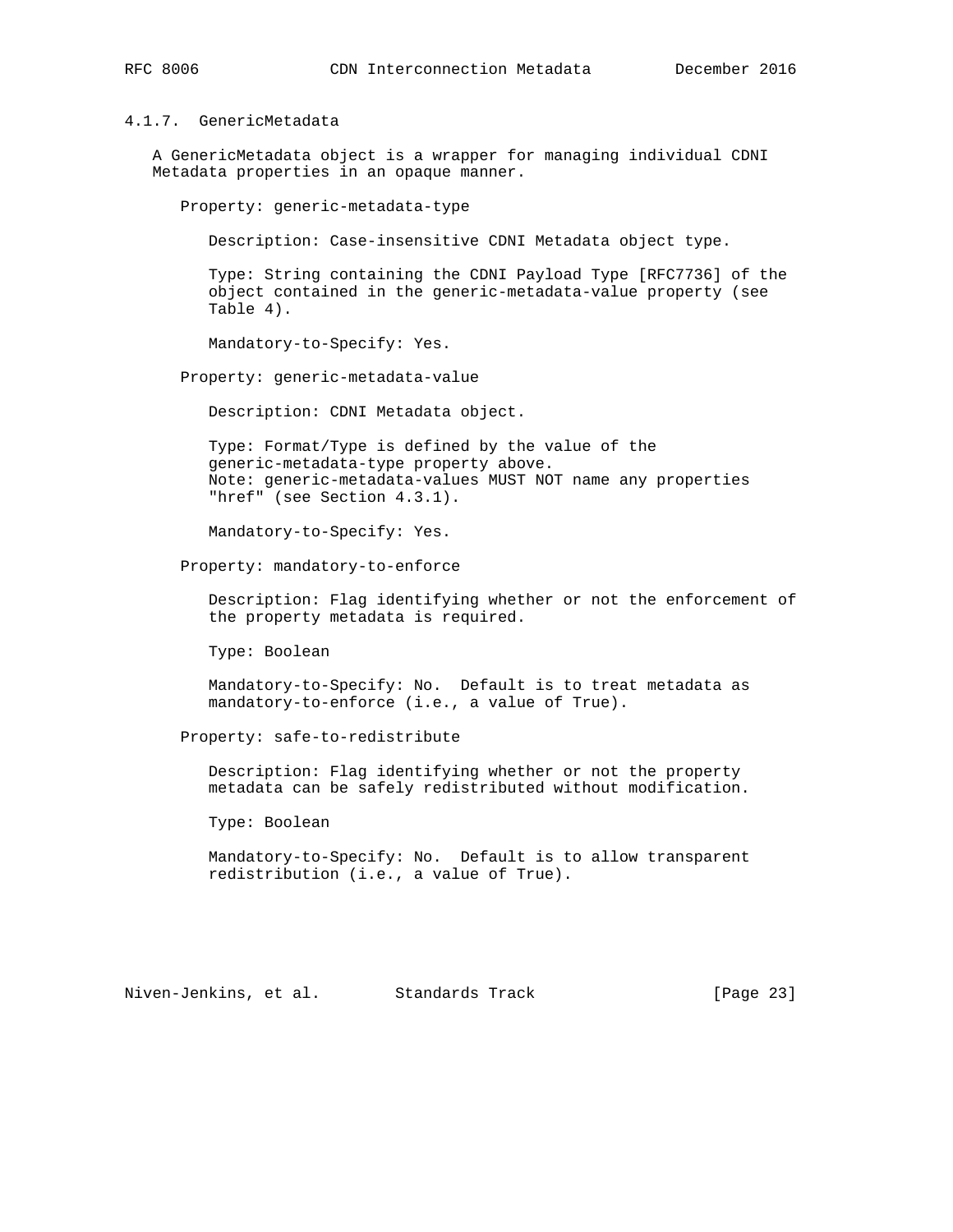#### 4.1.7. GenericMetadata

A GenericMetadata object is a wrapper for managing individual CDNI Metadata properties in an opaque manner.

Property: generic-metadata-type

Description: Case-insensitive CDNI Metadata object type.

Type: String containing the CDNI Payload Type [RFC7736] of the object contained in the generic-metadata-value property (see Table 4).

Mandatory-to-Specify: Yes.

Property: generic-metadata-value

Description: CDNI Metadata object.

Type: Format/Type is defined by the value of the generic-metadata-type property above.
Note: generic-metadata-values MUST NOT name any properties "href" (see Section 4.3.1).

Mandatory-to-Specify: Yes.

Property: mandatory-to-enforce

Description: Flag identifying whether or not the enforcement of the property metadata is required.

Type: Boolean

Mandatory-to-Specify: No. Default is to treat metadata as mandatory-to-enforce (i.e., a value of True).

Property: safe-to-redistribute

Description: Flag identifying whether or not the property metadata can be safely redistributed without modification.

Type: Boolean

Mandatory-to-Specify: No. Default is to allow transparent redistribution (i.e., a value of True).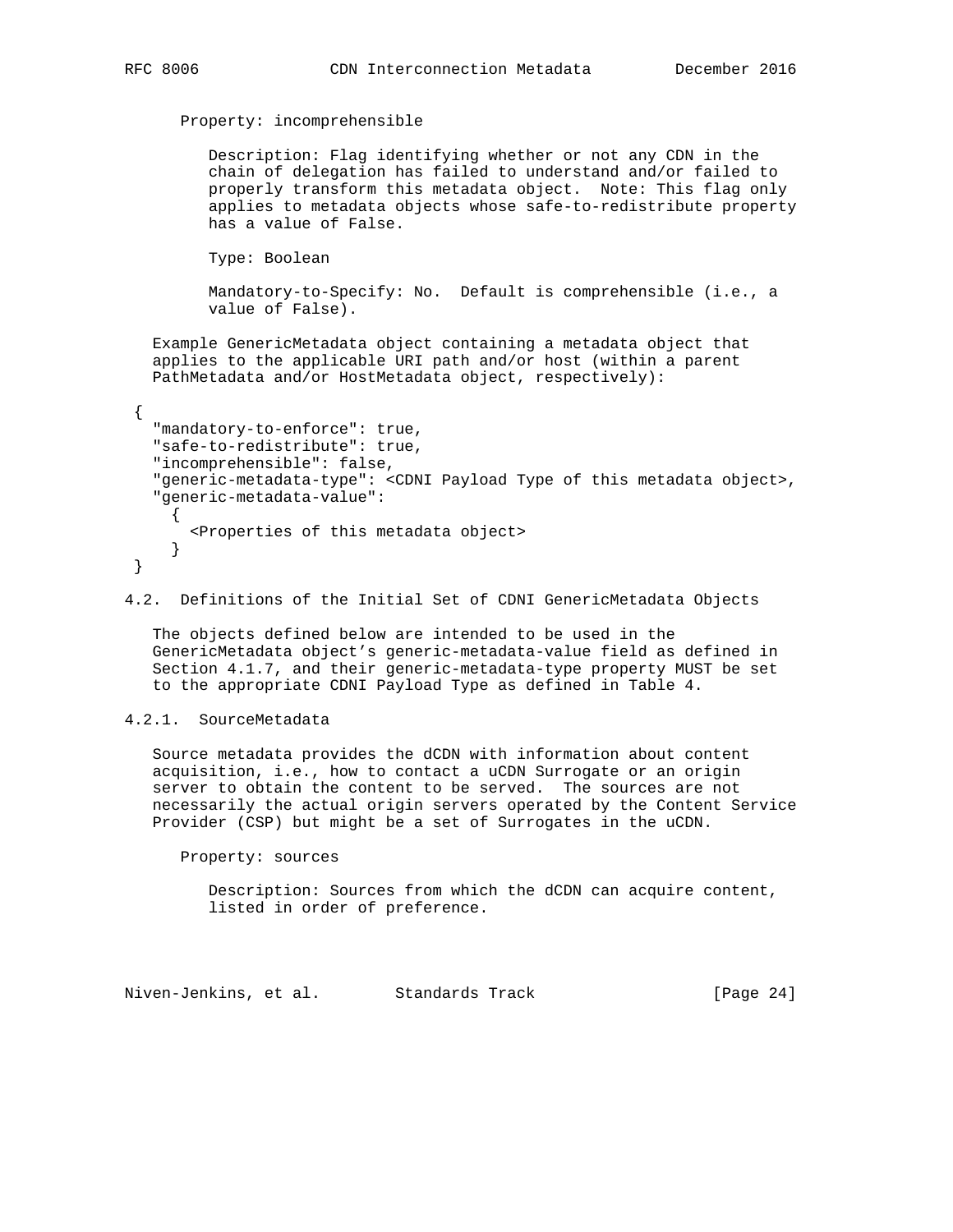Property: incomprehensible

Description: Flag identifying whether or not any CDN in the chain of delegation has failed to understand and/or failed to properly transform this metadata object. Note: This flag only applies to metadata objects whose safe-to-redistribute property has a value of False.

Type: Boolean

Mandatory-to-Specify: No. Default is comprehensible (i.e., a value of False).

Example GenericMetadata object containing a metadata object that applies to the applicable URI path and/or host (within a parent PathMetadata and/or HostMetadata object, respectively):

```
{
  "mandatory-to-enforce": true,
  "safe-to-redistribute": true,
  "incomprehensible": false,
  "generic-metadata-type": <CDNI Payload Type of this metadata object>,
  "generic-metadata-value":
    {
      <Properties of this metadata object>
    }
}
```

### 4.2. Definitions of the Initial Set of CDNI GenericMetadata Objects

The objects defined below are intended to be used in the GenericMetadata object's generic-metadata-value field as defined in Section 4.1.7, and their generic-metadata-type property MUST be set to the appropriate CDNI Payload Type as defined in Table 4.

#### 4.2.1. SourceMetadata

Source metadata provides the dCDN with information about content acquisition, i.e., how to contact a uCDN Surrogate or an origin server to obtain the content to be served. The sources are not necessarily the actual origin servers operated by the Content Service Provider (CSP) but might be a set of Surrogates in the uCDN.

Property: sources

Description: Sources from which the dCDN can acquire content, listed in order of preference.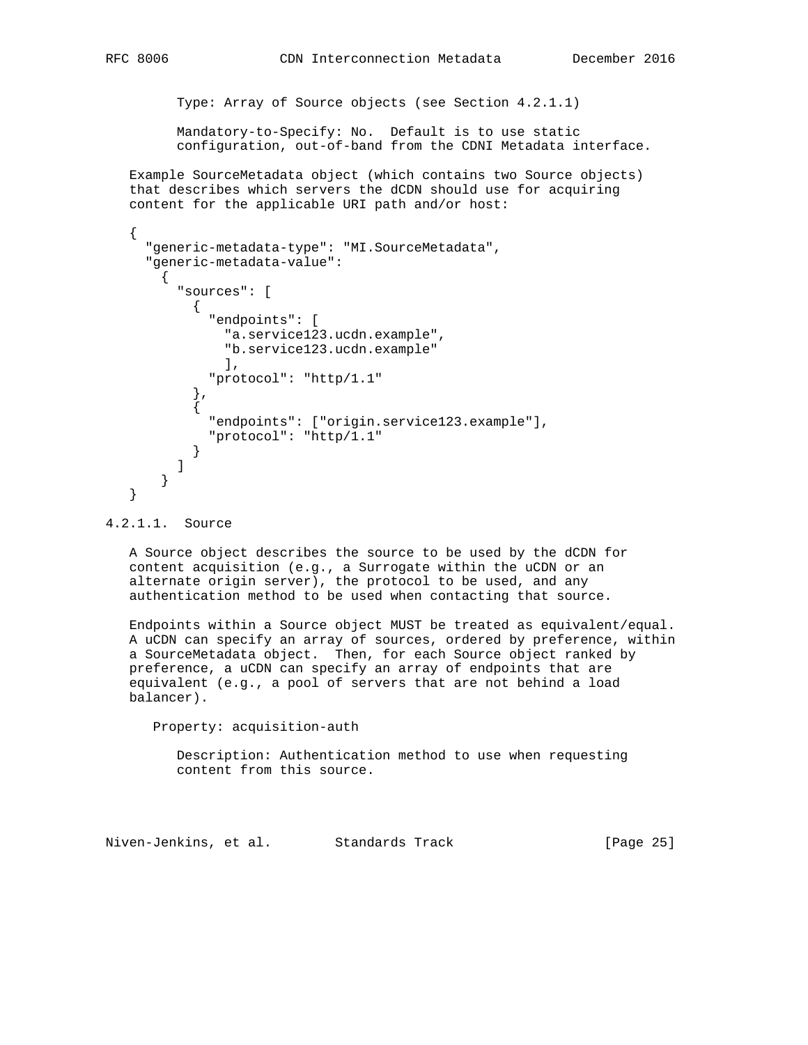Type: Array of Source objects (see Section 4.2.1.1)

Mandatory-to-Specify: No. Default is to use static configuration, out-of-band from the CDNI Metadata interface.

Example SourceMetadata object (which contains two Source objects) that describes which servers the dCDN should use for acquiring content for the applicable URI path and/or host:

```
{
  "generic-metadata-type": "MI.SourceMetadata",
  "generic-metadata-value":
    {
      "sources": [
        {
          "endpoints": [
            "a.service123.ucdn.example",
            "b.service123.ucdn.example"
            ],
          "protocol": "http/1.1"
        },
        {
          "endpoints": ["origin.service123.example"],
          "protocol": "http/1.1"
        }
      ]
    }
}
```

#### 4.2.1.1. Source

A Source object describes the source to be used by the dCDN for content acquisition (e.g., a Surrogate within the uCDN or an alternate origin server), the protocol to be used, and any authentication method to be used when contacting that source.

Endpoints within a Source object MUST be treated as equivalent/equal. A uCDN can specify an array of sources, ordered by preference, within a SourceMetadata object. Then, for each Source object ranked by preference, a uCDN can specify an array of endpoints that are equivalent (e.g., a pool of servers that are not behind a load balancer).

Property: acquisition-auth

Description: Authentication method to use when requesting content from this source.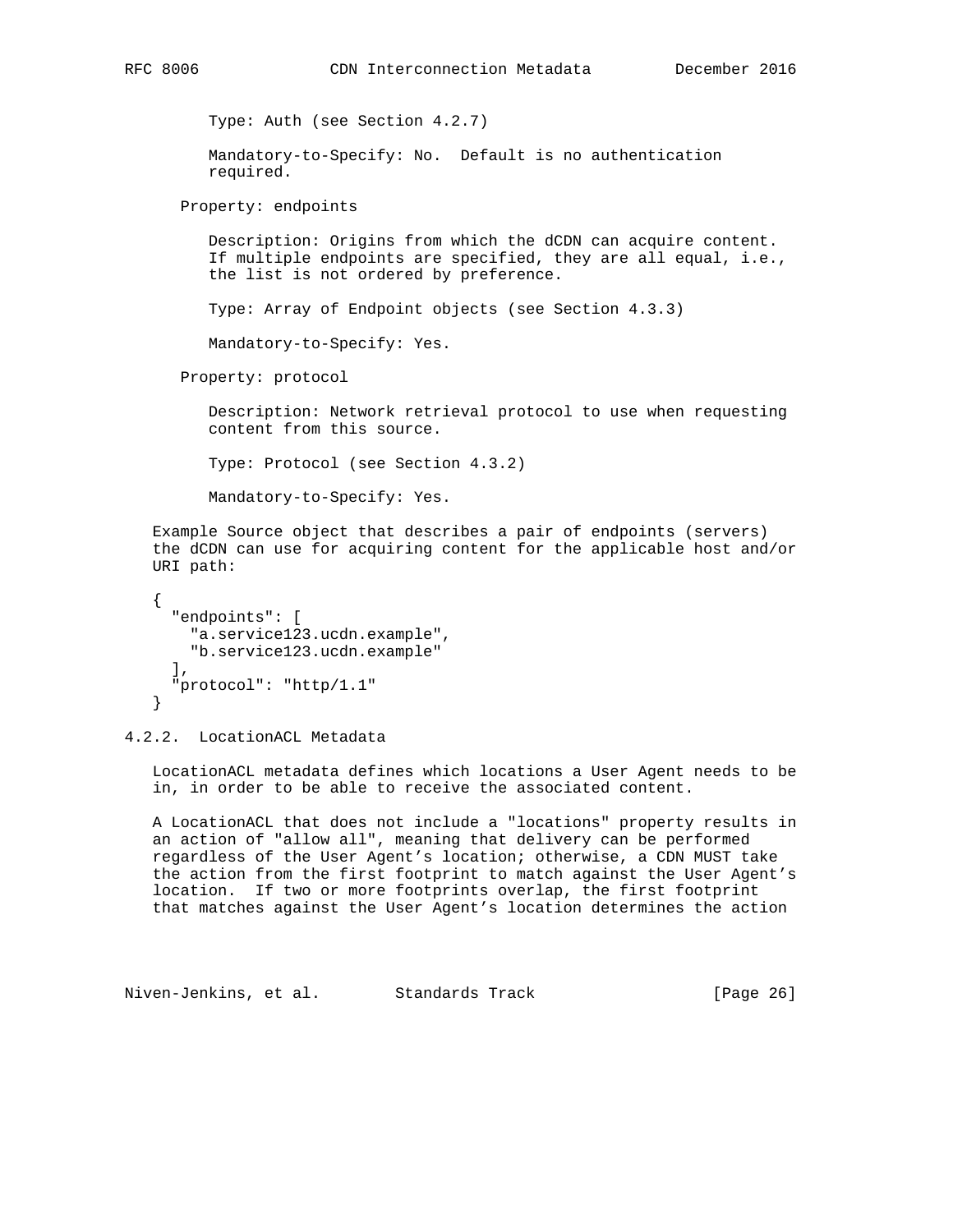Type: Auth (see Section 4.2.7)

Mandatory-to-Specify: No. Default is no authentication required.

Property: endpoints

Description: Origins from which the dCDN can acquire content. If multiple endpoints are specified, they are all equal, i.e., the list is not ordered by preference.

Type: Array of Endpoint objects (see Section 4.3.3)

Mandatory-to-Specify: Yes.

Property: protocol

Description: Network retrieval protocol to use when requesting content from this source.

Type: Protocol (see Section 4.3.2)

Mandatory-to-Specify: Yes.

Example Source object that describes a pair of endpoints (servers) the dCDN can use for acquiring content for the applicable host and/or URI path:

```
{
  "endpoints": [
    "a.service123.ucdn.example",
    "b.service123.ucdn.example"
  ],
  "protocol": "http/1.1"
}
```

### 4.2.2. LocationACL Metadata

LocationACL metadata defines which locations a User Agent needs to be in, in order to be able to receive the associated content.

A LocationACL that does not include a "locations" property results in an action of "allow all", meaning that delivery can be performed regardless of the User Agent's location; otherwise, a CDN MUST take the action from the first footprint to match against the User Agent's location. If two or more footprints overlap, the first footprint that matches against the User Agent's location determines the action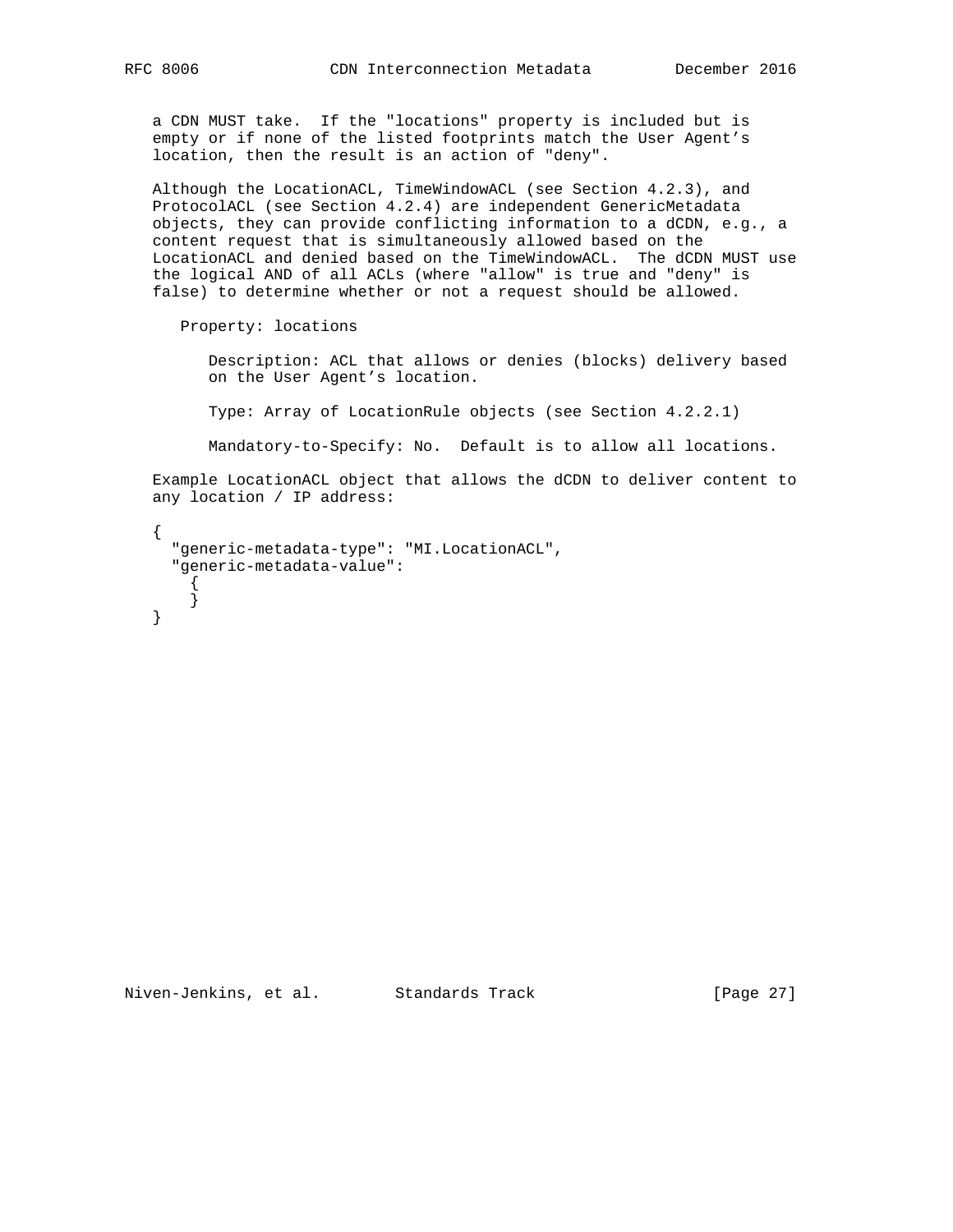a CDN MUST take. If the "locations" property is included but is empty or if none of the listed footprints match the User Agent's location, then the result is an action of "deny".

Although the LocationACL, TimeWindowACL (see Section 4.2.3), and ProtocolACL (see Section 4.2.4) are independent GenericMetadata objects, they can provide conflicting information to a dCDN, e.g., a content request that is simultaneously allowed based on the LocationACL and denied based on the TimeWindowACL. The dCDN MUST use the logical AND of all ACLs (where "allow" is true and "deny" is false) to determine whether or not a request should be allowed.

Property: locations

Description: ACL that allows or denies (blocks) delivery based on the User Agent's location.

Type: Array of LocationRule objects (see Section 4.2.2.1)

Mandatory-to-Specify: No. Default is to allow all locations.

Example LocationACL object that allows the dCDN to deliver content to any location / IP address:

```
{
  "generic-metadata-type": "MI.LocationACL",
  "generic-metadata-value":
    {
    }
}
```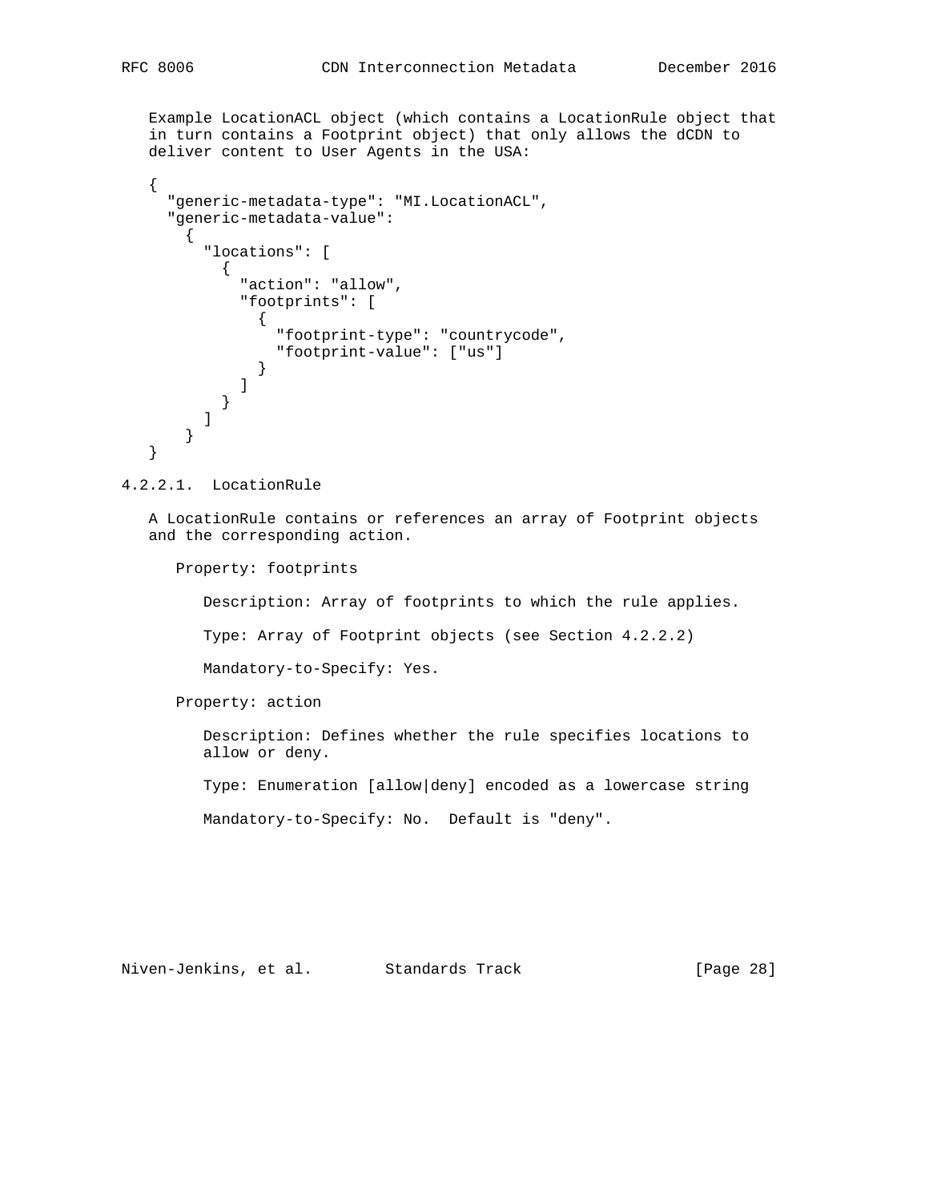Example LocationACL object (which contains a LocationRule object that in turn contains a Footprint object) that only allows the dCDN to deliver content to User Agents in the USA:

```
{
  "generic-metadata-type": "MI.LocationACL",
  "generic-metadata-value":
    {
      "locations": [
        {
          "action": "allow",
          "footprints": [
            {
              "footprint-type": "countrycode",
              "footprint-value": ["us"]
            }
          ]
        }
      ]
    }
}
```

#### 4.2.2.1. LocationRule

A LocationRule contains or references an array of Footprint objects and the corresponding action.

Property: footprints

Description: Array of footprints to which the rule applies.

Type: Array of Footprint objects (see Section 4.2.2.2)

Mandatory-to-Specify: Yes.

Property: action

Description: Defines whether the rule specifies locations to allow or deny.

Type: Enumeration [allow|deny] encoded as a lowercase string

Mandatory-to-Specify: No. Default is "deny".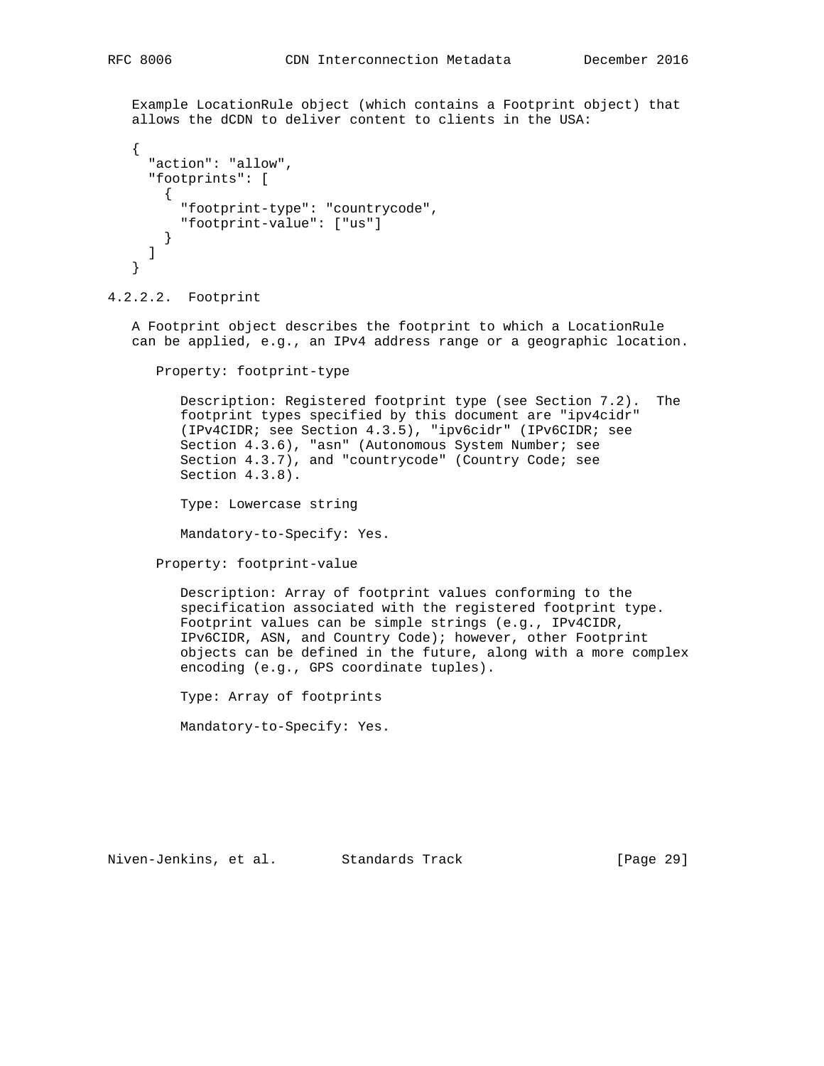Example LocationRule object (which contains a Footprint object) that allows the dCDN to deliver content to clients in the USA:

```
{
  "action": "allow",
  "footprints": [
    {
      "footprint-type": "countrycode",
      "footprint-value": ["us"]
    }
  ]
}
```

#### 4.2.2.2. Footprint

A Footprint object describes the footprint to which a LocationRule can be applied, e.g., an IPv4 address range or a geographic location.

Property: footprint-type

Description: Registered footprint type (see Section 7.2). The footprint types specified by this document are "ipv4cidr" (IPv4CIDR; see Section 4.3.5), "ipv6cidr" (IPv6CIDR; see Section 4.3.6), "asn" (Autonomous System Number; see Section 4.3.7), and "countrycode" (Country Code; see Section 4.3.8).

Type: Lowercase string

Mandatory-to-Specify: Yes.

Property: footprint-value

Description: Array of footprint values conforming to the specification associated with the registered footprint type. Footprint values can be simple strings (e.g., IPv4CIDR, IPv6CIDR, ASN, and Country Code); however, other Footprint objects can be defined in the future, along with a more complex encoding (e.g., GPS coordinate tuples).

Type: Array of footprints

Mandatory-to-Specify: Yes.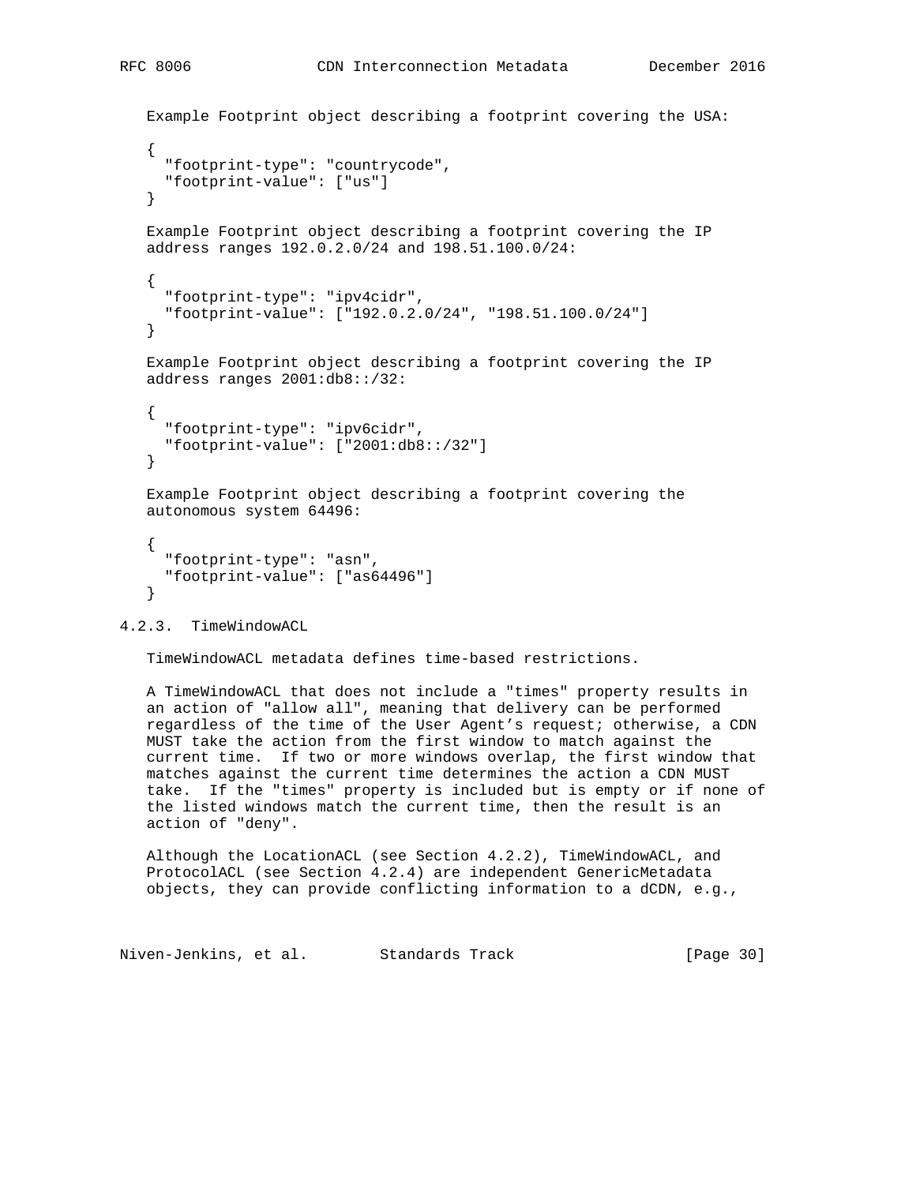Example Footprint object describing a footprint covering the USA:

```
{
  "footprint-type": "countrycode",
  "footprint-value": ["us"]
}
```

Example Footprint object describing a footprint covering the IP address ranges 192.0.2.0/24 and 198.51.100.0/24:

```
{
  "footprint-type": "ipv4cidr",
  "footprint-value": ["192.0.2.0/24", "198.51.100.0/24"]
}
```

Example Footprint object describing a footprint covering the IP address ranges 2001:db8::/32:

```
{
  "footprint-type": "ipv6cidr",
  "footprint-value": ["2001:db8::/32"]
}
```

Example Footprint object describing a footprint covering the autonomous system 64496:

```
{
  "footprint-type": "asn",
  "footprint-value": ["as64496"]
}
```

### 4.2.3. TimeWindowACL

TimeWindowACL metadata defines time-based restrictions.

A TimeWindowACL that does not include a "times" property results in an action of "allow all", meaning that delivery can be performed regardless of the time of the User Agent’s request; otherwise, a CDN MUST take the action from the first window to match against the current time. If two or more windows overlap, the first window that matches against the current time determines the action a CDN MUST take. If the "times" property is included but is empty or if none of the listed windows match the current time, then the result is an action of "deny".

Although the LocationACL (see Section 4.2.2), TimeWindowACL, and ProtocolACL (see Section 4.2.4) are independent GenericMetadata objects, they can provide conflicting information to a dCDN, e.g.,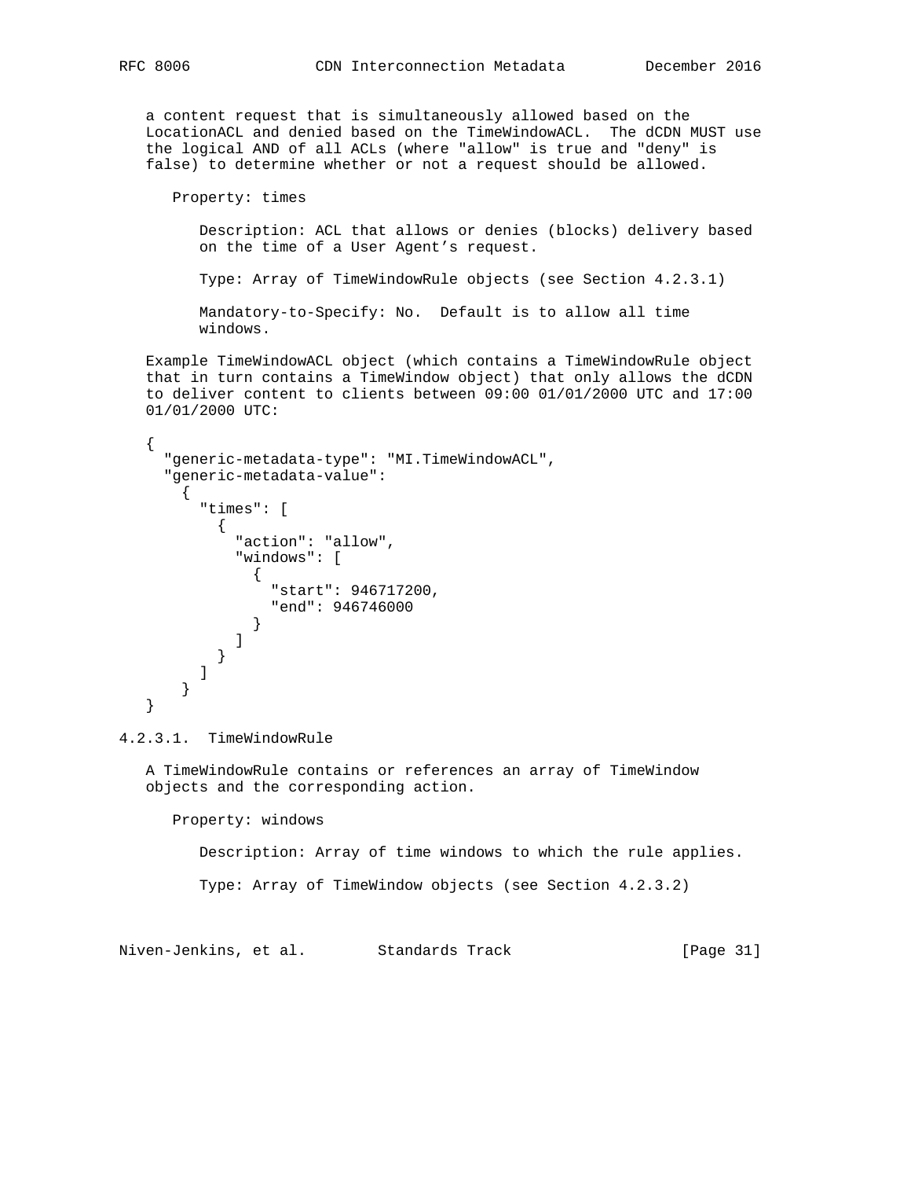a content request that is simultaneously allowed based on the LocationACL and denied based on the TimeWindowACL. The dCDN MUST use the logical AND of all ACLs (where "allow" is true and "deny" is false) to determine whether or not a request should be allowed.

Property: times

Description: ACL that allows or denies (blocks) delivery based on the time of a User Agent’s request.

Type: Array of TimeWindowRule objects (see Section 4.2.3.1)

Mandatory-to-Specify: No. Default is to allow all time windows.

Example TimeWindowACL object (which contains a TimeWindowRule object that in turn contains a TimeWindow object) that only allows the dCDN to deliver content to clients between 09:00 01/01/2000 UTC and 17:00 01/01/2000 UTC:

```
{
  "generic-metadata-type": "MI.TimeWindowACL",
  "generic-metadata-value":
    {
      "times": [
        {
          "action": "allow",
          "windows": [
            {
              "start": 946717200,
              "end": 946746000
            }
          ]
        }
      ]
    }
}
```

#### 4.2.3.1. TimeWindowRule

A TimeWindowRule contains or references an array of TimeWindow objects and the corresponding action.

Property: windows

Description: Array of time windows to which the rule applies.

Type: Array of TimeWindow objects (see Section 4.2.3.2)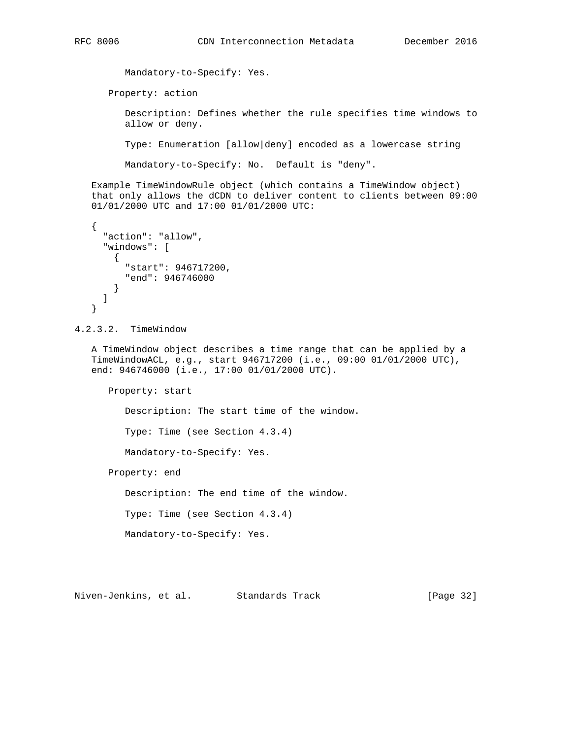Mandatory-to-Specify: Yes.

Property: action

Description: Defines whether the rule specifies time windows to allow or deny.

Type: Enumeration [allow|deny] encoded as a lowercase string

Mandatory-to-Specify: No. Default is "deny".

Example TimeWindowRule object (which contains a TimeWindow object) that only allows the dCDN to deliver content to clients between 09:00 01/01/2000 UTC and 17:00 01/01/2000 UTC:

```
{
  "action": "allow",
  "windows": [
    {
      "start": 946717200,
      "end": 946746000
    }
  ]
}
```

#### 4.2.3.2. TimeWindow

A TimeWindow object describes a time range that can be applied by a TimeWindowACL, e.g., start 946717200 (i.e., 09:00 01/01/2000 UTC), end: 946746000 (i.e., 17:00 01/01/2000 UTC).

Property: start

Description: The start time of the window.

Type: Time (see Section 4.3.4)

Mandatory-to-Specify: Yes.

Property: end

Description: The end time of the window.

Type: Time (see Section 4.3.4)

Mandatory-to-Specify: Yes.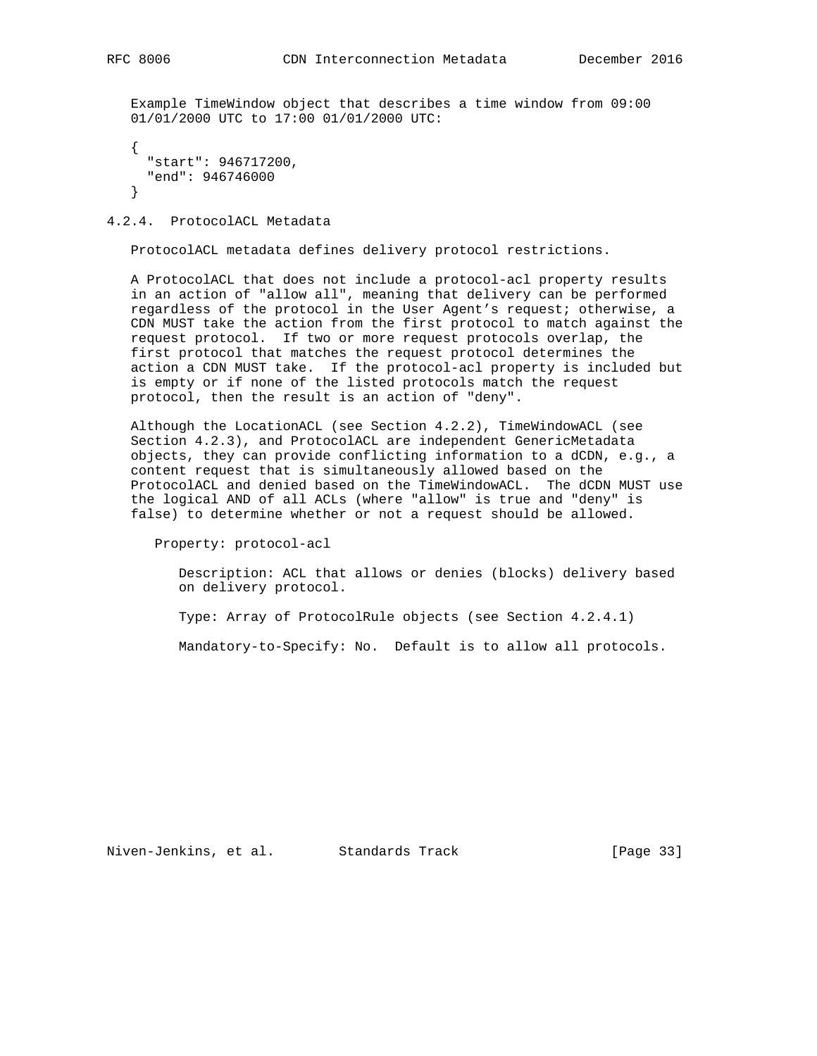Example TimeWindow object that describes a time window from 09:00 01/01/2000 UTC to 17:00 01/01/2000 UTC:

```
{
  "start": 946717200,
  "end": 946746000
}
```

### 4.2.4. ProtocolACL Metadata

ProtocolACL metadata defines delivery protocol restrictions.

A ProtocolACL that does not include a protocol-acl property results in an action of "allow all", meaning that delivery can be performed regardless of the protocol in the User Agent's request; otherwise, a CDN MUST take the action from the first protocol to match against the request protocol. If two or more request protocols overlap, the first protocol that matches the request protocol determines the action a CDN MUST take. If the protocol-acl property is included but is empty or if none of the listed protocols match the request protocol, then the result is an action of "deny".

Although the LocationACL (see Section 4.2.2), TimeWindowACL (see Section 4.2.3), and ProtocolACL are independent GenericMetadata objects, they can provide conflicting information to a dCDN, e.g., a content request that is simultaneously allowed based on the ProtocolACL and denied based on the TimeWindowACL. The dCDN MUST use the logical AND of all ACLs (where "allow" is true and "deny" is false) to determine whether or not a request should be allowed.

Property: protocol-acl

Description: ACL that allows or denies (blocks) delivery based on delivery protocol.

Type: Array of ProtocolRule objects (see Section 4.2.4.1)

Mandatory-to-Specify: No. Default is to allow all protocols.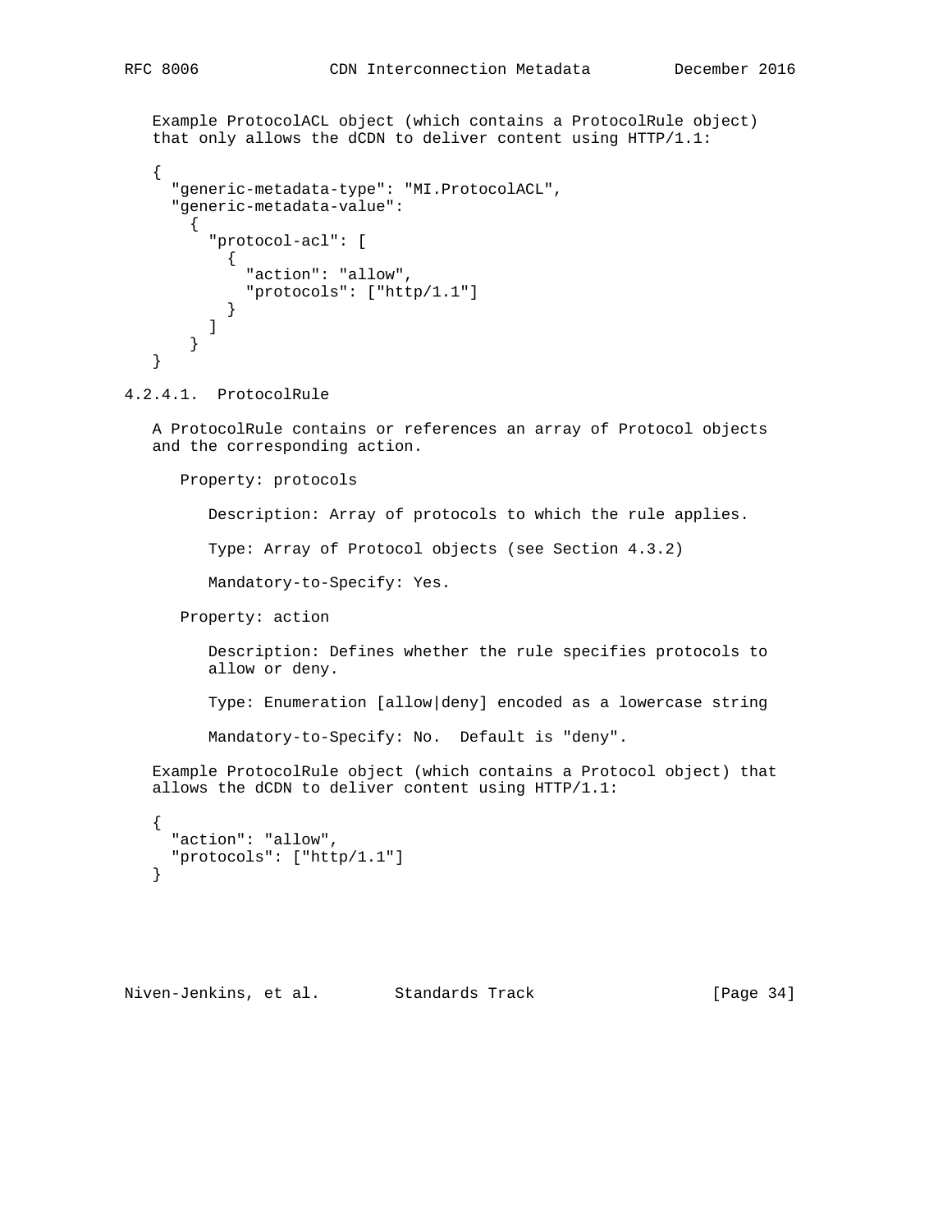Example ProtocolACL object (which contains a ProtocolRule object) that only allows the dCDN to deliver content using HTTP/1.1:

```
{
  "generic-metadata-type": "MI.ProtocolACL",
  "generic-metadata-value":
    {
      "protocol-acl": [
        {
          "action": "allow",
          "protocols": ["http/1.1"]
        }
      ]
    }
}
```

#### 4.2.4.1. ProtocolRule

A ProtocolRule contains or references an array of Protocol objects and the corresponding action.

Property: protocols

Description: Array of protocols to which the rule applies.

Type: Array of Protocol objects (see Section 4.3.2)

Mandatory-to-Specify: Yes.

Property: action

Description: Defines whether the rule specifies protocols to allow or deny.

Type: Enumeration [allow|deny] encoded as a lowercase string

Mandatory-to-Specify: No. Default is "deny".

Example ProtocolRule object (which contains a Protocol object) that allows the dCDN to deliver content using HTTP/1.1:

```
{
  "action": "allow",
  "protocols": ["http/1.1"]
}
```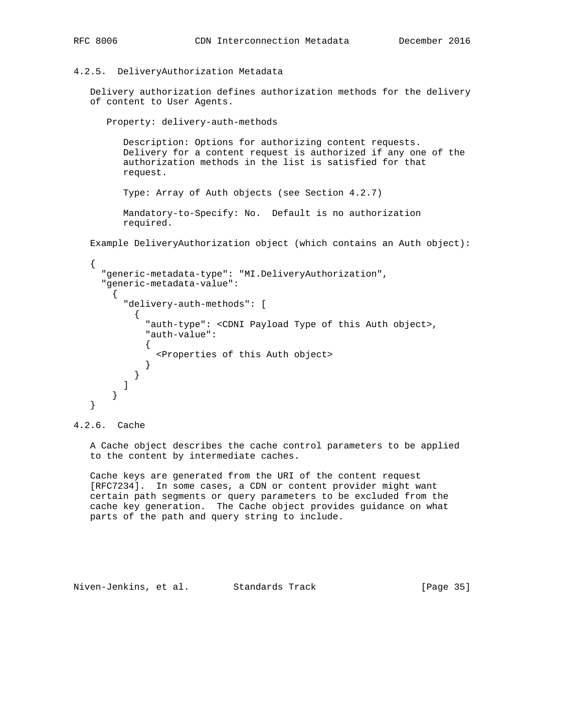### 4.2.5. DeliveryAuthorization Metadata

Delivery authorization defines authorization methods for the delivery of content to User Agents.

Property: delivery-auth-methods

Description: Options for authorizing content requests. Delivery for a content request is authorized if any one of the authorization methods in the list is satisfied for that request.

Type: Array of Auth objects (see Section 4.2.7)

Mandatory-to-Specify: No. Default is no authorization required.

Example DeliveryAuthorization object (which contains an Auth object):

```
{
  "generic-metadata-type": "MI.DeliveryAuthorization",
  "generic-metadata-value":
    {
      "delivery-auth-methods": [
        {
          "auth-type": <CDNI Payload Type of this Auth object>,
          "auth-value":
          {
            <Properties of this Auth object>
          }
        }
      ]
    }
}
```

### 4.2.6. Cache

A Cache object describes the cache control parameters to be applied to the content by intermediate caches.

Cache keys are generated from the URI of the content request [RFC7234]. In some cases, a CDN or content provider might want certain path segments or query parameters to be excluded from the cache key generation. The Cache object provides guidance on what parts of the path and query string to include.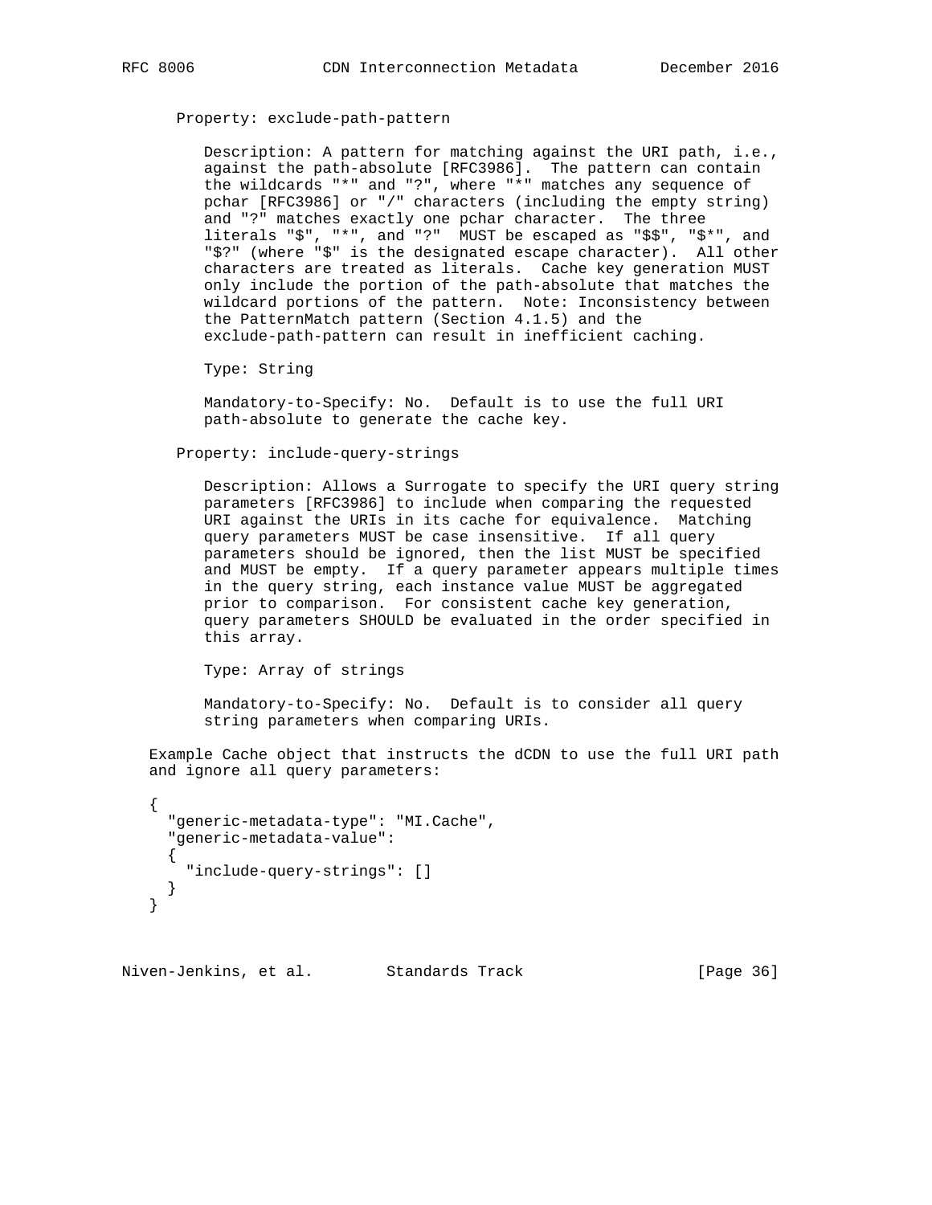Property: exclude-path-pattern

Description: A pattern for matching against the URI path, i.e., against the path-absolute [RFC3986]. The pattern can contain the wildcards "*" and "?", where "*" matches any sequence of pchar [RFC3986] or "/" characters (including the empty string) and "?" matches exactly one pchar character. The three literals "$", "*", and "?" MUST be escaped as "$$", "$*", and "$?" (where "$" is the designated escape character). All other characters are treated as literals. Cache key generation MUST only include the portion of the path-absolute that matches the wildcard portions of the pattern. Note: Inconsistency between the PatternMatch pattern (Section 4.1.5) and the exclude-path-pattern can result in inefficient caching.

Type: String

Mandatory-to-Specify: No. Default is to use the full URI path-absolute to generate the cache key.

Property: include-query-strings

Description: Allows a Surrogate to specify the URI query string parameters [RFC3986] to include when comparing the requested URI against the URIs in its cache for equivalence. Matching query parameters MUST be case insensitive. If all query parameters should be ignored, then the list MUST be specified and MUST be empty. If a query parameter appears multiple times in the query string, each instance value MUST be aggregated prior to comparison. For consistent cache key generation, query parameters SHOULD be evaluated in the order specified in this array.

Type: Array of strings

Mandatory-to-Specify: No. Default is to consider all query string parameters when comparing URIs.

Example Cache object that instructs the dCDN to use the full URI path and ignore all query parameters:

```
{
  "generic-metadata-type": "MI.Cache",
  "generic-metadata-value":
  {
    "include-query-strings": []
  }
}
```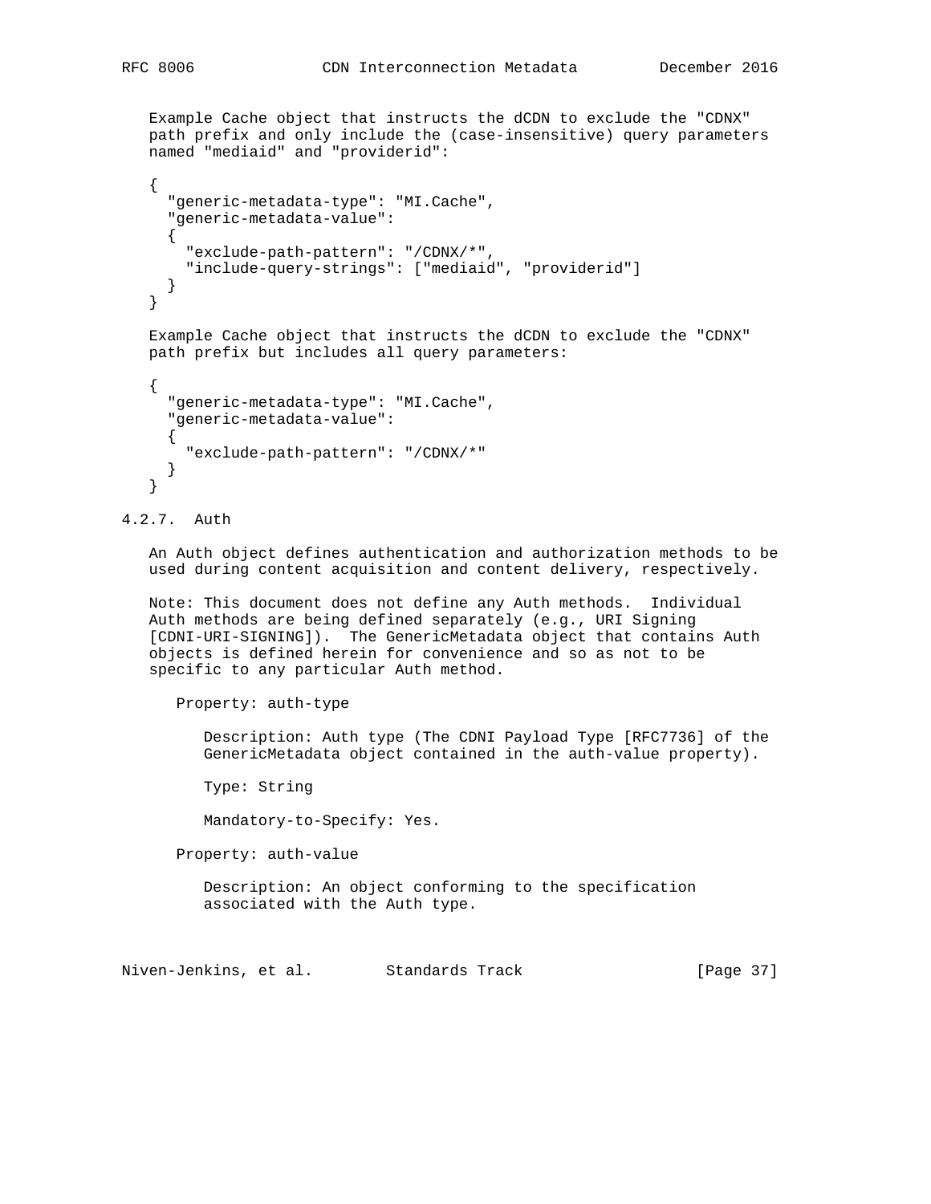Example Cache object that instructs the dCDN to exclude the "CDNX" path prefix and only include the (case-insensitive) query parameters named "mediaid" and "providerid":

```
{
  "generic-metadata-type": "MI.Cache",
  "generic-metadata-value":
  {
    "exclude-path-pattern": "/CDNX/*",
    "include-query-strings": ["mediaid", "providerid"]
  }
}
```

Example Cache object that instructs the dCDN to exclude the "CDNX" path prefix but includes all query parameters:

```
{
  "generic-metadata-type": "MI.Cache",
  "generic-metadata-value":
  {
    "exclude-path-pattern": "/CDNX/*"
  }
}
```

### 4.2.7. Auth

An Auth object defines authentication and authorization methods to be used during content acquisition and content delivery, respectively.

Note: This document does not define any Auth methods. Individual Auth methods are being defined separately (e.g., URI Signing [CDNI-URI-SIGNING]). The GenericMetadata object that contains Auth objects is defined herein for convenience and so as not to be specific to any particular Auth method.

Property: auth-type

Description: Auth type (The CDNI Payload Type [RFC7736] of the GenericMetadata object contained in the auth-value property).

Type: String

Mandatory-to-Specify: Yes.

Property: auth-value

Description: An object conforming to the specification associated with the Auth type.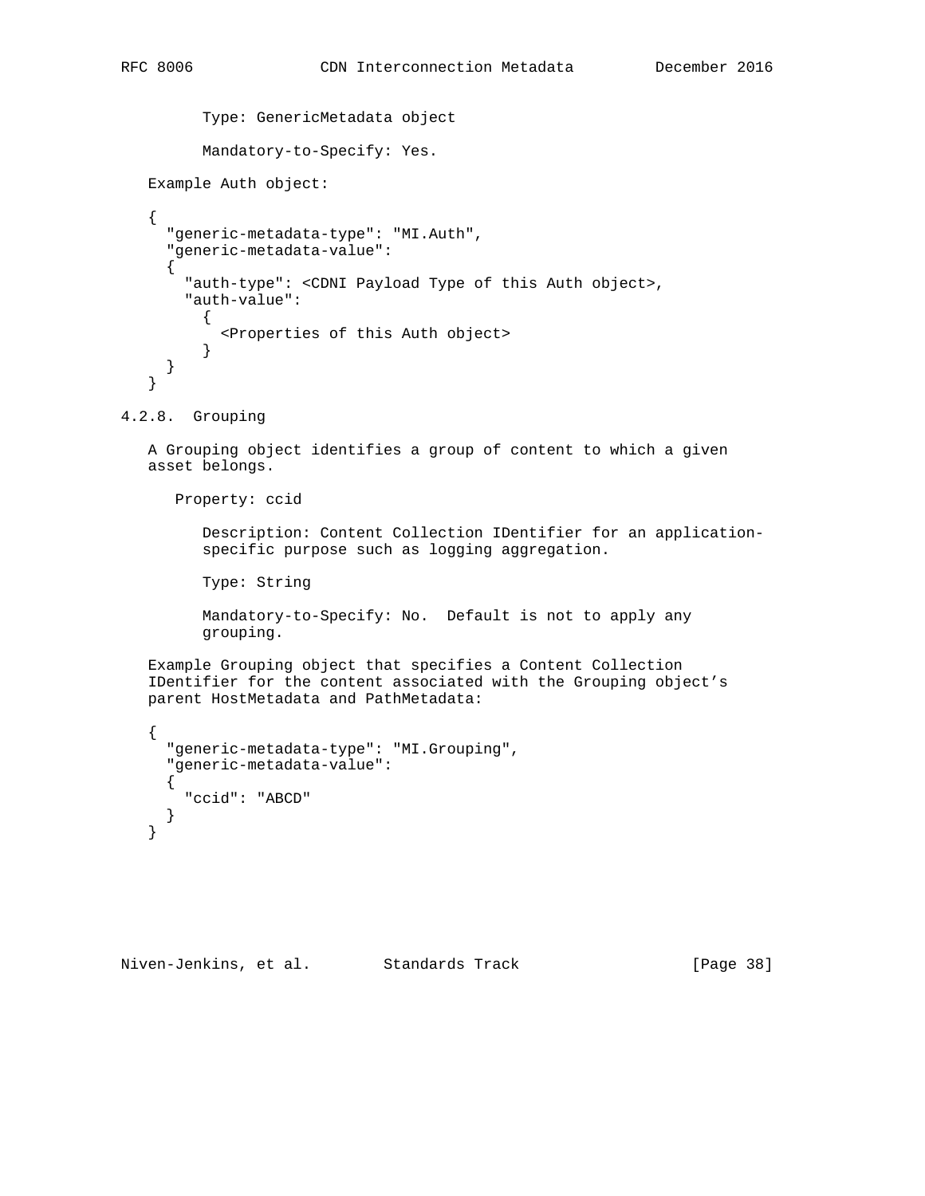Type: GenericMetadata object

Mandatory-to-Specify: Yes.

Example Auth object:

```
{
  "generic-metadata-type": "MI.Auth",
  "generic-metadata-value":
  {
    "auth-type": <CDNI Payload Type of this Auth object>,
    "auth-value":
      {
        <Properties of this Auth object>
      }
  }
}
```

#### 4.2.8. Grouping

A Grouping object identifies a group of content to which a given asset belongs.

Property: ccid

Description: Content Collection IDentifier for an application-specific purpose such as logging aggregation.

Type: String

Mandatory-to-Specify: No. Default is not to apply any grouping.

Example Grouping object that specifies a Content Collection IDentifier for the content associated with the Grouping object's parent HostMetadata and PathMetadata:

```
{
  "generic-metadata-type": "MI.Grouping",
  "generic-metadata-value":
  {
    "ccid": "ABCD"
  }
}
```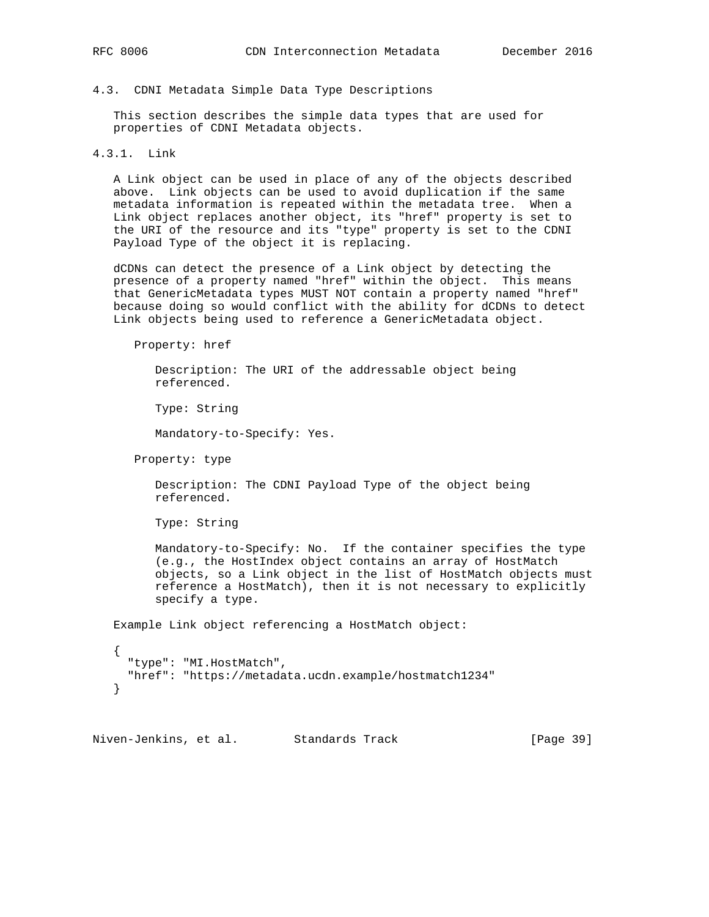### 4.3. CDNI Metadata Simple Data Type Descriptions

This section describes the simple data types that are used for properties of CDNI Metadata objects.

#### 4.3.1. Link

A Link object can be used in place of any of the objects described above. Link objects can be used to avoid duplication if the same metadata information is repeated within the metadata tree. When a Link object replaces another object, its "href" property is set to the URI of the resource and its "type" property is set to the CDNI Payload Type of the object it is replacing.

dCDNs can detect the presence of a Link object by detecting the presence of a property named "href" within the object. This means that GenericMetadata types MUST NOT contain a property named "href" because doing so would conflict with the ability for dCDNs to detect Link objects being used to reference a GenericMetadata object.

Property: href

Description: The URI of the addressable object being referenced.

Type: String

Mandatory-to-Specify: Yes.

Property: type

Description: The CDNI Payload Type of the object being referenced.

Type: String

Mandatory-to-Specify: No. If the container specifies the type (e.g., the HostIndex object contains an array of HostMatch objects, so a Link object in the list of HostMatch objects must reference a HostMatch), then it is not necessary to explicitly specify a type.

Example Link object referencing a HostMatch object:

```
{
  "type": "MI.HostMatch",
  "href": "https://metadata.ucdn.example/hostmatch1234"
}
```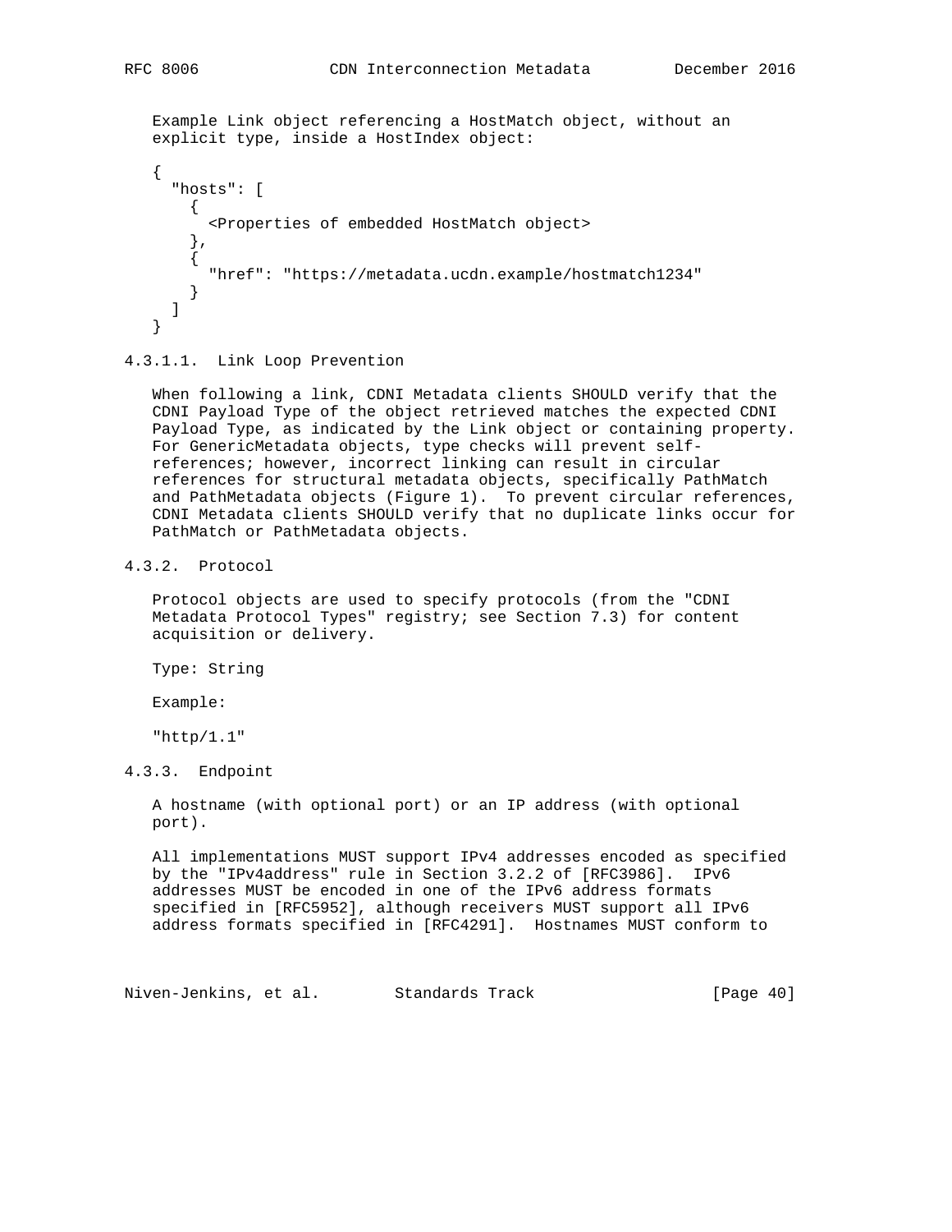Example Link object referencing a HostMatch object, without an explicit type, inside a HostIndex object:

```
{
  "hosts": [
    {
      <Properties of embedded HostMatch object>
    },
    {
      "href": "https://metadata.ucdn.example/hostmatch1234"
    }
  ]
}
```

#### 4.3.1.1. Link Loop Prevention

When following a link, CDNI Metadata clients SHOULD verify that the CDNI Payload Type of the object retrieved matches the expected CDNI Payload Type, as indicated by the Link object or containing property. For GenericMetadata objects, type checks will prevent self-references; however, incorrect linking can result in circular references for structural metadata objects, specifically PathMatch and PathMetadata objects (Figure 1). To prevent circular references, CDNI Metadata clients SHOULD verify that no duplicate links occur for PathMatch or PathMetadata objects.

### 4.3.2. Protocol

Protocol objects are used to specify protocols (from the "CDNI Metadata Protocol Types" registry; see Section 7.3) for content acquisition or delivery.

Type: String

Example:

```
"http/1.1"
```

### 4.3.3. Endpoint

A hostname (with optional port) or an IP address (with optional port).

All implementations MUST support IPv4 addresses encoded as specified by the "IPv4address" rule in Section 3.2.2 of [RFC3986]. IPv6 addresses MUST be encoded in one of the IPv6 address formats specified in [RFC5952], although receivers MUST support all IPv6 address formats specified in [RFC4291]. Hostnames MUST conform to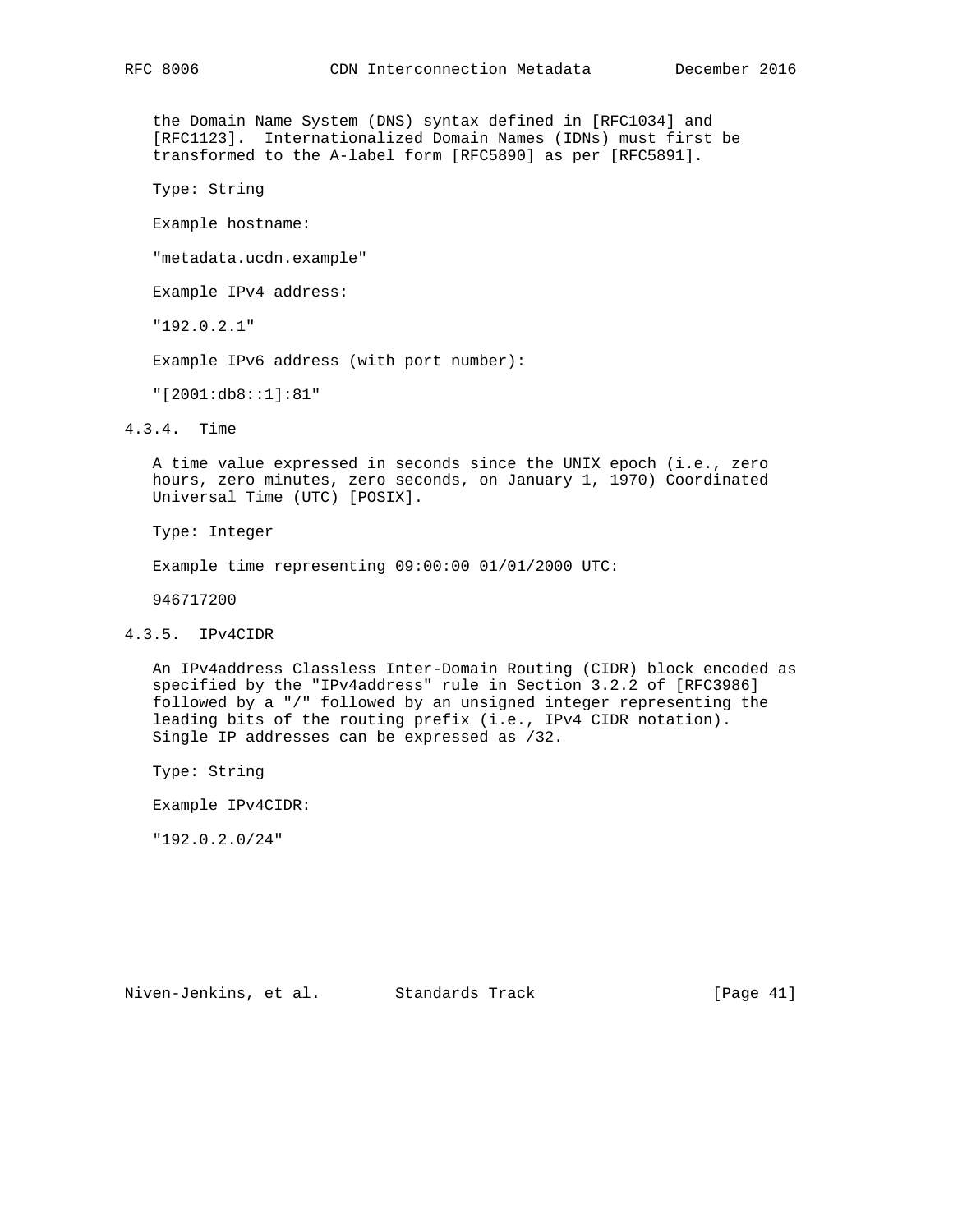the Domain Name System (DNS) syntax defined in [RFC1034] and [RFC1123]. Internationalized Domain Names (IDNs) must first be transformed to the A-label form [RFC5890] as per [RFC5891].

Type: String

Example hostname:

"metadata.ucdn.example"

Example IPv4 address:

"192.0.2.1"

Example IPv6 address (with port number):

"[2001:db8::1]:81"

#### 4.3.4. Time

A time value expressed in seconds since the UNIX epoch (i.e., zero hours, zero minutes, zero seconds, on January 1, 1970) Coordinated Universal Time (UTC) [POSIX].

Type: Integer

Example time representing 09:00:00 01/01/2000 UTC:

946717200

#### 4.3.5. IPv4CIDR

An IPv4address Classless Inter-Domain Routing (CIDR) block encoded as specified by the "IPv4address" rule in Section 3.2.2 of [RFC3986] followed by a "/" followed by an unsigned integer representing the leading bits of the routing prefix (i.e., IPv4 CIDR notation). Single IP addresses can be expressed as /32.

Type: String

Example IPv4CIDR:

"192.0.2.0/24"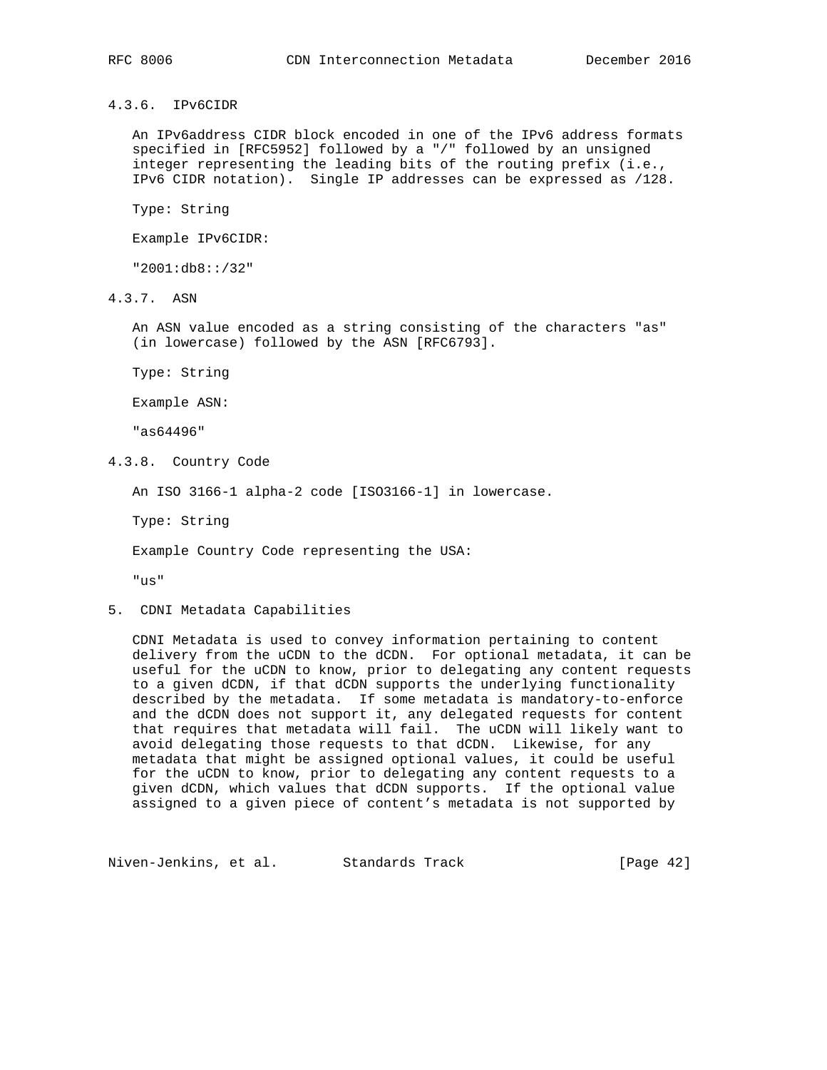#### 4.3.6. IPv6CIDR

An IPv6address CIDR block encoded in one of the IPv6 address formats specified in [RFC5952] followed by a "/" followed by an unsigned integer representing the leading bits of the routing prefix (i.e., IPv6 CIDR notation). Single IP addresses can be expressed as /128.

Type: String

Example IPv6CIDR:

"2001:db8::/32"

#### 4.3.7. ASN

An ASN value encoded as a string consisting of the characters "as" (in lowercase) followed by the ASN [RFC6793].

Type: String

Example ASN:

"as64496"

#### 4.3.8. Country Code

An ISO 3166-1 alpha-2 code [ISO3166-1] in lowercase.

Type: String

Example Country Code representing the USA:

"us"

## 5. CDNI Metadata Capabilities

CDNI Metadata is used to convey information pertaining to content delivery from the uCDN to the dCDN. For optional metadata, it can be useful for the uCDN to know, prior to delegating any content requests to a given dCDN, if that dCDN supports the underlying functionality described by the metadata. If some metadata is mandatory-to-enforce and the dCDN does not support it, any delegated requests for content that requires that metadata will fail. The uCDN will likely want to avoid delegating those requests to that dCDN. Likewise, for any metadata that might be assigned optional values, it could be useful for the uCDN to know, prior to delegating any content requests to a given dCDN, which values that dCDN supports. If the optional value assigned to a given piece of content's metadata is not supported by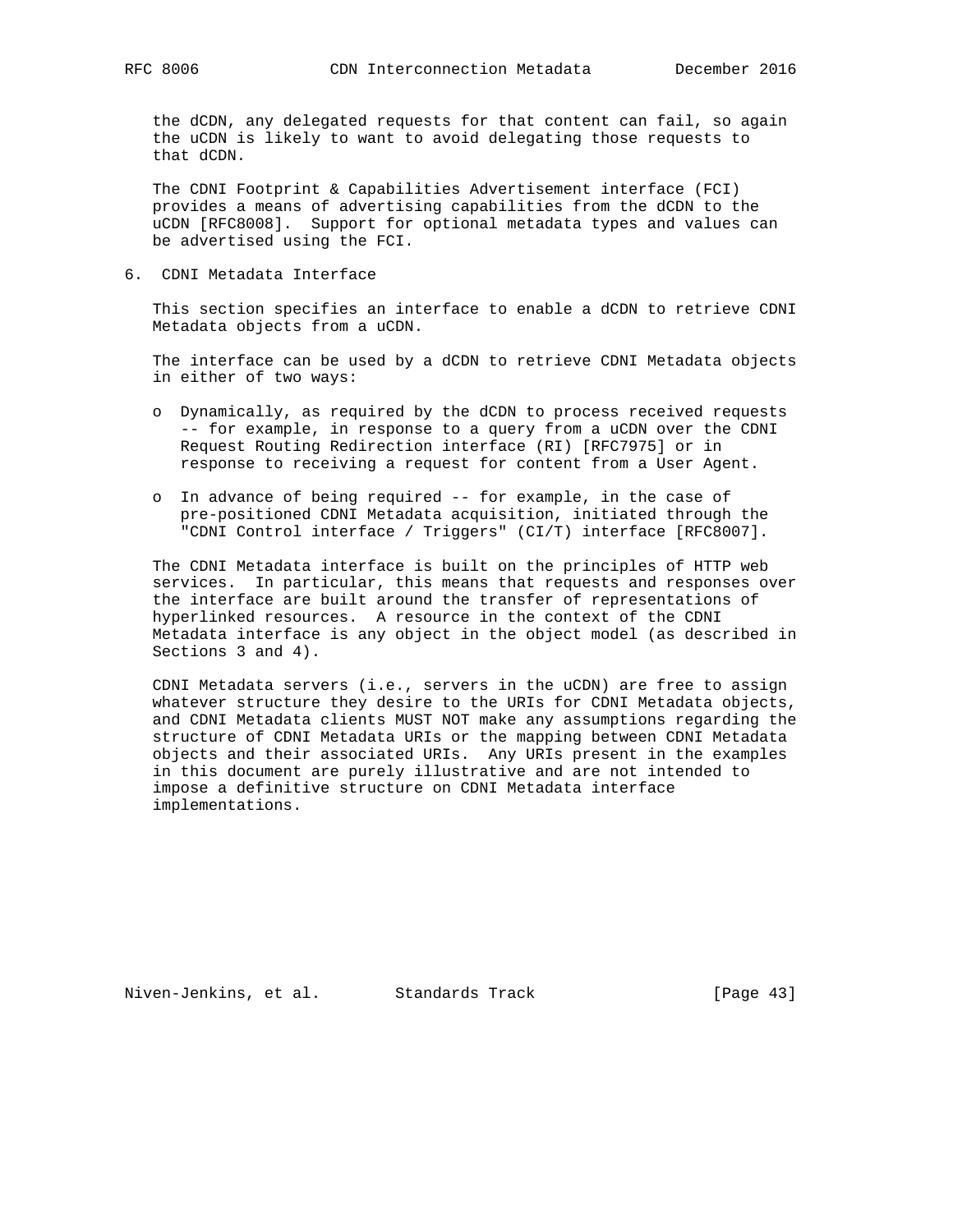the dCDN, any delegated requests for that content can fail, so again the uCDN is likely to want to avoid delegating those requests to that dCDN.

The CDNI Footprint & Capabilities Advertisement interface (FCI) provides a means of advertising capabilities from the dCDN to the uCDN [RFC8008]. Support for optional metadata types and values can be advertised using the FCI.

## 6. CDNI Metadata Interface

This section specifies an interface to enable a dCDN to retrieve CDNI Metadata objects from a uCDN.

The interface can be used by a dCDN to retrieve CDNI Metadata objects in either of two ways:

- Dynamically, as required by the dCDN to process received requests -- for example, in response to a query from a uCDN over the CDNI Request Routing Redirection interface (RI) [RFC7975] or in response to receiving a request for content from a User Agent.

- In advance of being required -- for example, in the case of pre-positioned CDNI Metadata acquisition, initiated through the "CDNI Control interface / Triggers" (CI/T) interface [RFC8007].

The CDNI Metadata interface is built on the principles of HTTP web services. In particular, this means that requests and responses over the interface are built around the transfer of representations of hyperlinked resources. A resource in the context of the CDNI Metadata interface is any object in the object model (as described in Sections 3 and 4).

CDNI Metadata servers (i.e., servers in the uCDN) are free to assign whatever structure they desire to the URIs for CDNI Metadata objects, and CDNI Metadata clients MUST NOT make any assumptions regarding the structure of CDNI Metadata URIs or the mapping between CDNI Metadata objects and their associated URIs. Any URIs present in the examples in this document are purely illustrative and are not intended to impose a definitive structure on CDNI Metadata interface implementations.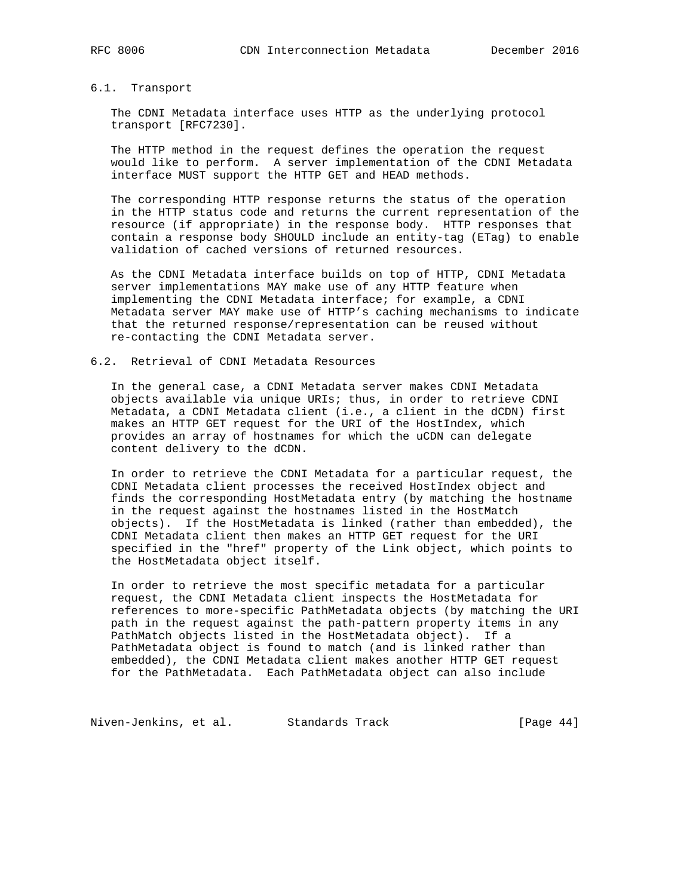### 6.1. Transport

The CDNI Metadata interface uses HTTP as the underlying protocol transport [RFC7230].

The HTTP method in the request defines the operation the request would like to perform. A server implementation of the CDNI Metadata interface MUST support the HTTP GET and HEAD methods.

The corresponding HTTP response returns the status of the operation in the HTTP status code and returns the current representation of the resource (if appropriate) in the response body. HTTP responses that contain a response body SHOULD include an entity-tag (ETag) to enable validation of cached versions of returned resources.

As the CDNI Metadata interface builds on top of HTTP, CDNI Metadata server implementations MAY make use of any HTTP feature when implementing the CDNI Metadata interface; for example, a CDNI Metadata server MAY make use of HTTP's caching mechanisms to indicate that the returned response/representation can be reused without re-contacting the CDNI Metadata server.

### 6.2. Retrieval of CDNI Metadata Resources

In the general case, a CDNI Metadata server makes CDNI Metadata objects available via unique URIs; thus, in order to retrieve CDNI Metadata, a CDNI Metadata client (i.e., a client in the dCDN) first makes an HTTP GET request for the URI of the HostIndex, which provides an array of hostnames for which the uCDN can delegate content delivery to the dCDN.

In order to retrieve the CDNI Metadata for a particular request, the CDNI Metadata client processes the received HostIndex object and finds the corresponding HostMetadata entry (by matching the hostname in the request against the hostnames listed in the HostMatch objects). If the HostMetadata is linked (rather than embedded), the CDNI Metadata client then makes an HTTP GET request for the URI specified in the "href" property of the Link object, which points to the HostMetadata object itself.

In order to retrieve the most specific metadata for a particular request, the CDNI Metadata client inspects the HostMetadata for references to more-specific PathMetadata objects (by matching the URI path in the request against the path-pattern property items in any PathMatch objects listed in the HostMetadata object). If a PathMetadata object is found to match (and is linked rather than embedded), the CDNI Metadata client makes another HTTP GET request for the PathMetadata. Each PathMetadata object can also include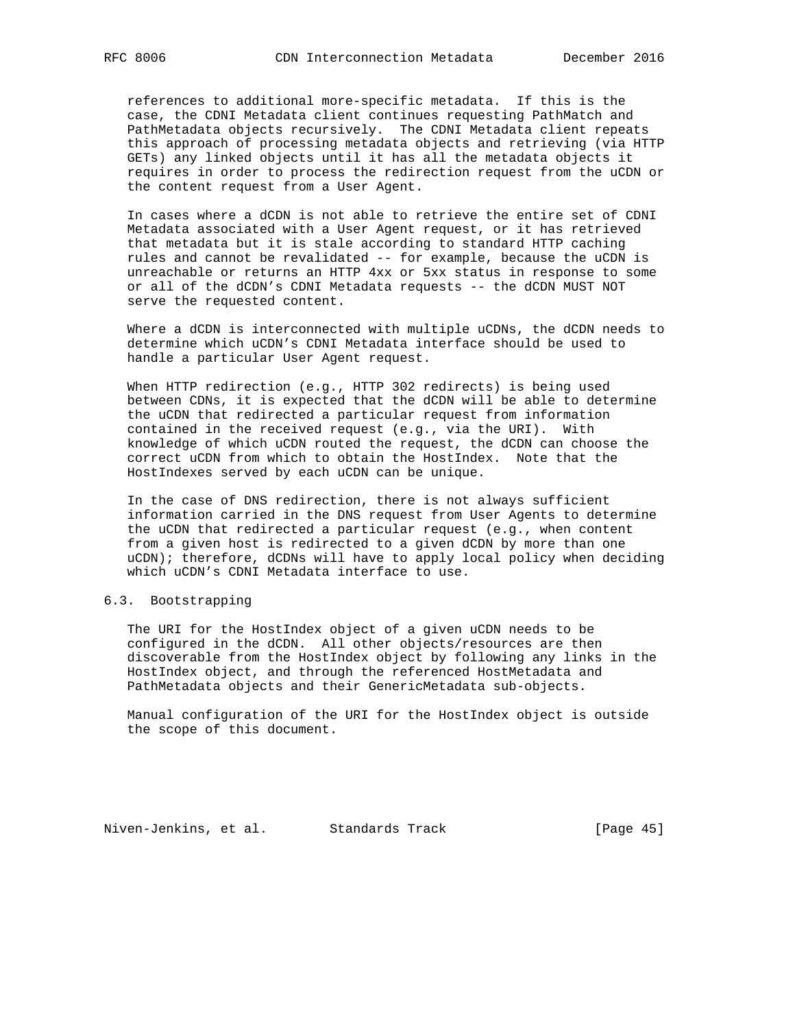references to additional more-specific metadata. If this is the case, the CDNI Metadata client continues requesting PathMatch and PathMetadata objects recursively. The CDNI Metadata client repeats this approach of processing metadata objects and retrieving (via HTTP GETs) any linked objects until it has all the metadata objects it requires in order to process the redirection request from the uCDN or the content request from a User Agent.

In cases where a dCDN is not able to retrieve the entire set of CDNI Metadata associated with a User Agent request, or it has retrieved that metadata but it is stale according to standard HTTP caching rules and cannot be revalidated -- for example, because the uCDN is unreachable or returns an HTTP 4xx or 5xx status in response to some or all of the dCDN's CDNI Metadata requests -- the dCDN MUST NOT serve the requested content.

Where a dCDN is interconnected with multiple uCDNs, the dCDN needs to determine which uCDN's CDNI Metadata interface should be used to handle a particular User Agent request.

When HTTP redirection (e.g., HTTP 302 redirects) is being used between CDNs, it is expected that the dCDN will be able to determine the uCDN that redirected a particular request from information contained in the received request (e.g., via the URI). With knowledge of which uCDN routed the request, the dCDN can choose the correct uCDN from which to obtain the HostIndex. Note that the HostIndexes served by each uCDN can be unique.

In the case of DNS redirection, there is not always sufficient information carried in the DNS request from User Agents to determine the uCDN that redirected a particular request (e.g., when content from a given host is redirected to a given dCDN by more than one uCDN); therefore, dCDNs will have to apply local policy when deciding which uCDN's CDNI Metadata interface to use.

## 6.3. Bootstrapping

The URI for the HostIndex object of a given uCDN needs to be configured in the dCDN. All other objects/resources are then discoverable from the HostIndex object by following any links in the HostIndex object, and through the referenced HostMetadata and PathMetadata objects and their GenericMetadata sub-objects.

Manual configuration of the URI for the HostIndex object is outside the scope of this document.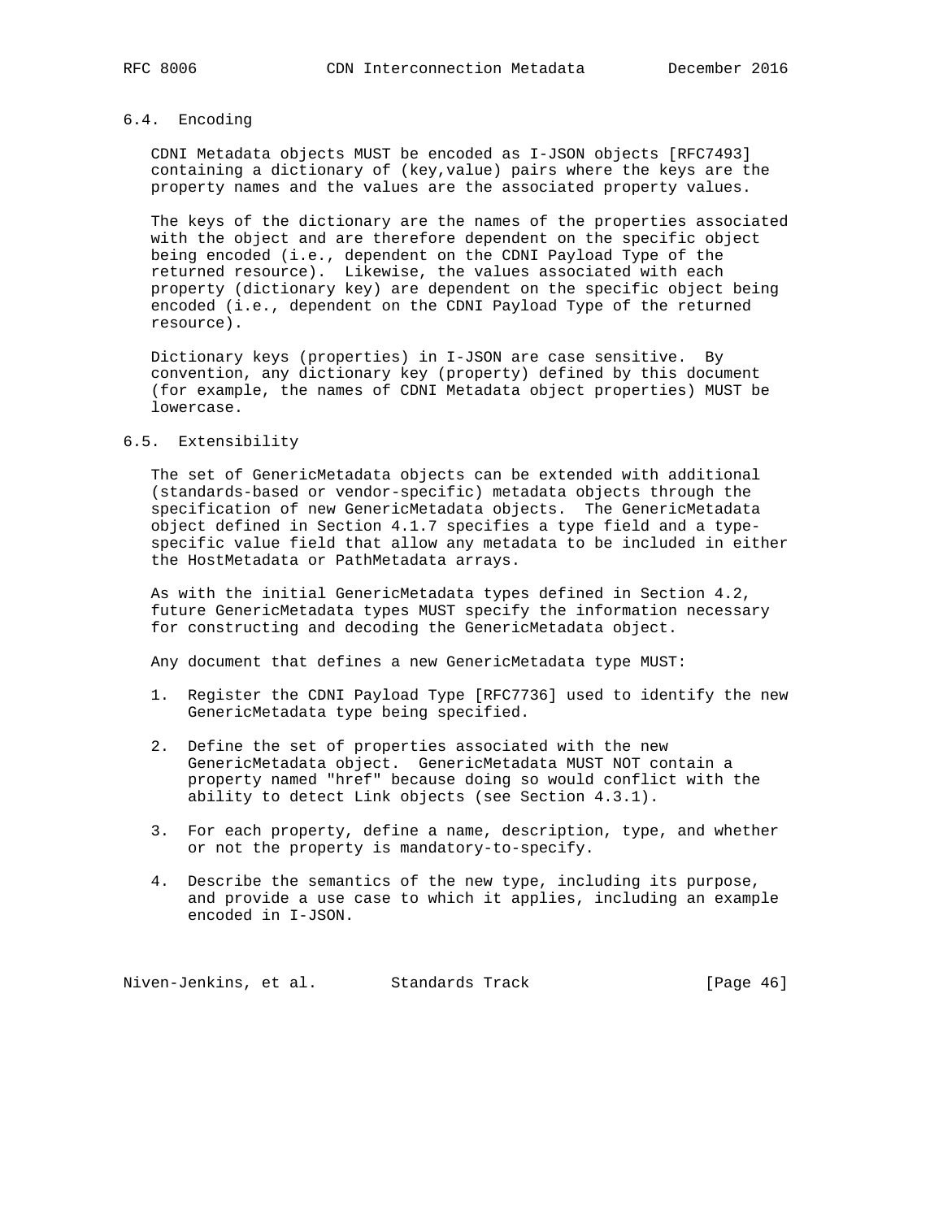### 6.4. Encoding

CDNI Metadata objects MUST be encoded as I-JSON objects [RFC7493] containing a dictionary of (key,value) pairs where the keys are the property names and the values are the associated property values.

The keys of the dictionary are the names of the properties associated with the object and are therefore dependent on the specific object being encoded (i.e., dependent on the CDNI Payload Type of the returned resource). Likewise, the values associated with each property (dictionary key) are dependent on the specific object being encoded (i.e., dependent on the CDNI Payload Type of the returned resource).

Dictionary keys (properties) in I-JSON are case sensitive. By convention, any dictionary key (property) defined by this document (for example, the names of CDNI Metadata object properties) MUST be lowercase.

### 6.5. Extensibility

The set of GenericMetadata objects can be extended with additional (standards-based or vendor-specific) metadata objects through the specification of new GenericMetadata objects. The GenericMetadata object defined in Section 4.1.7 specifies a type field and a type-specific value field that allow any metadata to be included in either the HostMetadata or PathMetadata arrays.

As with the initial GenericMetadata types defined in Section 4.2, future GenericMetadata types MUST specify the information necessary for constructing and decoding the GenericMetadata object.

Any document that defines a new GenericMetadata type MUST:

1. Register the CDNI Payload Type [RFC7736] used to identify the new GenericMetadata type being specified.

2. Define the set of properties associated with the new GenericMetadata object. GenericMetadata MUST NOT contain a property named "href" because doing so would conflict with the ability to detect Link objects (see Section 4.3.1).

3. For each property, define a name, description, type, and whether or not the property is mandatory-to-specify.

4. Describe the semantics of the new type, including its purpose, and provide a use case to which it applies, including an example encoded in I-JSON.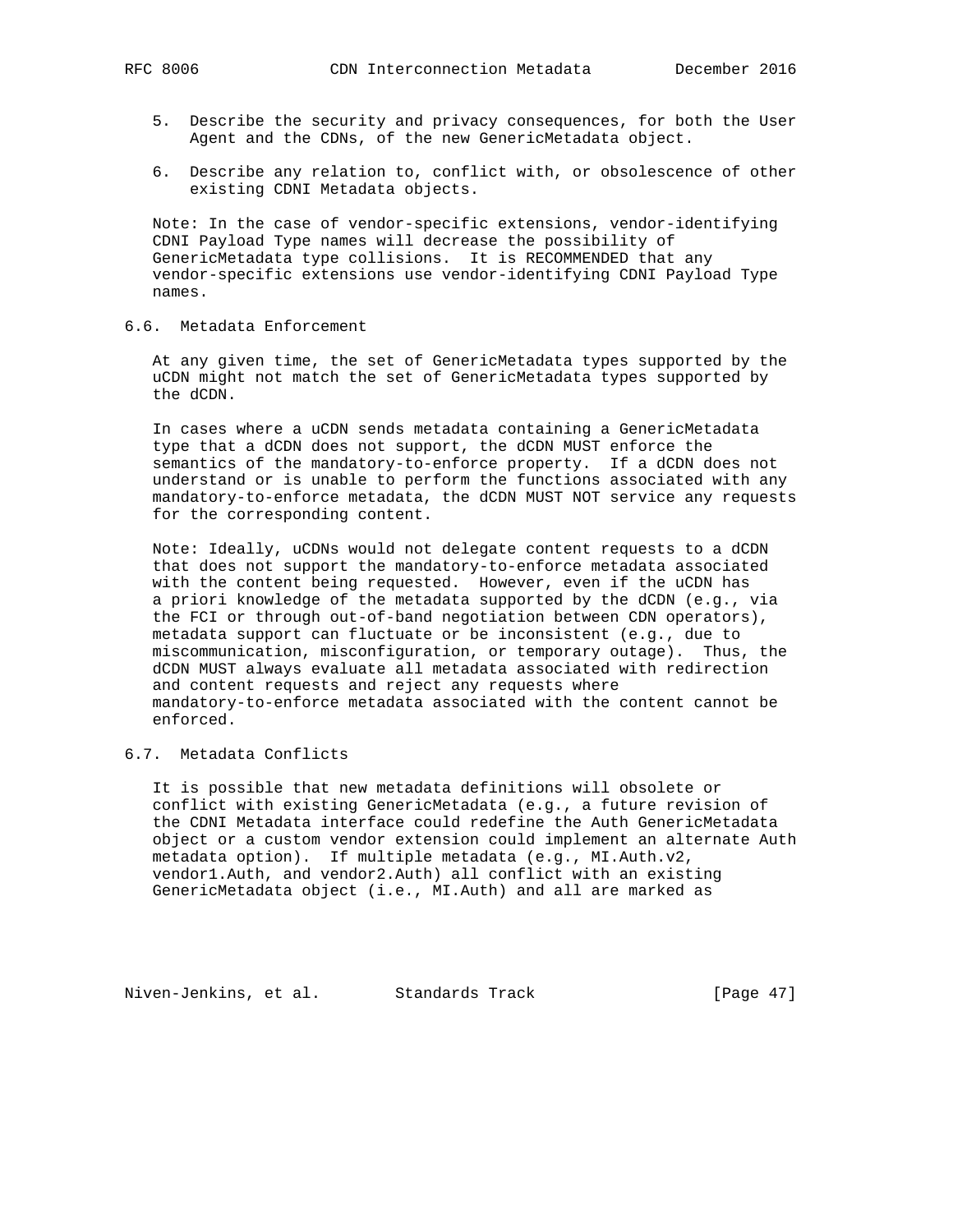5. Describe the security and privacy consequences, for both the User Agent and the CDNs, of the new GenericMetadata object.

6. Describe any relation to, conflict with, or obsolescence of other existing CDNI Metadata objects.

Note: In the case of vendor-specific extensions, vendor-identifying CDNI Payload Type names will decrease the possibility of GenericMetadata type collisions. It is RECOMMENDED that any vendor-specific extensions use vendor-identifying CDNI Payload Type names.

### 6.6. Metadata Enforcement

At any given time, the set of GenericMetadata types supported by the uCDN might not match the set of GenericMetadata types supported by the dCDN.

In cases where a uCDN sends metadata containing a GenericMetadata type that a dCDN does not support, the dCDN MUST enforce the semantics of the mandatory-to-enforce property. If a dCDN does not understand or is unable to perform the functions associated with any mandatory-to-enforce metadata, the dCDN MUST NOT service any requests for the corresponding content.

Note: Ideally, uCDNs would not delegate content requests to a dCDN that does not support the mandatory-to-enforce metadata associated with the content being requested. However, even if the uCDN has a priori knowledge of the metadata supported by the dCDN (e.g., via the FCI or through out-of-band negotiation between CDN operators), metadata support can fluctuate or be inconsistent (e.g., due to miscommunication, misconfiguration, or temporary outage). Thus, the dCDN MUST always evaluate all metadata associated with redirection and content requests and reject any requests where mandatory-to-enforce metadata associated with the content cannot be enforced.

### 6.7. Metadata Conflicts

It is possible that new metadata definitions will obsolete or conflict with existing GenericMetadata (e.g., a future revision of the CDNI Metadata interface could redefine the Auth GenericMetadata object or a custom vendor extension could implement an alternate Auth metadata option). If multiple metadata (e.g., MI.Auth.v2, vendor1.Auth, and vendor2.Auth) all conflict with an existing GenericMetadata object (i.e., MI.Auth) and all are marked as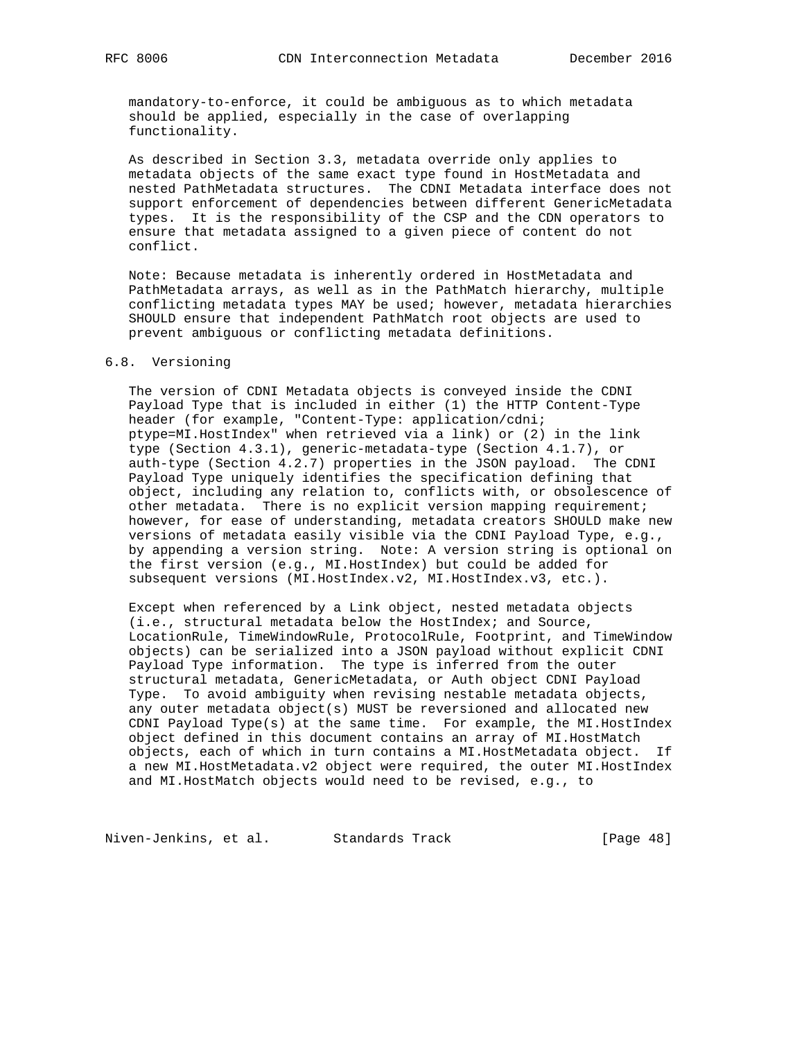mandatory-to-enforce, it could be ambiguous as to which metadata should be applied, especially in the case of overlapping functionality.

As described in Section 3.3, metadata override only applies to metadata objects of the same exact type found in HostMetadata and nested PathMetadata structures. The CDNI Metadata interface does not support enforcement of dependencies between different GenericMetadata types. It is the responsibility of the CSP and the CDN operators to ensure that metadata assigned to a given piece of content do not conflict.

Note: Because metadata is inherently ordered in HostMetadata and PathMetadata arrays, as well as in the PathMatch hierarchy, multiple conflicting metadata types MAY be used; however, metadata hierarchies SHOULD ensure that independent PathMatch root objects are used to prevent ambiguous or conflicting metadata definitions.

## 6.8. Versioning

The version of CDNI Metadata objects is conveyed inside the CDNI Payload Type that is included in either (1) the HTTP Content-Type header (for example, "Content-Type: application/cdni; ptype=MI.HostIndex" when retrieved via a link) or (2) in the link type (Section 4.3.1), generic-metadata-type (Section 4.1.7), or auth-type (Section 4.2.7) properties in the JSON payload. The CDNI Payload Type uniquely identifies the specification defining that object, including any relation to, conflicts with, or obsolescence of other metadata. There is no explicit version mapping requirement; however, for ease of understanding, metadata creators SHOULD make new versions of metadata easily visible via the CDNI Payload Type, e.g., by appending a version string. Note: A version string is optional on the first version (e.g., MI.HostIndex) but could be added for subsequent versions (MI.HostIndex.v2, MI.HostIndex.v3, etc.).

Except when referenced by a Link object, nested metadata objects (i.e., structural metadata below the HostIndex; and Source, LocationRule, TimeWindowRule, ProtocolRule, Footprint, and TimeWindow objects) can be serialized into a JSON payload without explicit CDNI Payload Type information. The type is inferred from the outer structural metadata, GenericMetadata, or Auth object CDNI Payload Type. To avoid ambiguity when revising nestable metadata objects, any outer metadata object(s) MUST be reversioned and allocated new CDNI Payload Type(s) at the same time. For example, the MI.HostIndex object defined in this document contains an array of MI.HostMatch objects, each of which in turn contains a MI.HostMetadata object. If a new MI.HostMetadata.v2 object were required, the outer MI.HostIndex and MI.HostMatch objects would need to be revised, e.g., to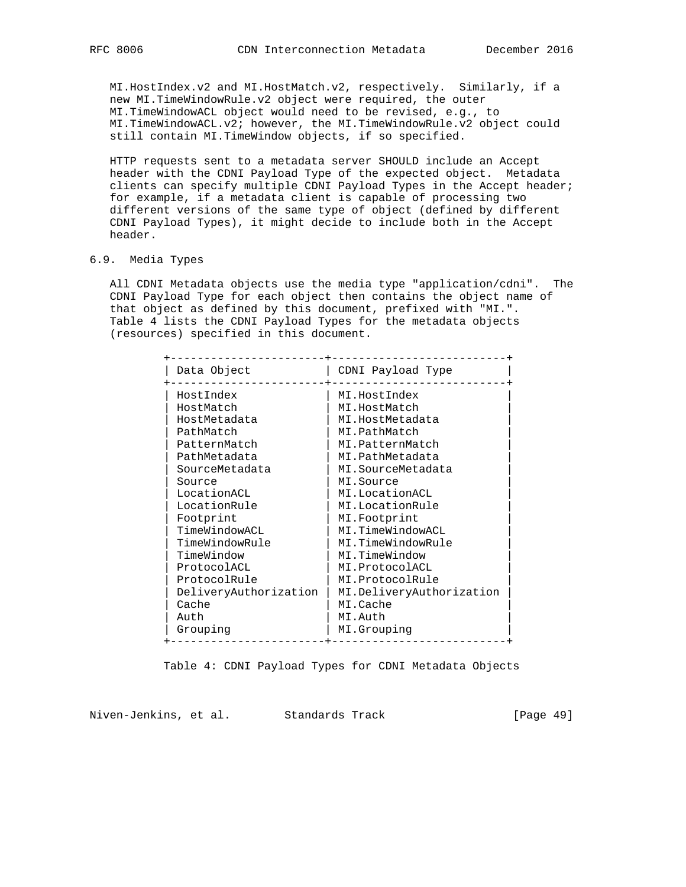MI.HostIndex.v2 and MI.HostMatch.v2, respectively. Similarly, if a new MI.TimeWindowRule.v2 object were required, the outer MI.TimeWindowACL object would need to be revised, e.g., to MI.TimeWindowACL.v2; however, the MI.TimeWindowRule.v2 object could still contain MI.TimeWindow objects, if so specified.

HTTP requests sent to a metadata server SHOULD include an Accept header with the CDNI Payload Type of the expected object. Metadata clients can specify multiple CDNI Payload Types in the Accept header; for example, if a metadata client is capable of processing two different versions of the same type of object (defined by different CDNI Payload Types), it might decide to include both in the Accept header.

### 6.9. Media Types

All CDNI Metadata objects use the media type "application/cdni". The CDNI Payload Type for each object then contains the object name of that object as defined by this document, prefixed with "MI.". Table 4 lists the CDNI Payload Types for the metadata objects (resources) specified in this document.

| Data Object | CDNI Payload Type |
|---|---|
| HostIndex | MI.HostIndex |
| HostMatch | MI.HostMatch |
| HostMetadata | MI.HostMetadata |
| PathMatch | MI.PathMatch |
| PatternMatch | MI.PatternMatch |
| PathMetadata | MI.PathMetadata |
| SourceMetadata | MI.SourceMetadata |
| Source | MI.Source |
| LocationACL | MI.LocationACL |
| LocationRule | MI.LocationRule |
| Footprint | MI.Footprint |
| TimeWindowACL | MI.TimeWindowACL |
| TimeWindowRule | MI.TimeWindowRule |
| TimeWindow | MI.TimeWindow |
| ProtocolACL | MI.ProtocolACL |
| ProtocolRule | MI.ProtocolRule |
| DeliveryAuthorization | MI.DeliveryAuthorization |
| Cache | MI.Cache |
| Auth | MI.Auth |
| Grouping | MI.Grouping |

Table 4: CDNI Payload Types for CDNI Metadata Objects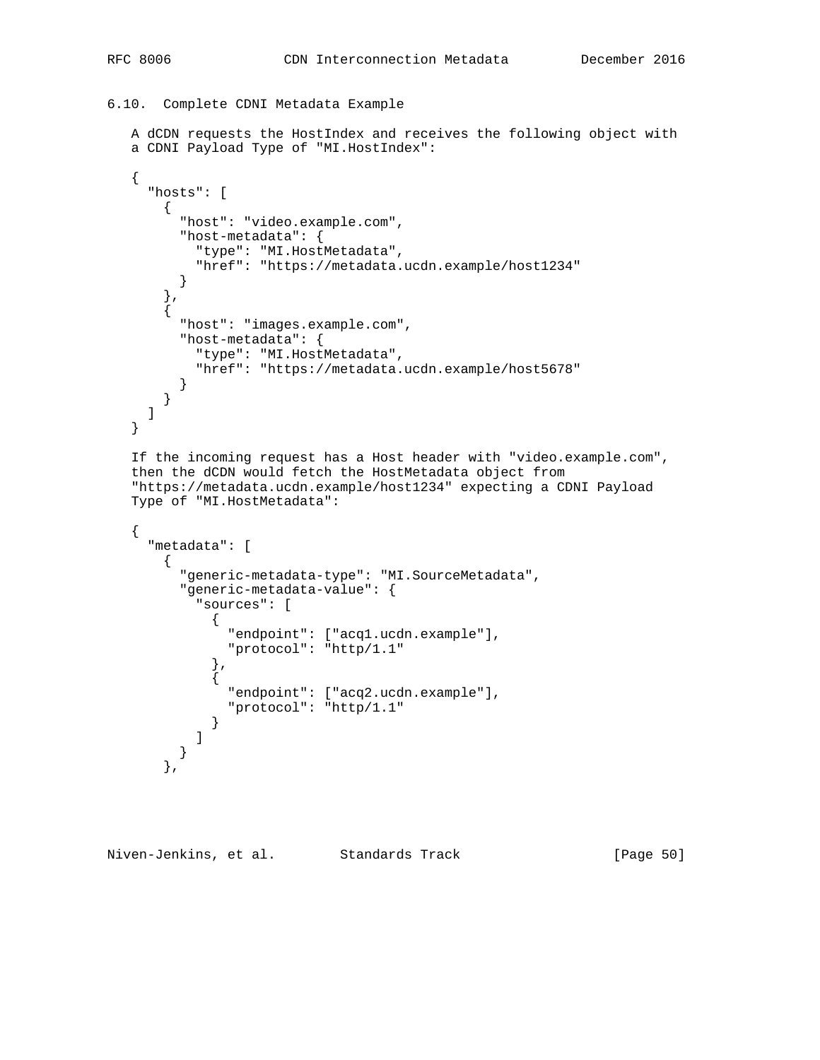### 6.10. Complete CDNI Metadata Example

A dCDN requests the HostIndex and receives the following object with a CDNI Payload Type of "MI.HostIndex":

```
{
  "hosts": [
    {
      "host": "video.example.com",
      "host-metadata": {
        "type": "MI.HostMetadata",
        "href": "https://metadata.ucdn.example/host1234"
      }
    },
    {
      "host": "images.example.com",
      "host-metadata": {
        "type": "MI.HostMetadata",
        "href": "https://metadata.ucdn.example/host5678"
      }
    }
  ]
}
```

If the incoming request has a Host header with "video.example.com", then the dCDN would fetch the HostMetadata object from "https://metadata.ucdn.example/host1234" expecting a CDNI Payload Type of "MI.HostMetadata":

```
{
  "metadata": [
    {
      "generic-metadata-type": "MI.SourceMetadata",
      "generic-metadata-value": {
        "sources": [
          {
            "endpoint": ["acq1.ucdn.example"],
            "protocol": "http/1.1"
          },
          {
            "endpoint": ["acq2.ucdn.example"],
            "protocol": "http/1.1"
          }
        ]
      }
    },
```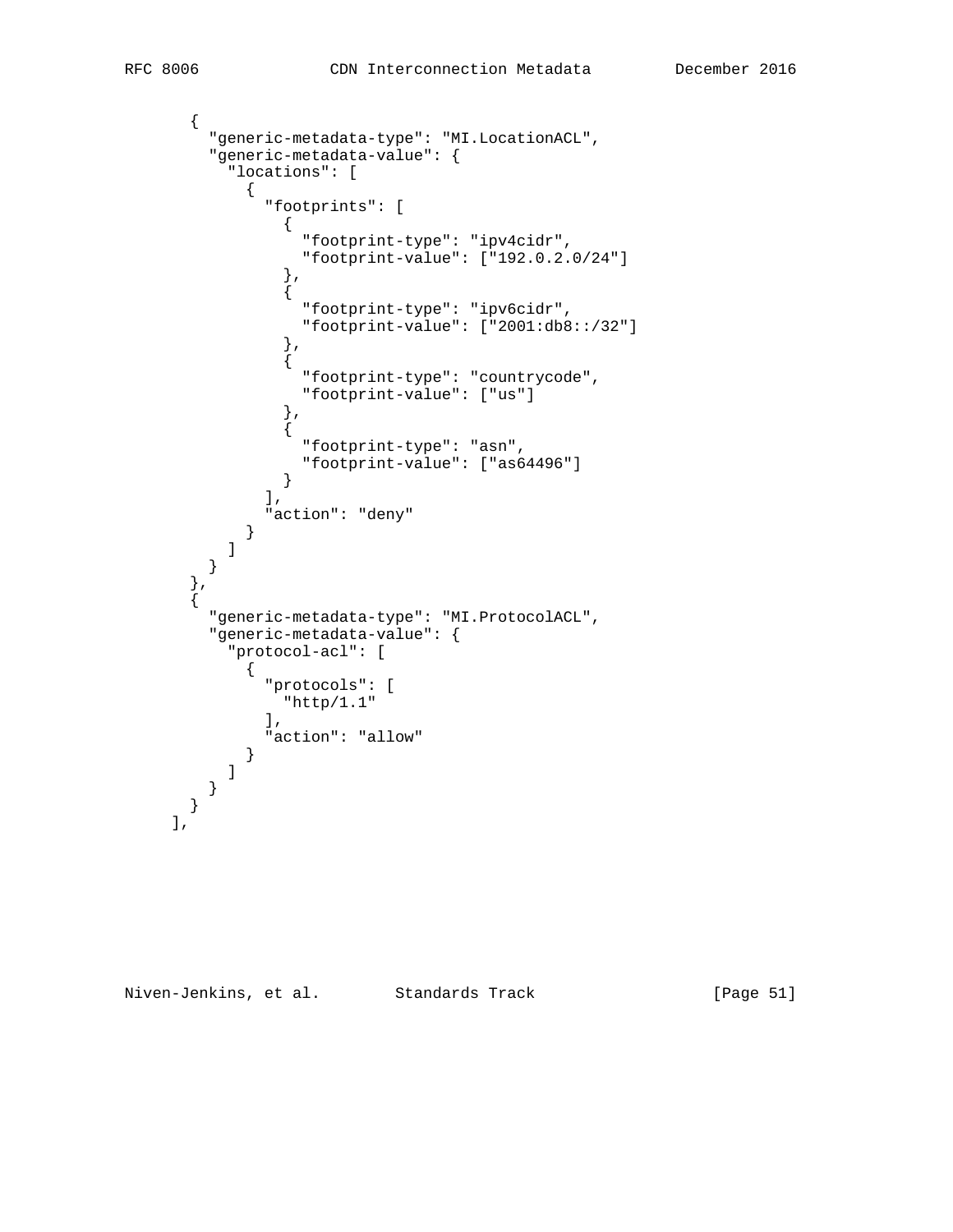```
       {
         "generic-metadata-type": "MI.LocationACL",
         "generic-metadata-value": {
           "locations": [
             {
               "footprints": [
                 {
                   "footprint-type": "ipv4cidr",
                   "footprint-value": ["192.0.2.0/24"]
                 },
                 {
                   "footprint-type": "ipv6cidr",
                   "footprint-value": ["2001:db8::/32"]
                 },
                 {
                   "footprint-type": "countrycode",
                   "footprint-value": ["us"]
                 },
                 {
                   "footprint-type": "asn",
                   "footprint-value": ["as64496"]
                 }
               ],
               "action": "deny"
             }
           ]
         }
       },
       {
         "generic-metadata-type": "MI.ProtocolACL",
         "generic-metadata-value": {
           "protocol-acl": [
             {
               "protocols": [
                 "http/1.1"
               ],
               "action": "allow"
             }
           ]
         }
       }
     ],
```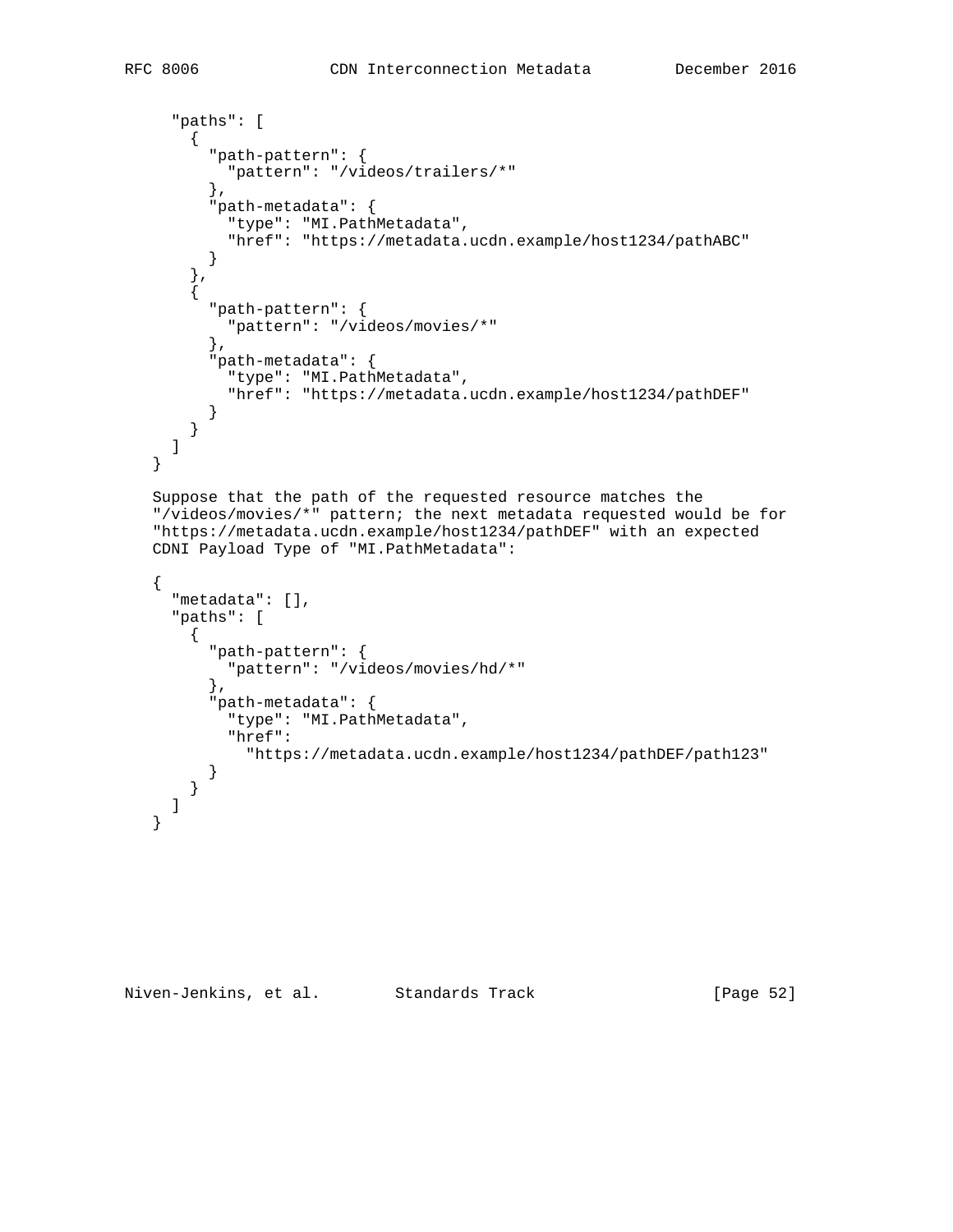```
  "paths": [
    {
      "path-pattern": {
        "pattern": "/videos/trailers/*"
      },
      "path-metadata": {
        "type": "MI.PathMetadata",
        "href": "https://metadata.ucdn.example/host1234/pathABC"
      }
    },
    {
      "path-pattern": {
        "pattern": "/videos/movies/*"
      },
      "path-metadata": {
        "type": "MI.PathMetadata",
        "href": "https://metadata.ucdn.example/host1234/pathDEF"
      }
    }
  ]
}
```

Suppose that the path of the requested resource matches the "/videos/movies/*" pattern; the next metadata requested would be for "https://metadata.ucdn.example/host1234/pathDEF" with an expected CDNI Payload Type of "MI.PathMetadata":

```
{
  "metadata": [],
  "paths": [
    {
      "path-pattern": {
        "pattern": "/videos/movies/hd/*"
      },
      "path-metadata": {
        "type": "MI.PathMetadata",
        "href":
          "https://metadata.ucdn.example/host1234/pathDEF/path123"
      }
    }
  ]
}
```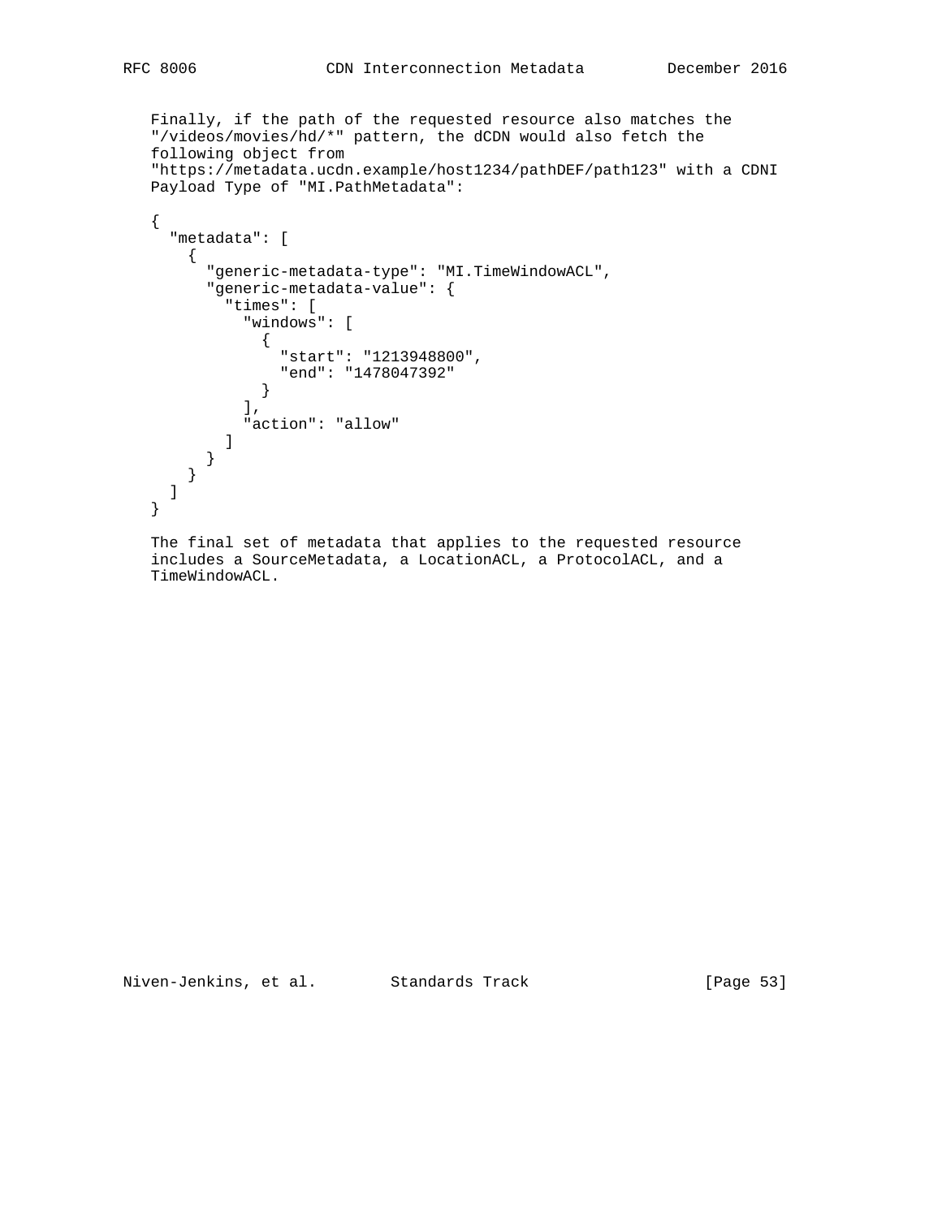Finally, if the path of the requested resource also matches the "/videos/movies/hd/*" pattern, the dCDN would also fetch the following object from "https://metadata.ucdn.example/host1234/pathDEF/path123" with a CDNI Payload Type of "MI.PathMetadata":

```
{
  "metadata": [
    {
      "generic-metadata-type": "MI.TimeWindowACL",
      "generic-metadata-value": {
        "times": [
          "windows": [
            {
              "start": "1213948800",
              "end": "1478047392"
            }
          ],
          "action": "allow"
        ]
      }
    }
  ]
}
```

The final set of metadata that applies to the requested resource includes a SourceMetadata, a LocationACL, a ProtocolACL, and a TimeWindowACL.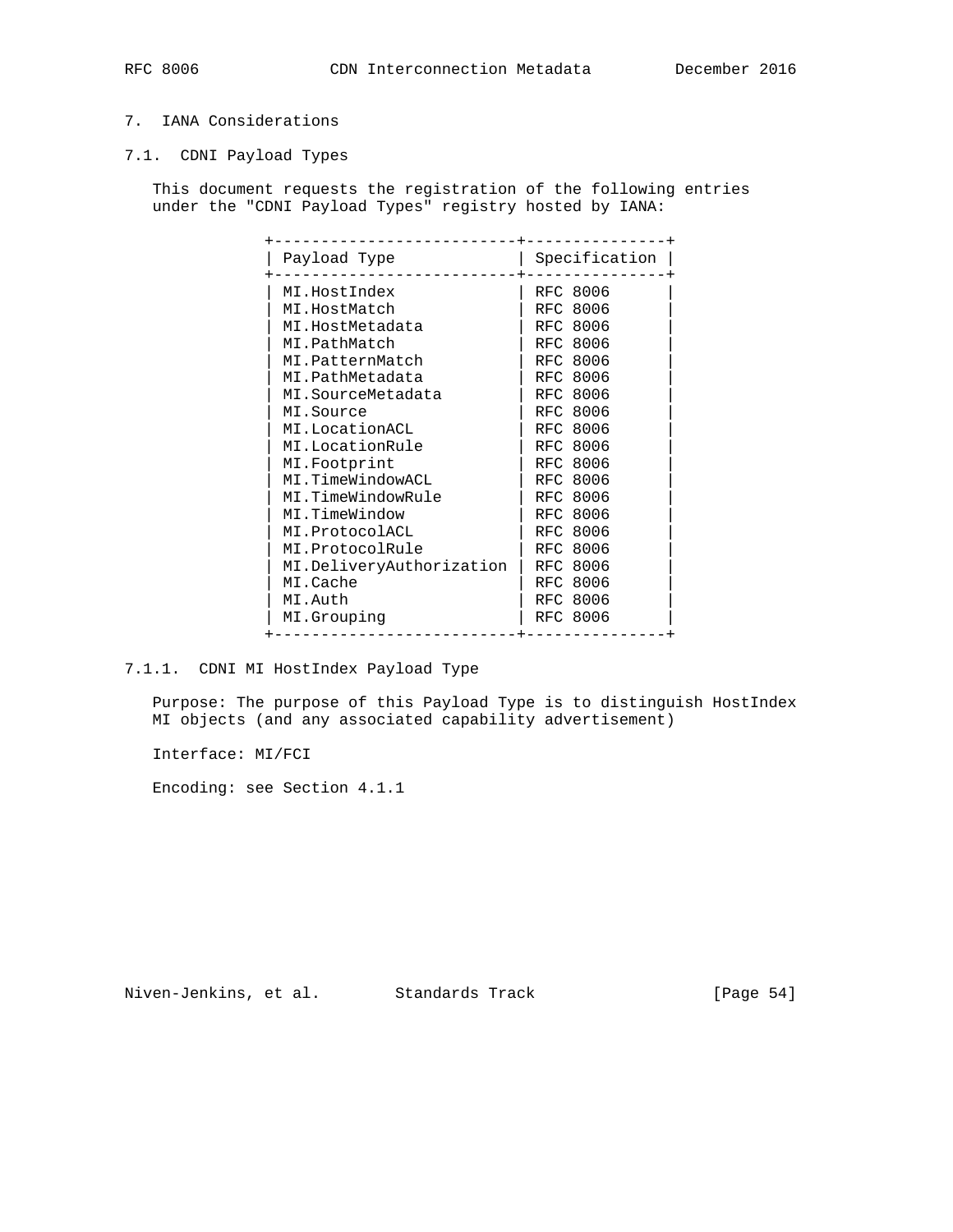# 7. IANA Considerations

## 7.1. CDNI Payload Types

This document requests the registration of the following entries under the "CDNI Payload Types" registry hosted by IANA:

| Payload Type | Specification |
|---|---|
| MI.HostIndex | RFC 8006 |
| MI.HostMatch | RFC 8006 |
| MI.HostMetadata | RFC 8006 |
| MI.PathMatch | RFC 8006 |
| MI.PatternMatch | RFC 8006 |
| MI.PathMetadata | RFC 8006 |
| MI.SourceMetadata | RFC 8006 |
| MI.Source | RFC 8006 |
| MI.LocationACL | RFC 8006 |
| MI.LocationRule | RFC 8006 |
| MI.Footprint | RFC 8006 |
| MI.TimeWindowACL | RFC 8006 |
| MI.TimeWindowRule | RFC 8006 |
| MI.TimeWindow | RFC 8006 |
| MI.ProtocolACL | RFC 8006 |
| MI.ProtocolRule | RFC 8006 |
| MI.DeliveryAuthorization | RFC 8006 |
| MI.Cache | RFC 8006 |
| MI.Auth | RFC 8006 |
| MI.Grouping | RFC 8006 |

### 7.1.1. CDNI MI HostIndex Payload Type

Purpose: The purpose of this Payload Type is to distinguish HostIndex MI objects (and any associated capability advertisement)

Interface: MI/FCI

Encoding: see Section 4.1.1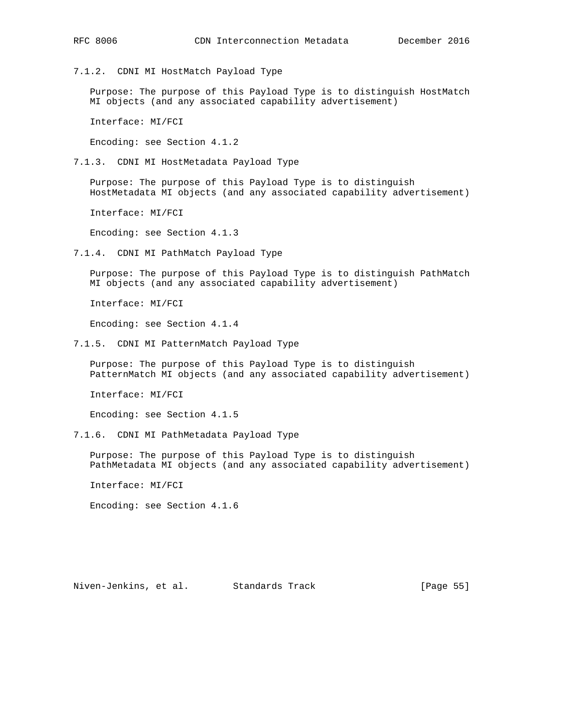### 7.1.2. CDNI MI HostMatch Payload Type

Purpose: The purpose of this Payload Type is to distinguish HostMatch MI objects (and any associated capability advertisement)

Interface: MI/FCI

Encoding: see Section 4.1.2

### 7.1.3. CDNI MI HostMetadata Payload Type

Purpose: The purpose of this Payload Type is to distinguish HostMetadata MI objects (and any associated capability advertisement)

Interface: MI/FCI

Encoding: see Section 4.1.3

### 7.1.4. CDNI MI PathMatch Payload Type

Purpose: The purpose of this Payload Type is to distinguish PathMatch MI objects (and any associated capability advertisement)

Interface: MI/FCI

Encoding: see Section 4.1.4

### 7.1.5. CDNI MI PatternMatch Payload Type

Purpose: The purpose of this Payload Type is to distinguish PatternMatch MI objects (and any associated capability advertisement)

Interface: MI/FCI

Encoding: see Section 4.1.5

### 7.1.6. CDNI MI PathMetadata Payload Type

Purpose: The purpose of this Payload Type is to distinguish PathMetadata MI objects (and any associated capability advertisement)

Interface: MI/FCI

Encoding: see Section 4.1.6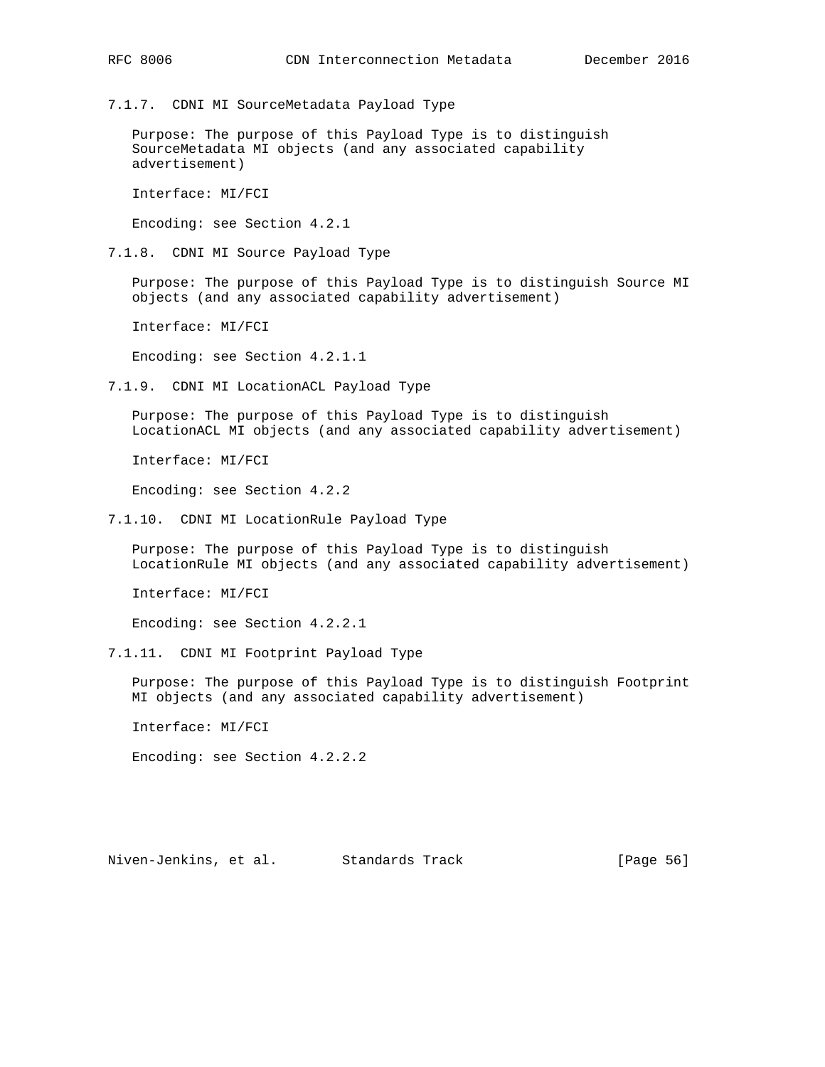#### 7.1.7. CDNI MI SourceMetadata Payload Type

Purpose: The purpose of this Payload Type is to distinguish SourceMetadata MI objects (and any associated capability advertisement)

Interface: MI/FCI

Encoding: see Section 4.2.1

#### 7.1.8. CDNI MI Source Payload Type

Purpose: The purpose of this Payload Type is to distinguish Source MI objects (and any associated capability advertisement)

Interface: MI/FCI

Encoding: see Section 4.2.1.1

#### 7.1.9. CDNI MI LocationACL Payload Type

Purpose: The purpose of this Payload Type is to distinguish LocationACL MI objects (and any associated capability advertisement)

Interface: MI/FCI

Encoding: see Section 4.2.2

#### 7.1.10. CDNI MI LocationRule Payload Type

Purpose: The purpose of this Payload Type is to distinguish LocationRule MI objects (and any associated capability advertisement)

Interface: MI/FCI

Encoding: see Section 4.2.2.1

#### 7.1.11. CDNI MI Footprint Payload Type

Purpose: The purpose of this Payload Type is to distinguish Footprint MI objects (and any associated capability advertisement)

Interface: MI/FCI

Encoding: see Section 4.2.2.2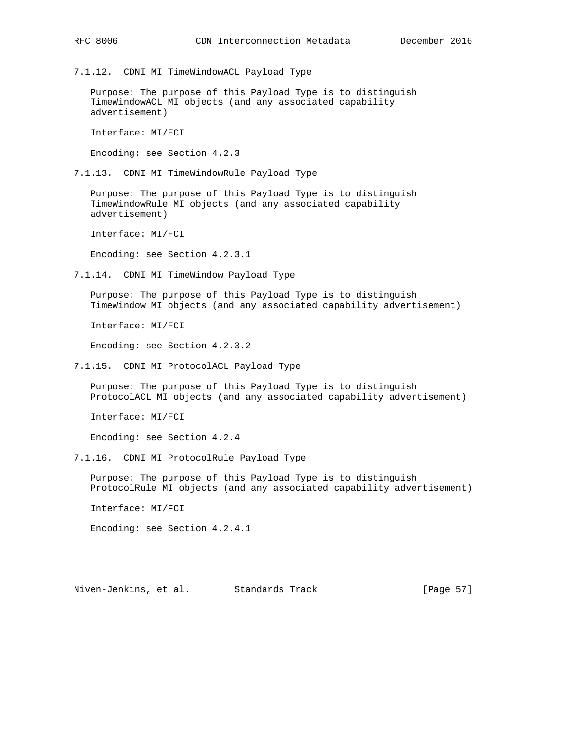#### 7.1.12. CDNI MI TimeWindowACL Payload Type

Purpose: The purpose of this Payload Type is to distinguish TimeWindowACL MI objects (and any associated capability advertisement)

Interface: MI/FCI

Encoding: see Section 4.2.3

#### 7.1.13. CDNI MI TimeWindowRule Payload Type

Purpose: The purpose of this Payload Type is to distinguish TimeWindowRule MI objects (and any associated capability advertisement)

Interface: MI/FCI

Encoding: see Section 4.2.3.1

#### 7.1.14. CDNI MI TimeWindow Payload Type

Purpose: The purpose of this Payload Type is to distinguish TimeWindow MI objects (and any associated capability advertisement)

Interface: MI/FCI

Encoding: see Section 4.2.3.2

#### 7.1.15. CDNI MI ProtocolACL Payload Type

Purpose: The purpose of this Payload Type is to distinguish ProtocolACL MI objects (and any associated capability advertisement)

Interface: MI/FCI

Encoding: see Section 4.2.4

#### 7.1.16. CDNI MI ProtocolRule Payload Type

Purpose: The purpose of this Payload Type is to distinguish ProtocolRule MI objects (and any associated capability advertisement)

Interface: MI/FCI

Encoding: see Section 4.2.4.1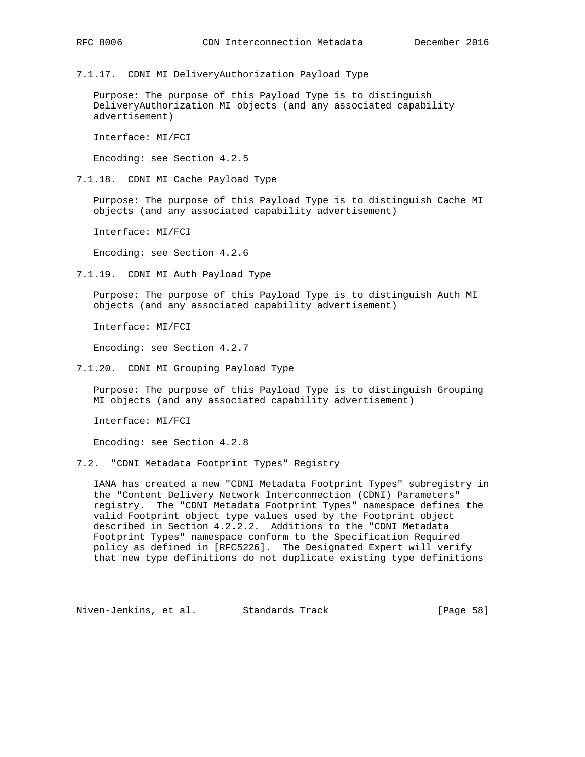#### 7.1.17. CDNI MI DeliveryAuthorization Payload Type

Purpose: The purpose of this Payload Type is to distinguish DeliveryAuthorization MI objects (and any associated capability advertisement)

Interface: MI/FCI

Encoding: see Section 4.2.5

#### 7.1.18. CDNI MI Cache Payload Type

Purpose: The purpose of this Payload Type is to distinguish Cache MI objects (and any associated capability advertisement)

Interface: MI/FCI

Encoding: see Section 4.2.6

#### 7.1.19. CDNI MI Auth Payload Type

Purpose: The purpose of this Payload Type is to distinguish Auth MI objects (and any associated capability advertisement)

Interface: MI/FCI

Encoding: see Section 4.2.7

#### 7.1.20. CDNI MI Grouping Payload Type

Purpose: The purpose of this Payload Type is to distinguish Grouping MI objects (and any associated capability advertisement)

Interface: MI/FCI

Encoding: see Section 4.2.8

### 7.2. "CDNI Metadata Footprint Types" Registry

IANA has created a new "CDNI Metadata Footprint Types" subregistry in the "Content Delivery Network Interconnection (CDNI) Parameters" registry. The "CDNI Metadata Footprint Types" namespace defines the valid Footprint object type values used by the Footprint object described in Section 4.2.2.2. Additions to the "CDNI Metadata Footprint Types" namespace conform to the Specification Required policy as defined in [RFC5226]. The Designated Expert will verify that new type definitions do not duplicate existing type definitions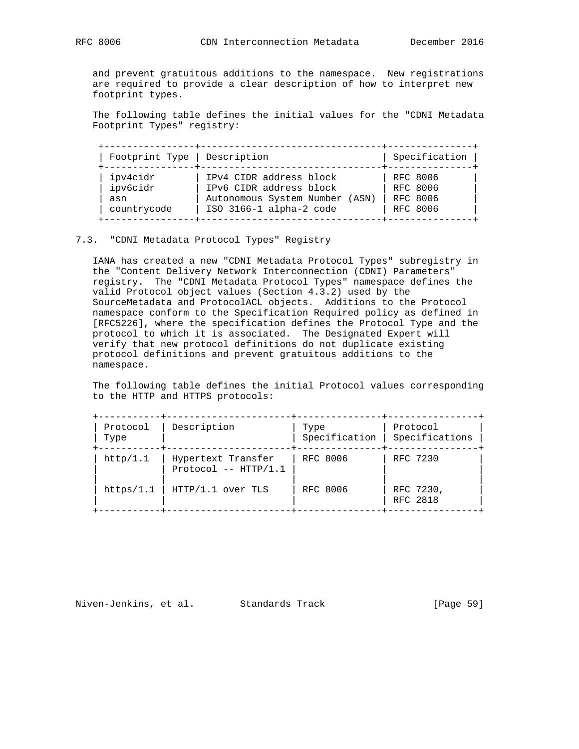and prevent gratuitous additions to the namespace. New registrations are required to provide a clear description of how to interpret new footprint types.

The following table defines the initial values for the "CDNI Metadata Footprint Types" registry:

| Footprint Type | Description | Specification |
| --- | --- | --- |
| ipv4cidr | IPv4 CIDR address block | RFC 8006 |
| ipv6cidr | IPv6 CIDR address block | RFC 8006 |
| asn | Autonomous System Number (ASN) | RFC 8006 |
| countrycode | ISO 3166-1 alpha-2 code | RFC 8006 |

## 7.3. "CDNI Metadata Protocol Types" Registry

IANA has created a new "CDNI Metadata Protocol Types" subregistry in the "Content Delivery Network Interconnection (CDNI) Parameters" registry. The "CDNI Metadata Protocol Types" namespace defines the valid Protocol object values (Section 4.3.2) used by the SourceMetadata and ProtocolACL objects. Additions to the Protocol namespace conform to the Specification Required policy as defined in [RFC5226], where the specification defines the Protocol Type and the protocol to which it is associated. The Designated Expert will verify that new protocol definitions do not duplicate existing protocol definitions and prevent gratuitous additions to the namespace.

The following table defines the initial Protocol values corresponding to the HTTP and HTTPS protocols:

| Protocol Type | Description | Type Specification | Protocol Specifications |
| --- | --- | --- | --- |
| http/1.1 | Hypertext Transfer Protocol -- HTTP/1.1 | RFC 8006 | RFC 7230 |
| https/1.1 | HTTP/1.1 over TLS | RFC 8006 | RFC 7230, RFC 2818 |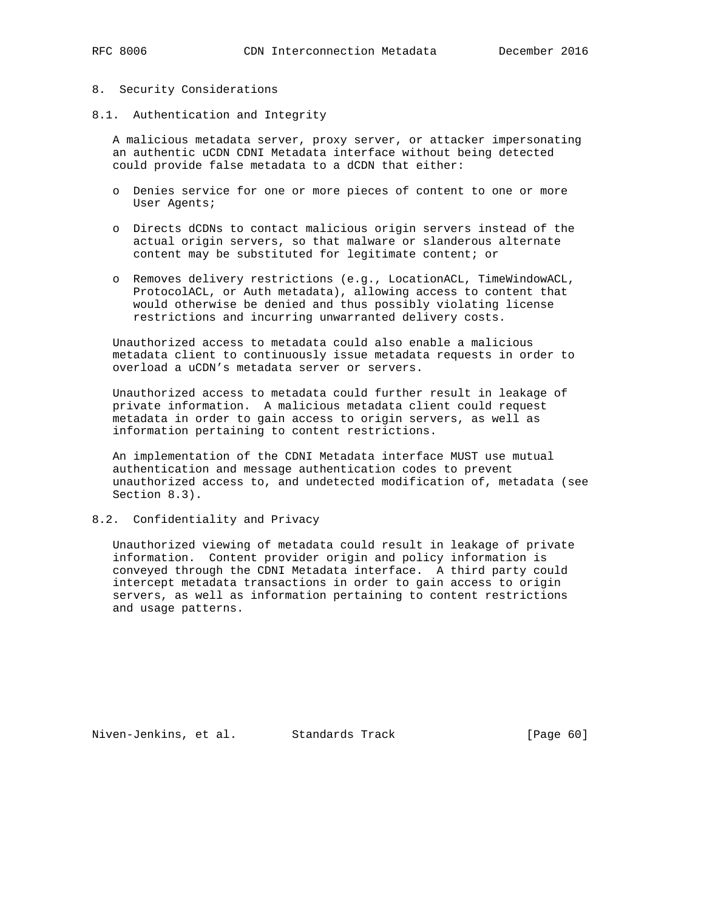# 8. Security Considerations

## 8.1. Authentication and Integrity

A malicious metadata server, proxy server, or attacker impersonating an authentic uCDN CDNI Metadata interface without being detected could provide false metadata to a dCDN that either:

- Denies service for one or more pieces of content to one or more User Agents;
- Directs dCDNs to contact malicious origin servers instead of the actual origin servers, so that malware or slanderous alternate content may be substituted for legitimate content; or
- Removes delivery restrictions (e.g., LocationACL, TimeWindowACL, ProtocolACL, or Auth metadata), allowing access to content that would otherwise be denied and thus possibly violating license restrictions and incurring unwarranted delivery costs.

Unauthorized access to metadata could also enable a malicious metadata client to continuously issue metadata requests in order to overload a uCDN's metadata server or servers.

Unauthorized access to metadata could further result in leakage of private information. A malicious metadata client could request metadata in order to gain access to origin servers, as well as information pertaining to content restrictions.

An implementation of the CDNI Metadata interface MUST use mutual authentication and message authentication codes to prevent unauthorized access to, and undetected modification of, metadata (see Section 8.3).

## 8.2. Confidentiality and Privacy

Unauthorized viewing of metadata could result in leakage of private information. Content provider origin and policy information is conveyed through the CDNI Metadata interface. A third party could intercept metadata transactions in order to gain access to origin servers, as well as information pertaining to content restrictions and usage patterns.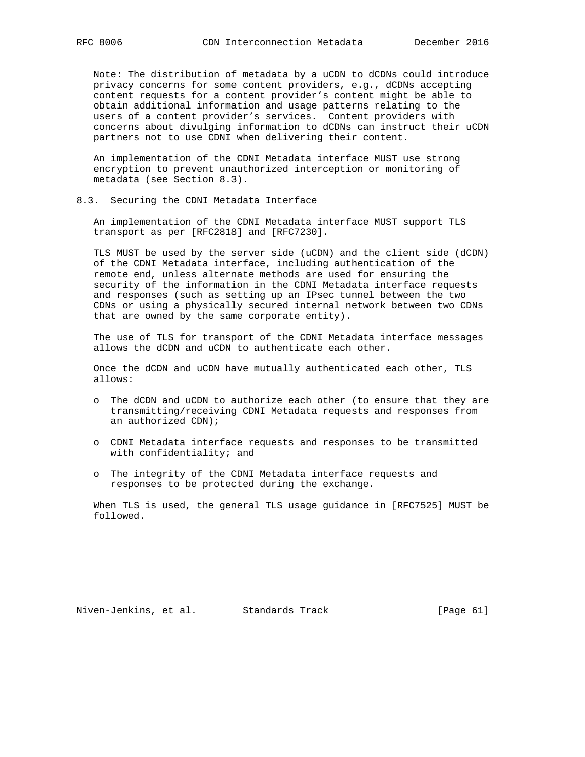Note: The distribution of metadata by a uCDN to dCDNs could introduce privacy concerns for some content providers, e.g., dCDNs accepting content requests for a content provider's content might be able to obtain additional information and usage patterns relating to the users of a content provider's services. Content providers with concerns about divulging information to dCDNs can instruct their uCDN partners not to use CDNI when delivering their content.

An implementation of the CDNI Metadata interface MUST use strong encryption to prevent unauthorized interception or monitoring of metadata (see Section 8.3).

### 8.3. Securing the CDNI Metadata Interface

An implementation of the CDNI Metadata interface MUST support TLS transport as per [RFC2818] and [RFC7230].

TLS MUST be used by the server side (uCDN) and the client side (dCDN) of the CDNI Metadata interface, including authentication of the remote end, unless alternate methods are used for ensuring the security of the information in the CDNI Metadata interface requests and responses (such as setting up an IPsec tunnel between the two CDNs or using a physically secured internal network between two CDNs that are owned by the same corporate entity).

The use of TLS for transport of the CDNI Metadata interface messages allows the dCDN and uCDN to authenticate each other.

Once the dCDN and uCDN have mutually authenticated each other, TLS allows:

- The dCDN and uCDN to authorize each other (to ensure that they are transmitting/receiving CDNI Metadata requests and responses from an authorized CDN);
- CDNI Metadata interface requests and responses to be transmitted with confidentiality; and
- The integrity of the CDNI Metadata interface requests and responses to be protected during the exchange.

When TLS is used, the general TLS usage guidance in [RFC7525] MUST be followed.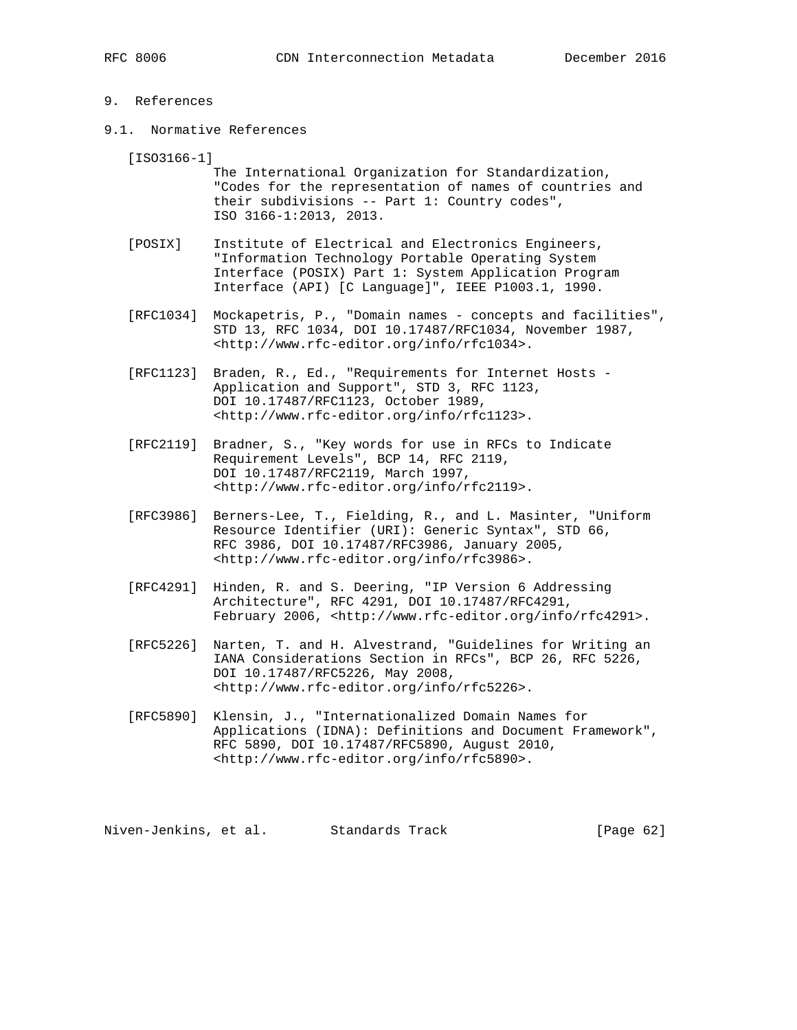# 9. References

## 9.1. Normative References

[ISO3166-1]
The International Organization for Standardization, "Codes for the representation of names of countries and their subdivisions -- Part 1: Country codes", ISO 3166-1:2013, 2013.

[POSIX]
Institute of Electrical and Electronics Engineers, "Information Technology Portable Operating System Interface (POSIX) Part 1: System Application Program Interface (API) [C Language]", IEEE P1003.1, 1990.

[RFC1034]
Mockapetris, P., "Domain names - concepts and facilities", STD 13, RFC 1034, DOI 10.17487/RFC1034, November 1987, <http://www.rfc-editor.org/info/rfc1034>.

[RFC1123]
Braden, R., Ed., "Requirements for Internet Hosts - Application and Support", STD 3, RFC 1123, DOI 10.17487/RFC1123, October 1989, <http://www.rfc-editor.org/info/rfc1123>.

[RFC2119]
Bradner, S., "Key words for use in RFCs to Indicate Requirement Levels", BCP 14, RFC 2119, DOI 10.17487/RFC2119, March 1997, <http://www.rfc-editor.org/info/rfc2119>.

[RFC3986]
Berners-Lee, T., Fielding, R., and L. Masinter, "Uniform Resource Identifier (URI): Generic Syntax", STD 66, RFC 3986, DOI 10.17487/RFC3986, January 2005, <http://www.rfc-editor.org/info/rfc3986>.

[RFC4291]
Hinden, R. and S. Deering, "IP Version 6 Addressing Architecture", RFC 4291, DOI 10.17487/RFC4291, February 2006, <http://www.rfc-editor.org/info/rfc4291>.

[RFC5226]
Narten, T. and H. Alvestrand, "Guidelines for Writing an IANA Considerations Section in RFCs", BCP 26, RFC 5226, DOI 10.17487/RFC5226, May 2008, <http://www.rfc-editor.org/info/rfc5226>.

[RFC5890]
Klensin, J., "Internationalized Domain Names for Applications (IDNA): Definitions and Document Framework", RFC 5890, DOI 10.17487/RFC5890, August 2010, <http://www.rfc-editor.org/info/rfc5890>.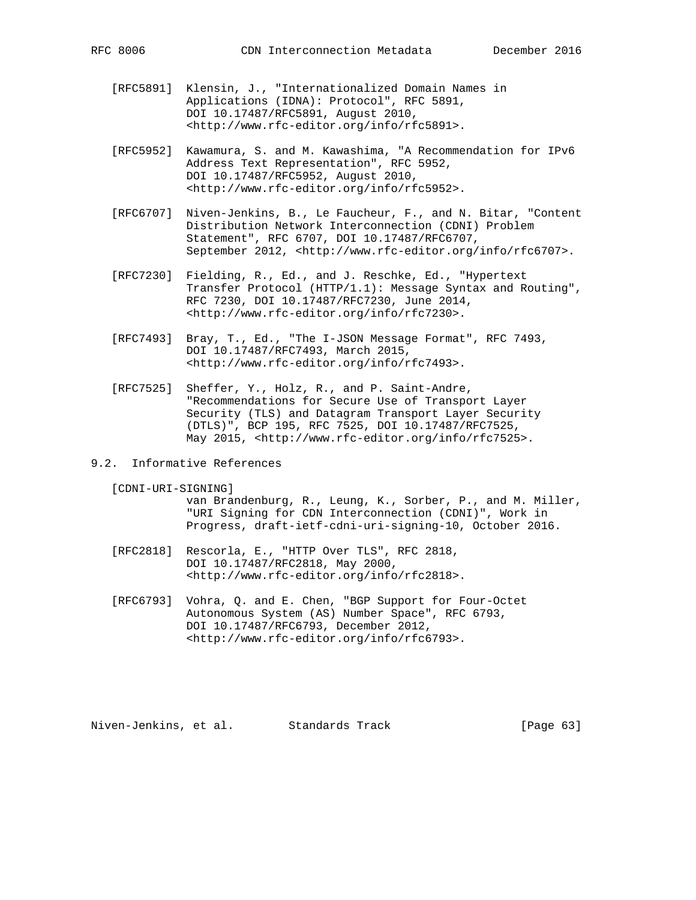[RFC5891] Klensin, J., "Internationalized Domain Names in Applications (IDNA): Protocol", RFC 5891, DOI 10.17487/RFC5891, August 2010, <http://www.rfc-editor.org/info/rfc5891>.

[RFC5952] Kawamura, S. and M. Kawashima, "A Recommendation for IPv6 Address Text Representation", RFC 5952, DOI 10.17487/RFC5952, August 2010, <http://www.rfc-editor.org/info/rfc5952>.

[RFC6707] Niven-Jenkins, B., Le Faucheur, F., and N. Bitar, "Content Distribution Network Interconnection (CDNI) Problem Statement", RFC 6707, DOI 10.17487/RFC6707, September 2012, <http://www.rfc-editor.org/info/rfc6707>.

[RFC7230] Fielding, R., Ed., and J. Reschke, Ed., "Hypertext Transfer Protocol (HTTP/1.1): Message Syntax and Routing", RFC 7230, DOI 10.17487/RFC7230, June 2014, <http://www.rfc-editor.org/info/rfc7230>.

[RFC7493] Bray, T., Ed., "The I-JSON Message Format", RFC 7493, DOI 10.17487/RFC7493, March 2015, <http://www.rfc-editor.org/info/rfc7493>.

[RFC7525] Sheffer, Y., Holz, R., and P. Saint-Andre, "Recommendations for Secure Use of Transport Layer Security (TLS) and Datagram Transport Layer Security (DTLS)", BCP 195, RFC 7525, DOI 10.17487/RFC7525, May 2015, <http://www.rfc-editor.org/info/rfc7525>.

## 9.2. Informative References

[CDNI-URI-SIGNING] van Brandenburg, R., Leung, K., Sorber, P., and M. Miller, "URI Signing for CDN Interconnection (CDNI)", Work in Progress, draft-ietf-cdni-uri-signing-10, October 2016.

[RFC2818] Rescorla, E., "HTTP Over TLS", RFC 2818, DOI 10.17487/RFC2818, May 2000, <http://www.rfc-editor.org/info/rfc2818>.

[RFC6793] Vohra, Q. and E. Chen, "BGP Support for Four-Octet Autonomous System (AS) Number Space", RFC 6793, DOI 10.17487/RFC6793, December 2012, <http://www.rfc-editor.org/info/rfc6793>.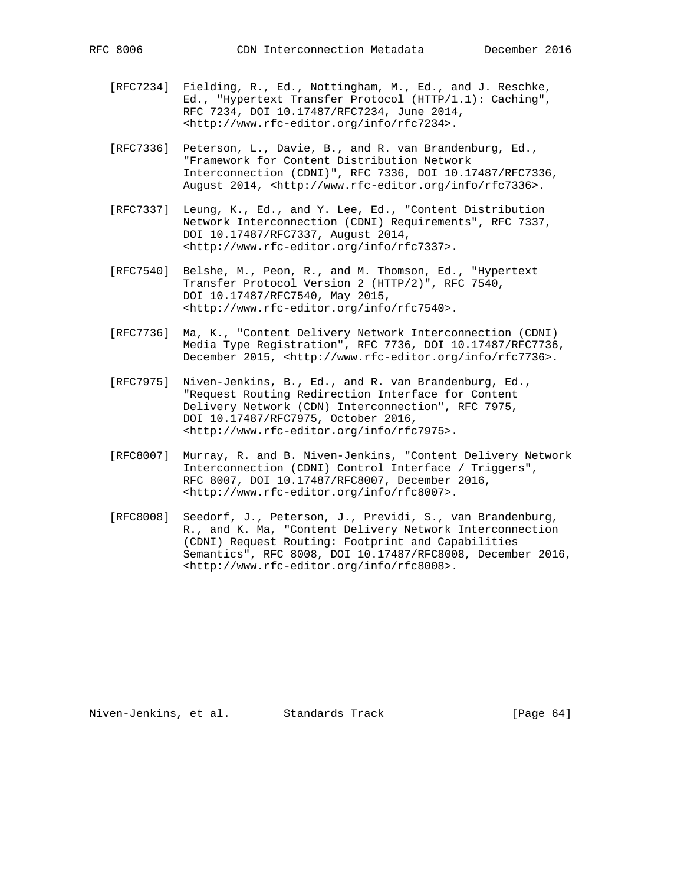[RFC7234] Fielding, R., Ed., Nottingham, M., Ed., and J. Reschke, Ed., "Hypertext Transfer Protocol (HTTP/1.1): Caching", RFC 7234, DOI 10.17487/RFC7234, June 2014, <http://www.rfc-editor.org/info/rfc7234>.

[RFC7336] Peterson, L., Davie, B., and R. van Brandenburg, Ed., "Framework for Content Distribution Network Interconnection (CDNI)", RFC 7336, DOI 10.17487/RFC7336, August 2014, <http://www.rfc-editor.org/info/rfc7336>.

[RFC7337] Leung, K., Ed., and Y. Lee, Ed., "Content Distribution Network Interconnection (CDNI) Requirements", RFC 7337, DOI 10.17487/RFC7337, August 2014, <http://www.rfc-editor.org/info/rfc7337>.

[RFC7540] Belshe, M., Peon, R., and M. Thomson, Ed., "Hypertext Transfer Protocol Version 2 (HTTP/2)", RFC 7540, DOI 10.17487/RFC7540, May 2015, <http://www.rfc-editor.org/info/rfc7540>.

[RFC7736] Ma, K., "Content Delivery Network Interconnection (CDNI) Media Type Registration", RFC 7736, DOI 10.17487/RFC7736, December 2015, <http://www.rfc-editor.org/info/rfc7736>.

[RFC7975] Niven-Jenkins, B., Ed., and R. van Brandenburg, Ed., "Request Routing Redirection Interface for Content Delivery Network (CDN) Interconnection", RFC 7975, DOI 10.17487/RFC7975, October 2016, <http://www.rfc-editor.org/info/rfc7975>.

[RFC8007] Murray, R. and B. Niven-Jenkins, "Content Delivery Network Interconnection (CDNI) Control Interface / Triggers", RFC 8007, DOI 10.17487/RFC8007, December 2016, <http://www.rfc-editor.org/info/rfc8007>.

[RFC8008] Seedorf, J., Peterson, J., Previdi, S., van Brandenburg, R., and K. Ma, "Content Delivery Network Interconnection (CDNI) Request Routing: Footprint and Capabilities Semantics", RFC 8008, DOI 10.17487/RFC8008, December 2016, <http://www.rfc-editor.org/info/rfc8008>.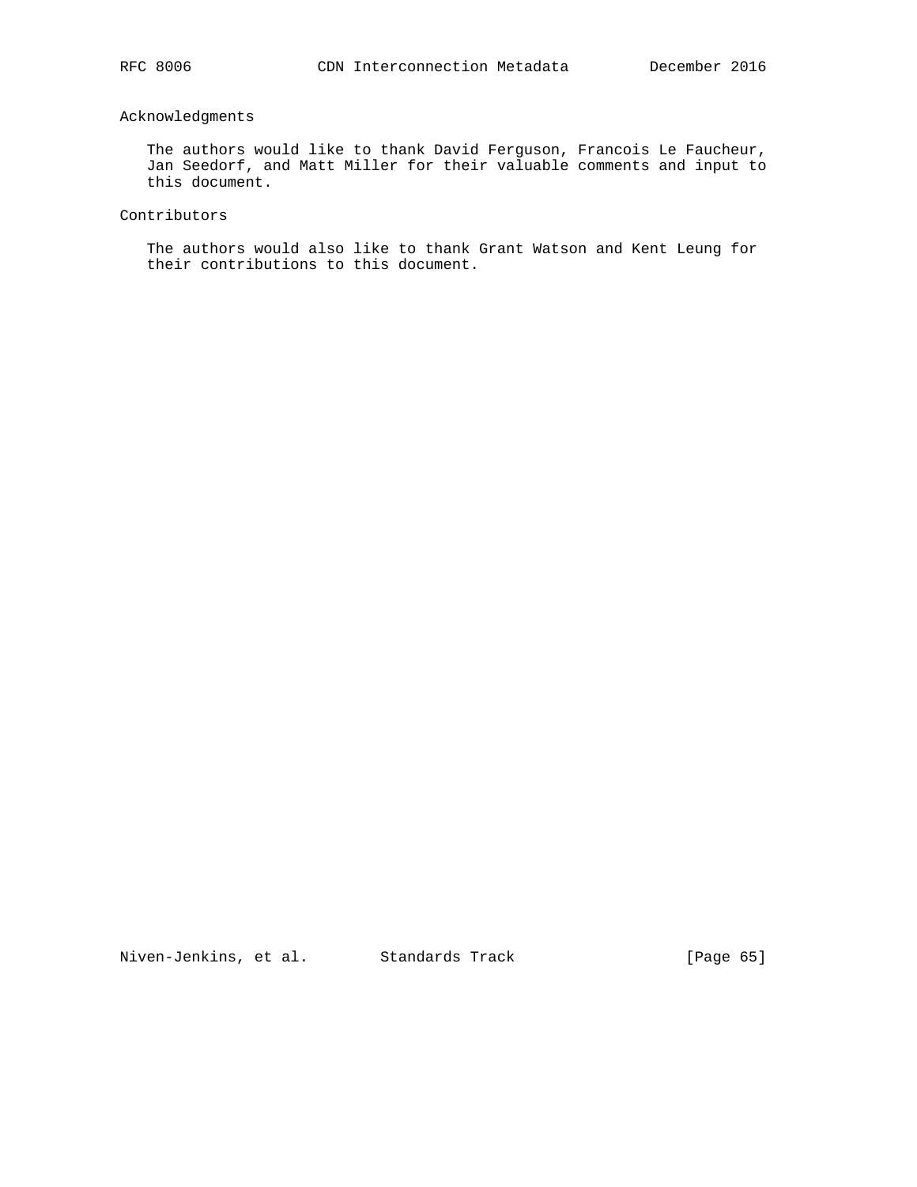## Acknowledgments

The authors would like to thank David Ferguson, Francois Le Faucheur, Jan Seedorf, and Matt Miller for their valuable comments and input to this document.

## Contributors

The authors would also like to thank Grant Watson and Kent Leung for their contributions to this document.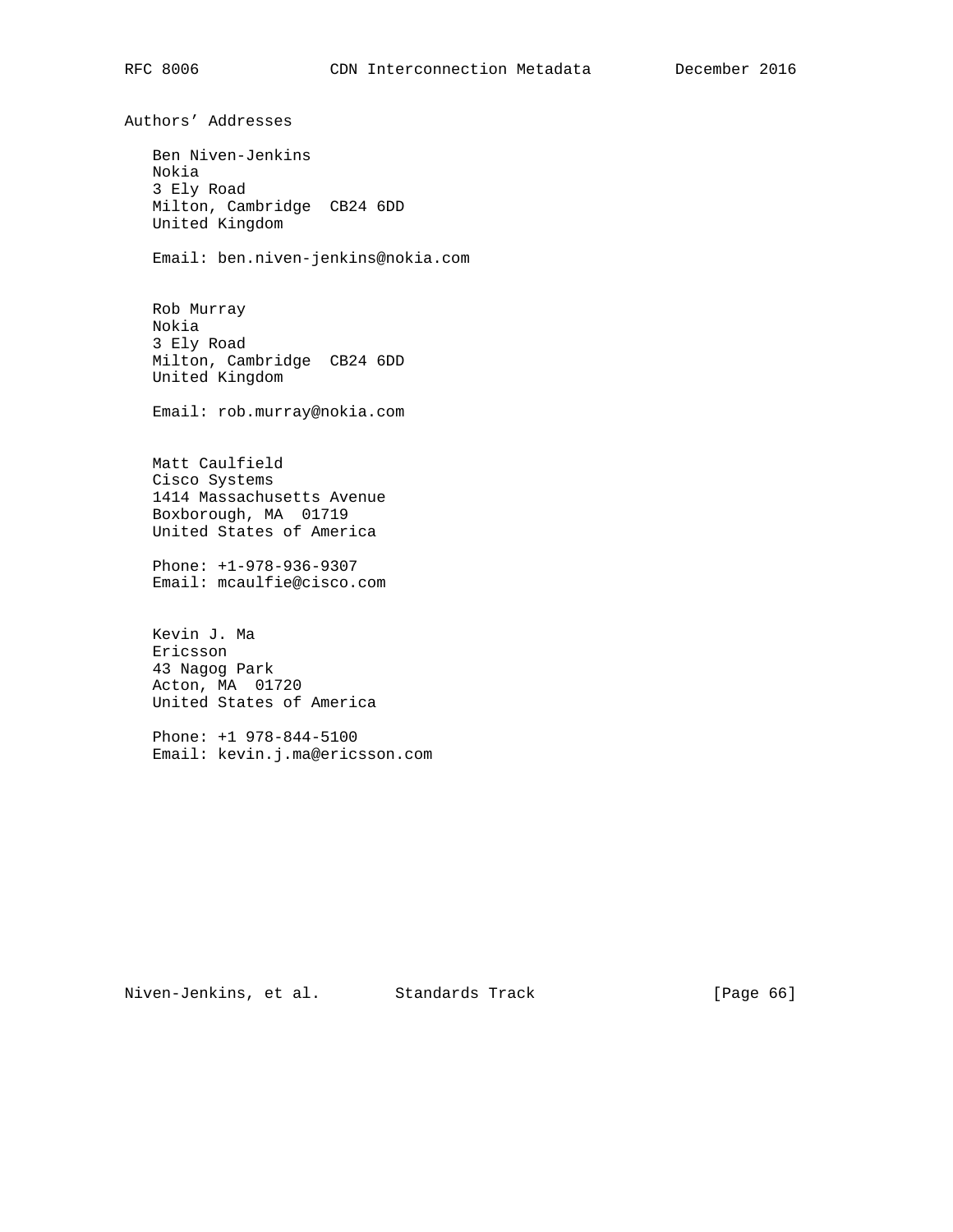# Authors' Addresses

Ben Niven-Jenkins
Nokia
3 Ely Road
Milton, Cambridge  CB24 6DD
United Kingdom

Email: ben.niven-jenkins@nokia.com

Rob Murray
Nokia
3 Ely Road
Milton, Cambridge  CB24 6DD
United Kingdom

Email: rob.murray@nokia.com

Matt Caulfield
Cisco Systems
1414 Massachusetts Avenue
Boxborough, MA  01719
United States of America

Phone: +1-978-936-9307
Email: mcaulfie@cisco.com

Kevin J. Ma
Ericsson
43 Nagog Park
Acton, MA  01720
United States of America

Phone: +1 978-844-5100
Email: kevin.j.ma@ericsson.com